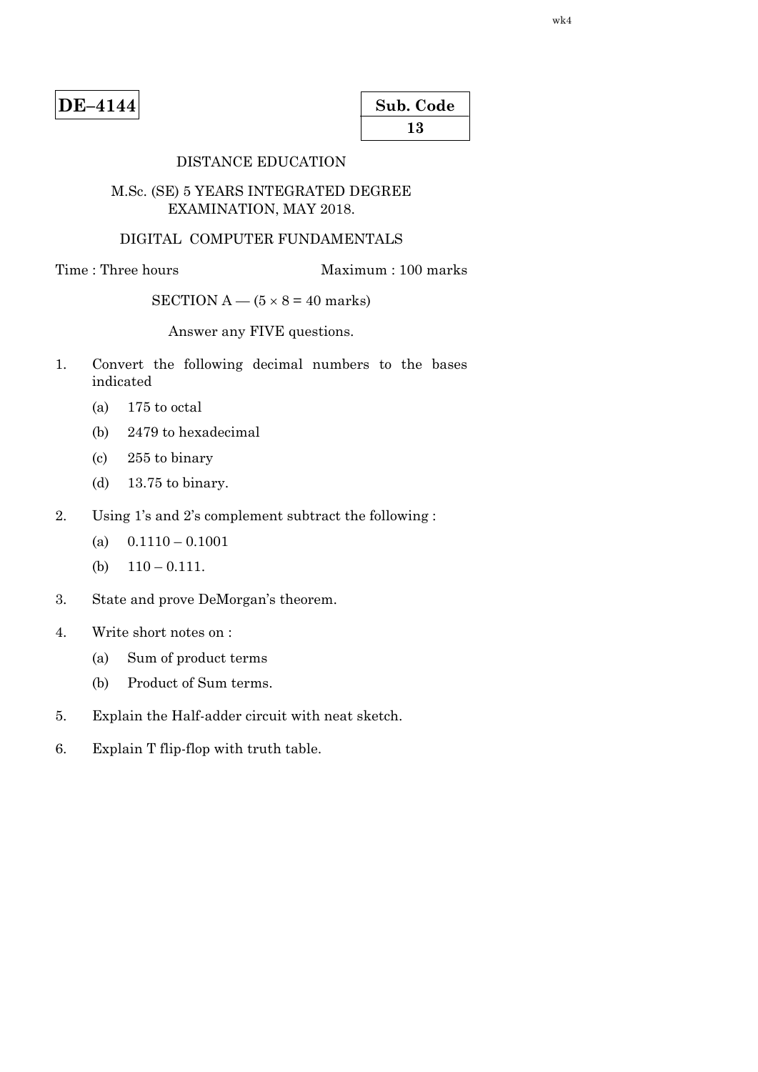**DE–4144**

**Sub. Code**

**13**

DISTANCE EDUCATION

M.Sc. (SE) 5 YEARS INTEGRATED DEGREE EXAMINATION, MAY 2018.

DIGITAL COMPUTER FUNDAMENTALS

Time : Three hours Maximum : 100 marks

SECTION A — ($5 \times 8 = 40$ marks)

Answer any FIVE questions.

1. Convert the following decimal numbers to the bases indicated
   - (a) 175 to octal
   - (b) 2479 to hexadecimal
   - (c) 255 to binary
   - (d) 13.75 to binary.

2. Using 1's and 2's complement subtract the following :
   - (a) 0.1110 – 0.1001
   - (b) 110 – 0.111.

3. State and prove DeMorgan's theorem.

4. Write short notes on :
   - (a) Sum of product terms
   - (b) Product of Sum terms.

5. Explain the Half-adder circuit with neat sketch.

6. Explain T flip-flop with truth table.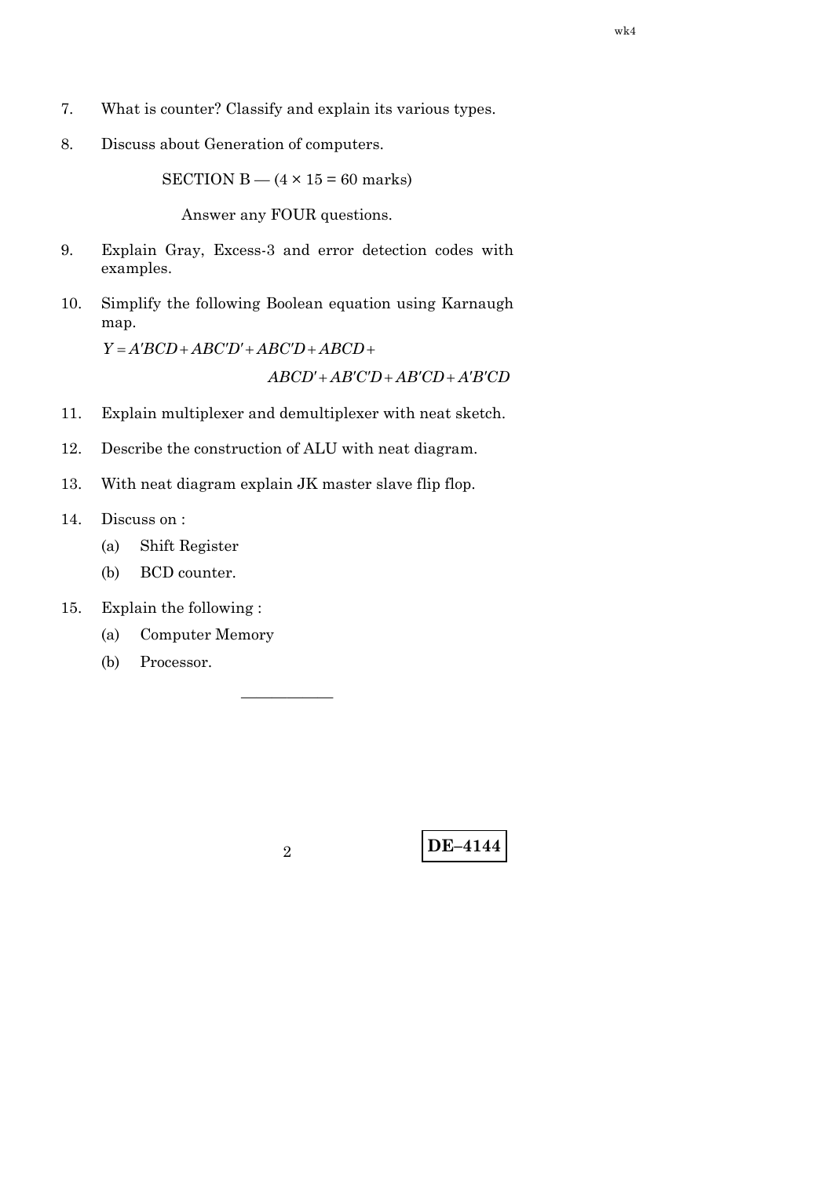7. What is counter? Classify and explain its various types.

8. Discuss about Generation of computers.

SECTION B — (4 × 15 = 60 marks)

Answer any FOUR questions.

9. Explain Gray, Excess-3 and error detection codes with examples.

10. Simplify the following Boolean equation using Karnaugh map.

$$Y = A'BCD + ABC'D' + ABC'D + ABCD + ABCD' + AB'C'D + AB'CD + A'B'CD$$

11. Explain multiplexer and demultiplexer with neat sketch.

12. Describe the construction of ALU with neat diagram.

13. With neat diagram explain JK master slave flip flop.

14. Discuss on :
    (a) Shift Register
    (b) BCD counter.

15. Explain the following :
    (a) Computer Memory
    (b) Processor.

DE–4144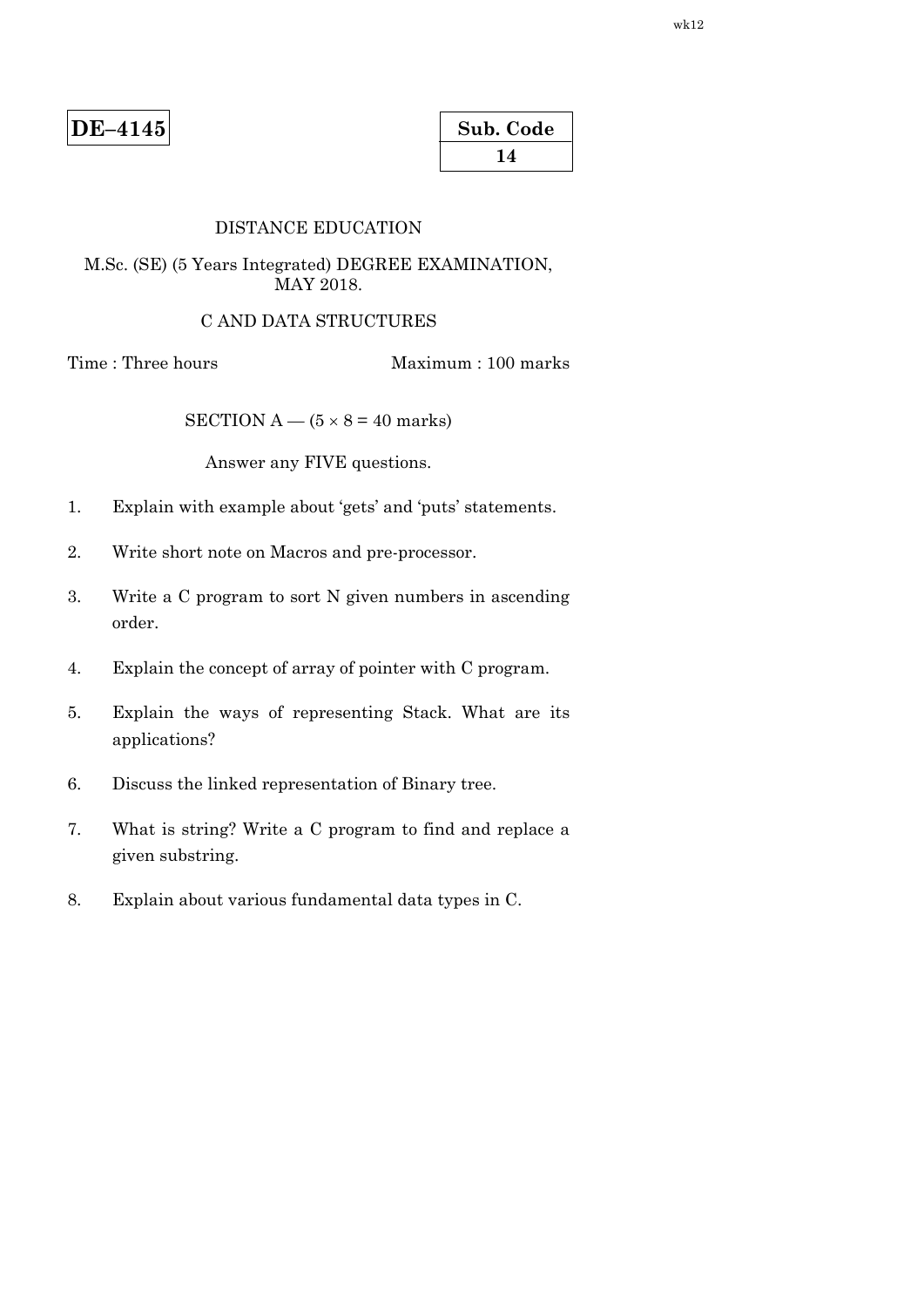**DE–4145**

| Sub. Code |
|---|
| 14 |

DISTANCE EDUCATION

M.Sc. (SE) (5 Years Integrated) DEGREE EXAMINATION, MAY 2018.

C AND DATA STRUCTURES

Time : Three hours Maximum : 100 marks

SECTION A — ($5 \times 8 = 40$ marks)

Answer any FIVE questions.

1. Explain with example about 'gets' and 'puts' statements.

2. Write short note on Macros and pre-processor.

3. Write a C program to sort N given numbers in ascending order.

4. Explain the concept of array of pointer with C program.

5. Explain the ways of representing Stack. What are its applications?

6. Discuss the linked representation of Binary tree.

7. What is string? Write a C program to find and replace a given substring.

8. Explain about various fundamental data types in C.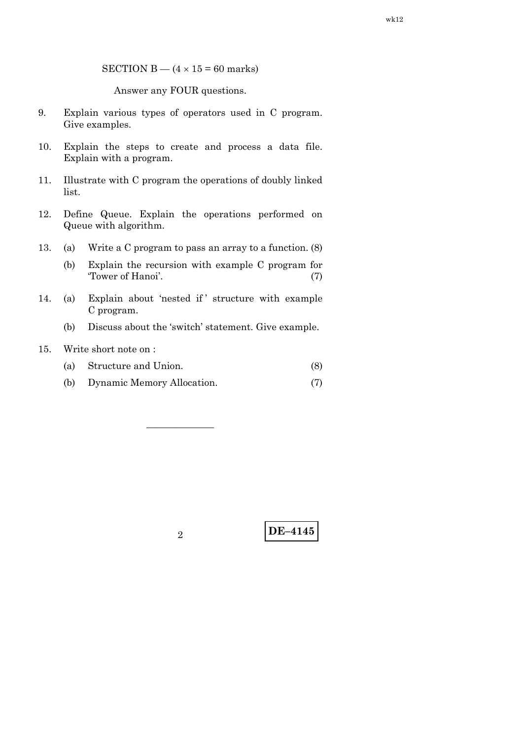SECTION B — (4 × 15 = 60 marks)

Answer any FOUR questions.

9. Explain various types of operators used in C program. Give examples.

10. Explain the steps to create and process a data file. Explain with a program.

11. Illustrate with C program the operations of doubly linked list.

12. Define Queue. Explain the operations performed on Queue with algorithm.

13. (a) Write a C program to pass an array to a function. (8)

    (b) Explain the recursion with example C program for 'Tower of Hanoi'. (7)

14. (a) Explain about 'nested if ' structure with example C program.

    (b) Discuss about the 'switch' statement. Give example.

15. Write short note on :

    (a) Structure and Union. (8)

    (b) Dynamic Memory Allocation. (7)

———————

**DE–4145**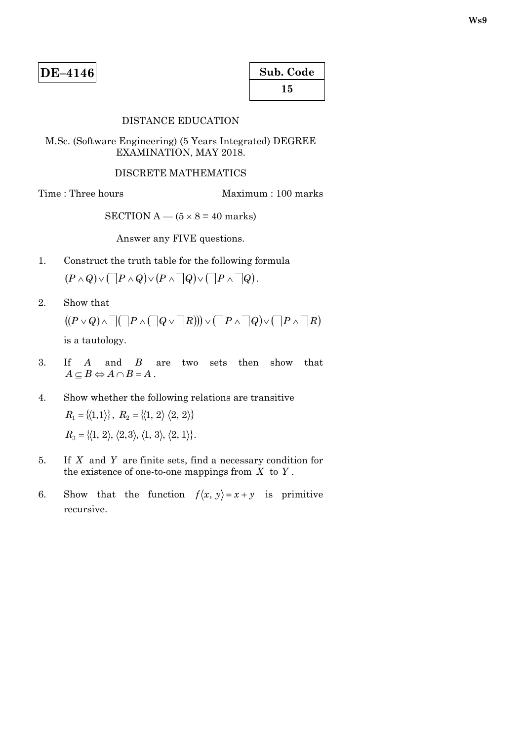**DE–4146**

| Sub. Code |
|---|
| 15 |

DISTANCE EDUCATION

M.Sc. (Software Engineering) (5 Years Integrated) DEGREE EXAMINATION, MAY 2018.

DISCRETE MATHEMATICS

Time : Three hours    Maximum : 100 marks

SECTION A — ($5 \times 8 = 40$ marks)

Answer any FIVE questions.

1. Construct the truth table for the following formula
   $(P \wedge Q) \vee (\neg P \wedge Q) \vee (P \wedge \neg Q) \vee (\neg P \wedge \neg Q)$.

2. Show that
   $((P \vee Q) \wedge \neg(\neg P \wedge (\neg Q \vee \neg R))) \vee (\neg P \wedge \neg Q) \vee (\neg P \wedge \neg R)$
   is a tautology.

3. If $A$ and $B$ are two sets then show that $A \subseteq B \Leftrightarrow A \cap B = A$.

4. Show whether the following relations are transitive
   $R_1 = \{\langle 1,1 \rangle\}$, $R_2 = \{\langle 1, 2 \rangle \langle 2, 2 \rangle\}$
   $R_3 = \{\langle 1, 2 \rangle, \langle 2, 3 \rangle, \langle 1, 3 \rangle, \langle 2, 1 \rangle\}$.

5. If $X$ and $Y$ are finite sets, find a necessary condition for the existence of one-to-one mappings from $X$ to $Y$.

6. Show that the function $f\langle x, y \rangle = x + y$ is primitive recursive.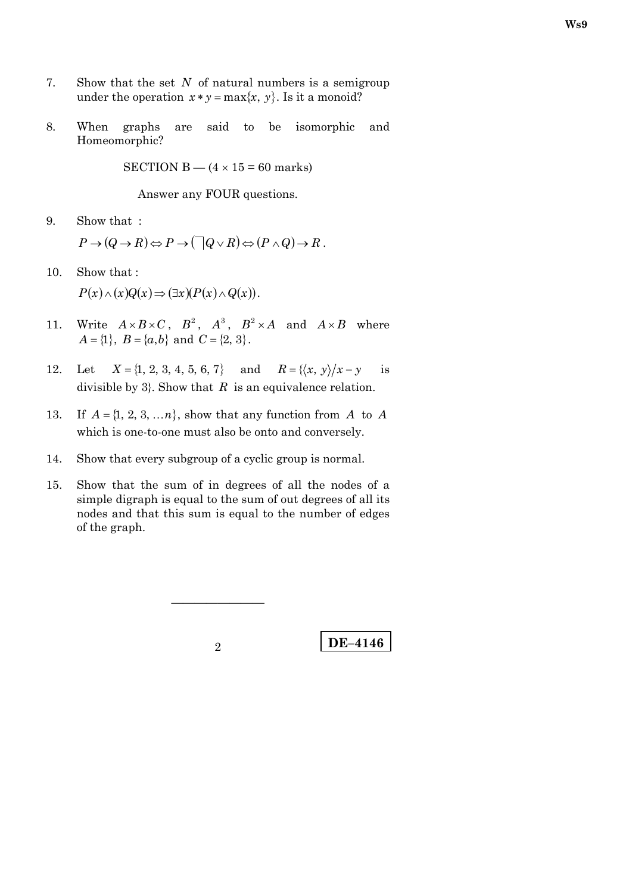7. Show that the set $N$ of natural numbers is a semigroup under the operation $x * y = \max\{x, y\}$. Is it a monoid?

8. When graphs are said to be isomorphic and Homeomorphic?

SECTION B — ($4 \times 15 = 60$ marks)

Answer any FOUR questions.

9. Show that :

   $P \to (Q \to R) \Leftrightarrow P \to (\neg Q \vee R) \Leftrightarrow (P \wedge Q) \to R$.

10. Show that :

    $P(x) \wedge (x)Q(x) \Rightarrow (\exists x)(P(x) \wedge Q(x))$.

11. Write $A \times B \times C$, $B^2$, $A^3$, $B^2 \times A$ and $A \times B$ where $A = \{1\}$, $B = \{a, b\}$ and $C = \{2, 3\}$.

12. Let $X = \{1, 2, 3, 4, 5, 6, 7\}$ and $R = \{\langle x, y \rangle / x - y$ is divisible by 3$\}$. Show that $R$ is an equivalence relation.

13. If $A = \{1, 2, 3, \ldots n\}$, show that any function from $A$ to $A$ which is one-to-one must also be onto and conversely.

14. Show that every subgroup of a cyclic group is normal.

15. Show that the sum of in degrees of all the nodes of a simple digraph is equal to the sum of out degrees of all its nodes and that this sum is equal to the number of edges of the graph.

————————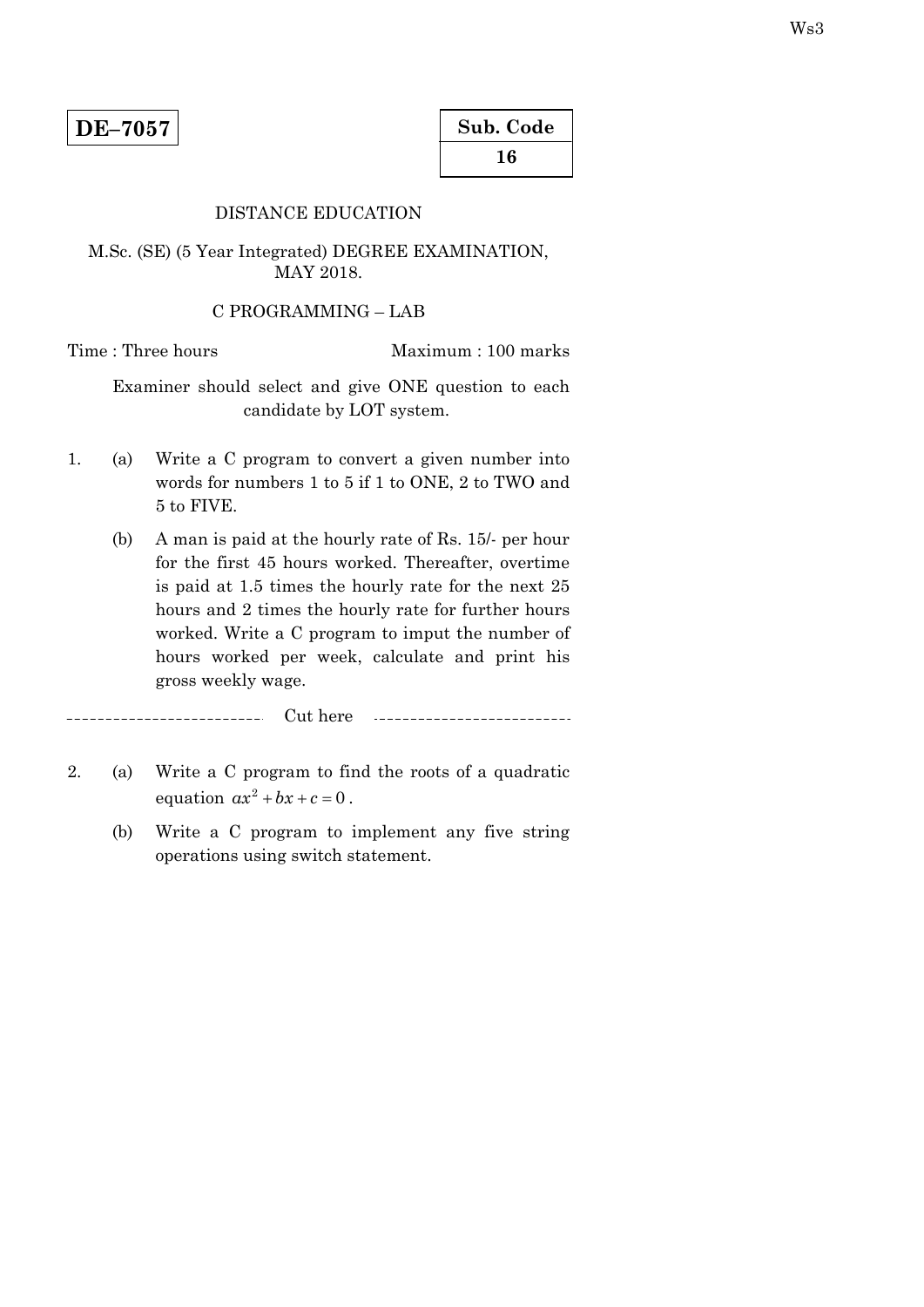**DE–7057**

| Sub. Code |
|---|
| 16 |

DISTANCE EDUCATION

M.Sc. (SE) (5 Year Integrated) DEGREE EXAMINATION, MAY 2018.

C PROGRAMMING – LAB

Time : Three hours                                        Maximum : 100 marks

Examiner should select and give ONE question to each candidate by LOT system.

1. (a) Write a C program to convert a given number into words for numbers 1 to 5 if 1 to ONE, 2 to TWO and 5 to FIVE.

   (b) A man is paid at the hourly rate of Rs. 15/- per hour for the first 45 hours worked. Thereafter, overtime is paid at 1.5 times the hourly rate for the next 25 hours and 2 times the hourly rate for further hours worked. Write a C program to imput the number of hours worked per week, calculate and print his gross weekly wage.

--------------------------- Cut here ---------------------------

2. (a) Write a C program to find the roots of a quadratic equation $ax^2 + bx + c = 0$.

   (b) Write a C program to implement any five string operations using switch statement.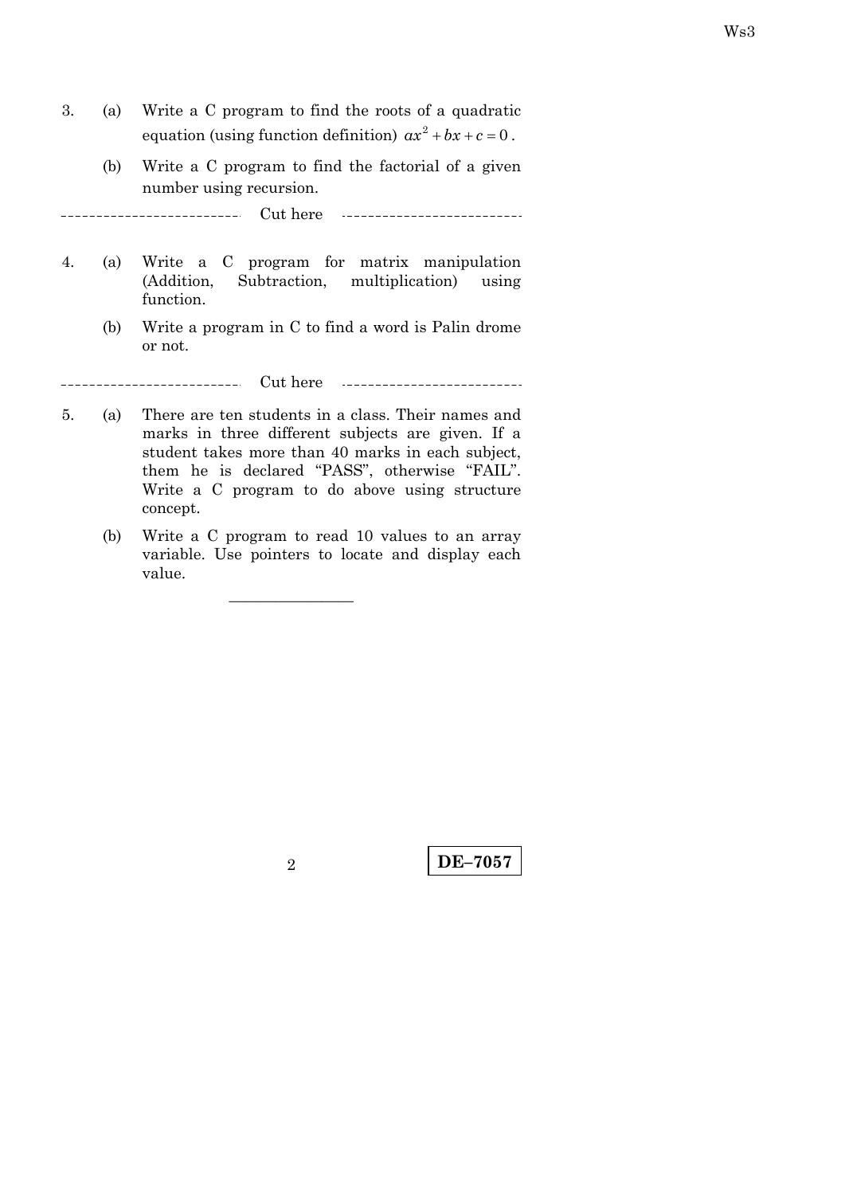3. (a) Write a C program to find the roots of a quadratic equation (using function definition) $ax^2 + bx + c = 0$.

   (b) Write a C program to find the factorial of a given number using recursion.

--------------------------- Cut here ---------------------------

4. (a) Write a C program for matrix manipulation (Addition, Subtraction, multiplication) using function.

   (b) Write a program in C to find a word is Palin drome or not.

--------------------------- Cut here ---------------------------

5. (a) There are ten students in a class. Their names and marks in three different subjects are given. If a student takes more than 40 marks in each subject, them he is declared "PASS", otherwise "FAIL". Write a C program to do above using structure concept.

   (b) Write a C program to read 10 values to an array variable. Use pointers to locate and display each value.

---

**DE–7057**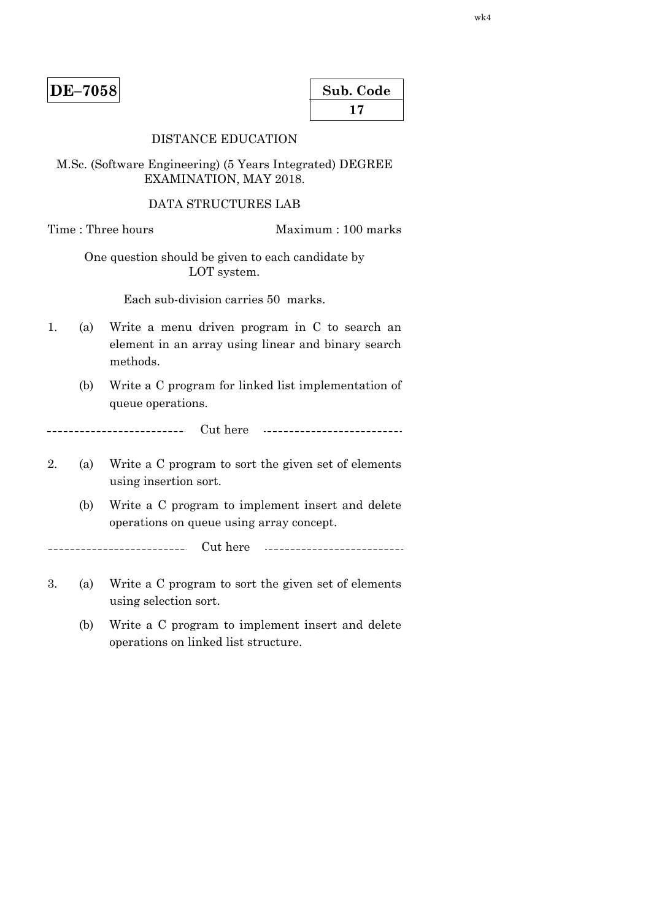**DE–7058**

| Sub. Code |
|---|
| 17 |

DISTANCE EDUCATION

M.Sc. (Software Engineering) (5 Years Integrated) DEGREE EXAMINATION, MAY 2018.

DATA STRUCTURES LAB

Time : Three hours Maximum : 100 marks

One question should be given to each candidate by LOT system.

Each sub-division carries 50 marks.

1. (a) Write a menu driven program in C to search an element in an array using linear and binary search methods.

   (b) Write a C program for linked list implementation of queue operations.

-------------------------- Cut here --------------------------

2. (a) Write a C program to sort the given set of elements using insertion sort.

   (b) Write a C program to implement insert and delete operations on queue using array concept.

-------------------------- Cut here --------------------------

3. (a) Write a C program to sort the given set of elements using selection sort.

   (b) Write a C program to implement insert and delete operations on linked list structure.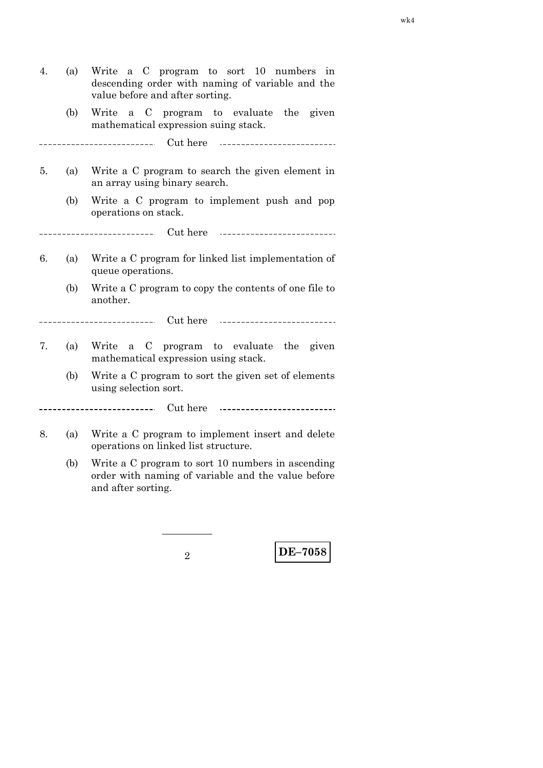4. (a) Write a C program to sort 10 numbers in descending order with naming of variable and the value before and after sorting.

   (b) Write a C program to evaluate the given mathematical expression suing stack.

------------------------- Cut here -------------------------

5. (a) Write a C program to search the given element in an array using binary search.

   (b) Write a C program to implement push and pop operations on stack.

------------------------- Cut here -------------------------

6. (a) Write a C program for linked list implementation of queue operations.

   (b) Write a C program to copy the contents of one file to another.

------------------------- Cut here -------------------------

7. (a) Write a C program to evaluate the given mathematical expression using stack.

   (b) Write a C program to sort the given set of elements using selection sort.

------------------------- Cut here -------------------------

8. (a) Write a C program to implement insert and delete operations on linked list structure.

   (b) Write a C program to sort 10 numbers in ascending order with naming of variable and the value before and after sorting.

————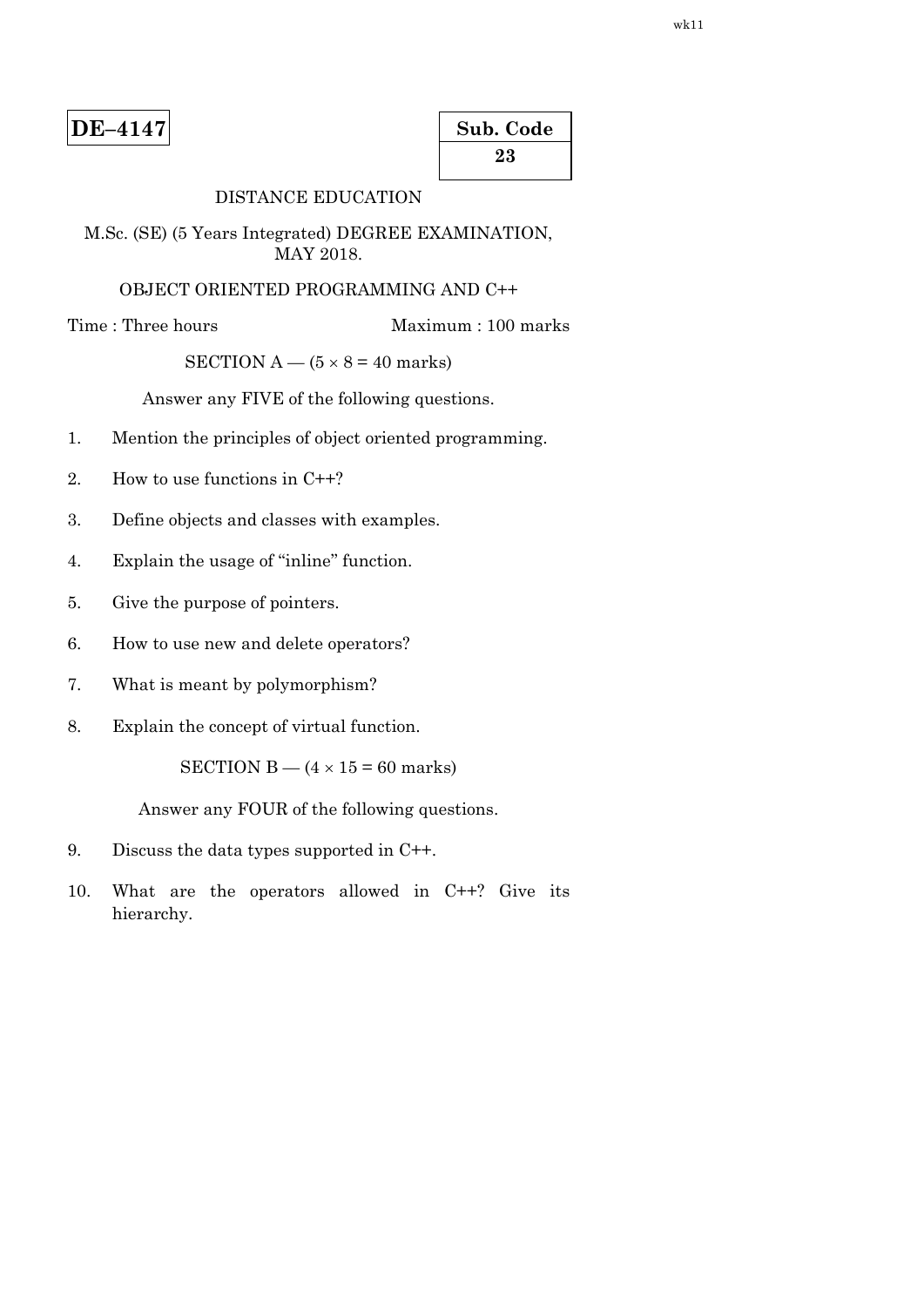**DE–4147**

| Sub. Code |
|---|
| 23 |

DISTANCE EDUCATION

M.Sc. (SE) (5 Years Integrated) DEGREE EXAMINATION, MAY 2018.

OBJECT ORIENTED PROGRAMMING AND C++

Time : Three hours Maximum : 100 marks

SECTION A — ($5 \times 8 = 40$ marks)

Answer any FIVE of the following questions.

1. Mention the principles of object oriented programming.

2. How to use functions in C++?

3. Define objects and classes with examples.

4. Explain the usage of "inline" function.

5. Give the purpose of pointers.

6. How to use new and delete operators?

7. What is meant by polymorphism?

8. Explain the concept of virtual function.

SECTION B — ($4 \times 15 = 60$ marks)

Answer any FOUR of the following questions.

9. Discuss the data types supported in C++.

10. What are the operators allowed in C++? Give its hierarchy.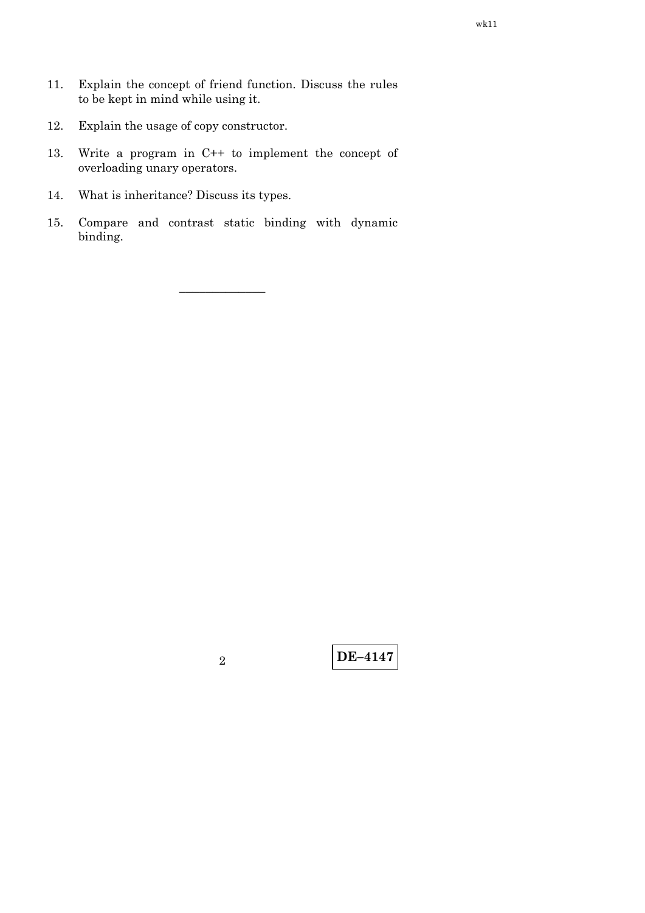11. Explain the concept of friend function. Discuss the rules to be kept in mind while using it.

12. Explain the usage of copy constructor.

13. Write a program in C++ to implement the concept of overloading unary operators.

14. What is inheritance? Discuss its types.

15. Compare and contrast static binding with dynamic binding.

———————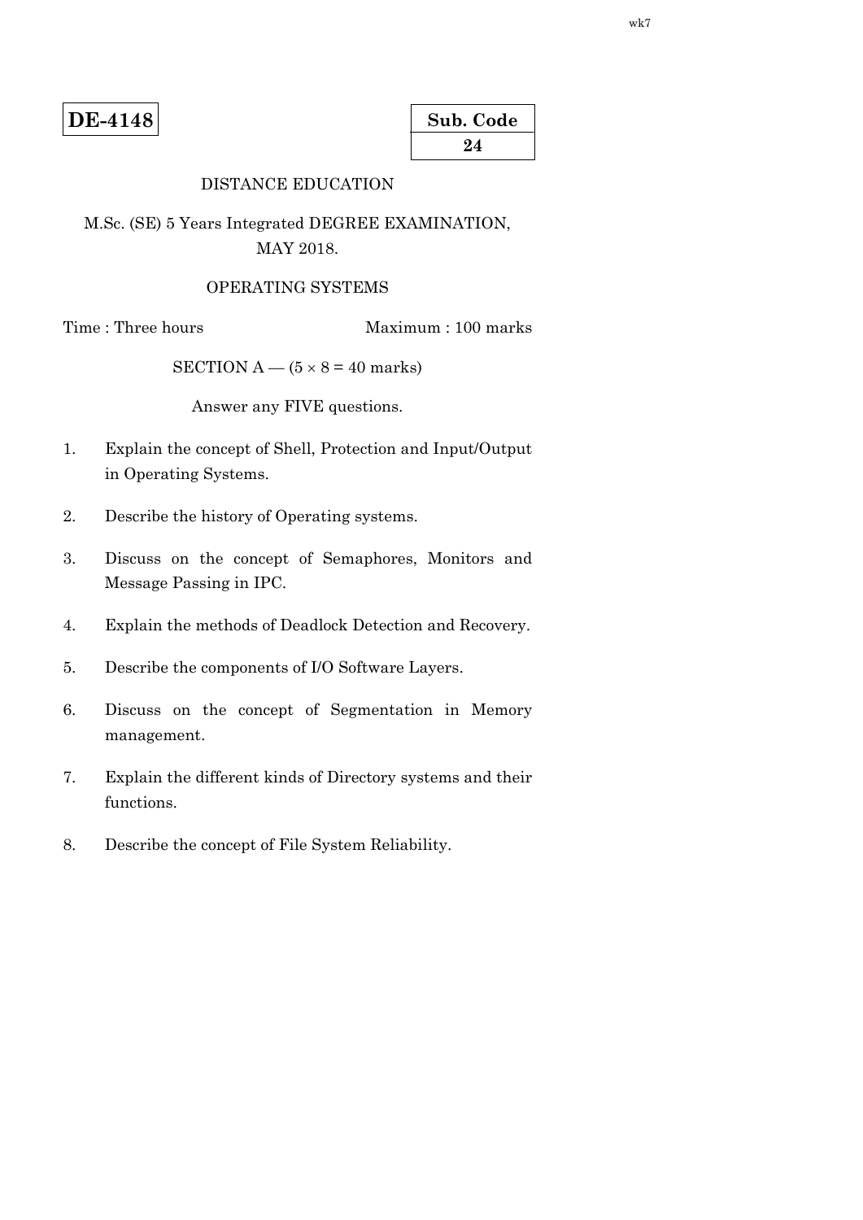**DE-4148**

| Sub. Code |
| --- |
| 24 |

DISTANCE EDUCATION

M.Sc. (SE) 5 Years Integrated DEGREE EXAMINATION, MAY 2018.

OPERATING SYSTEMS

Time : Three hours                                        Maximum : 100 marks

SECTION A — ($5 \times 8 = 40$ marks)

Answer any FIVE questions.

1. Explain the concept of Shell, Protection and Input/Output in Operating Systems.

2. Describe the history of Operating systems.

3. Discuss on the concept of Semaphores, Monitors and Message Passing in IPC.

4. Explain the methods of Deadlock Detection and Recovery.

5. Describe the components of I/O Software Layers.

6. Discuss on the concept of Segmentation in Memory management.

7. Explain the different kinds of Directory systems and their functions.

8. Describe the concept of File System Reliability.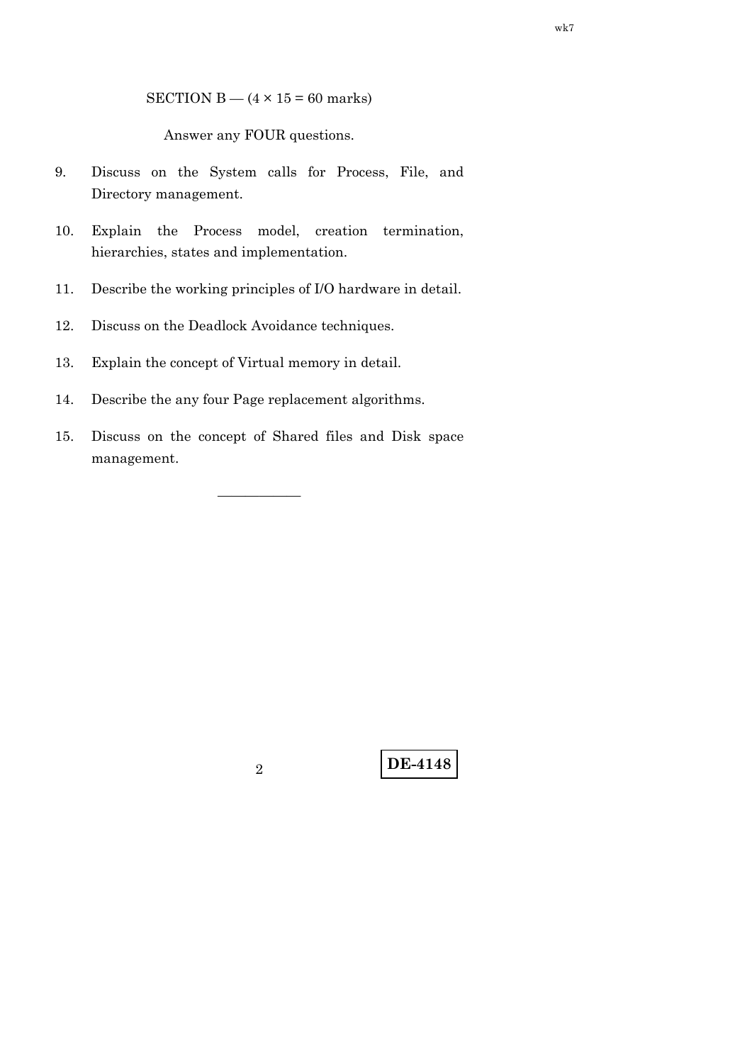SECTION B — (4 × 15 = 60 marks)

Answer any FOUR questions.

9. Discuss on the System calls for Process, File, and Directory management.

10. Explain the Process model, creation termination, hierarchies, states and implementation.

11. Describe the working principles of I/O hardware in detail.

12. Discuss on the Deadlock Avoidance techniques.

13. Explain the concept of Virtual memory in detail.

14. Describe the any four Page replacement algorithms.

15. Discuss on the concept of Shared files and Disk space management.

———————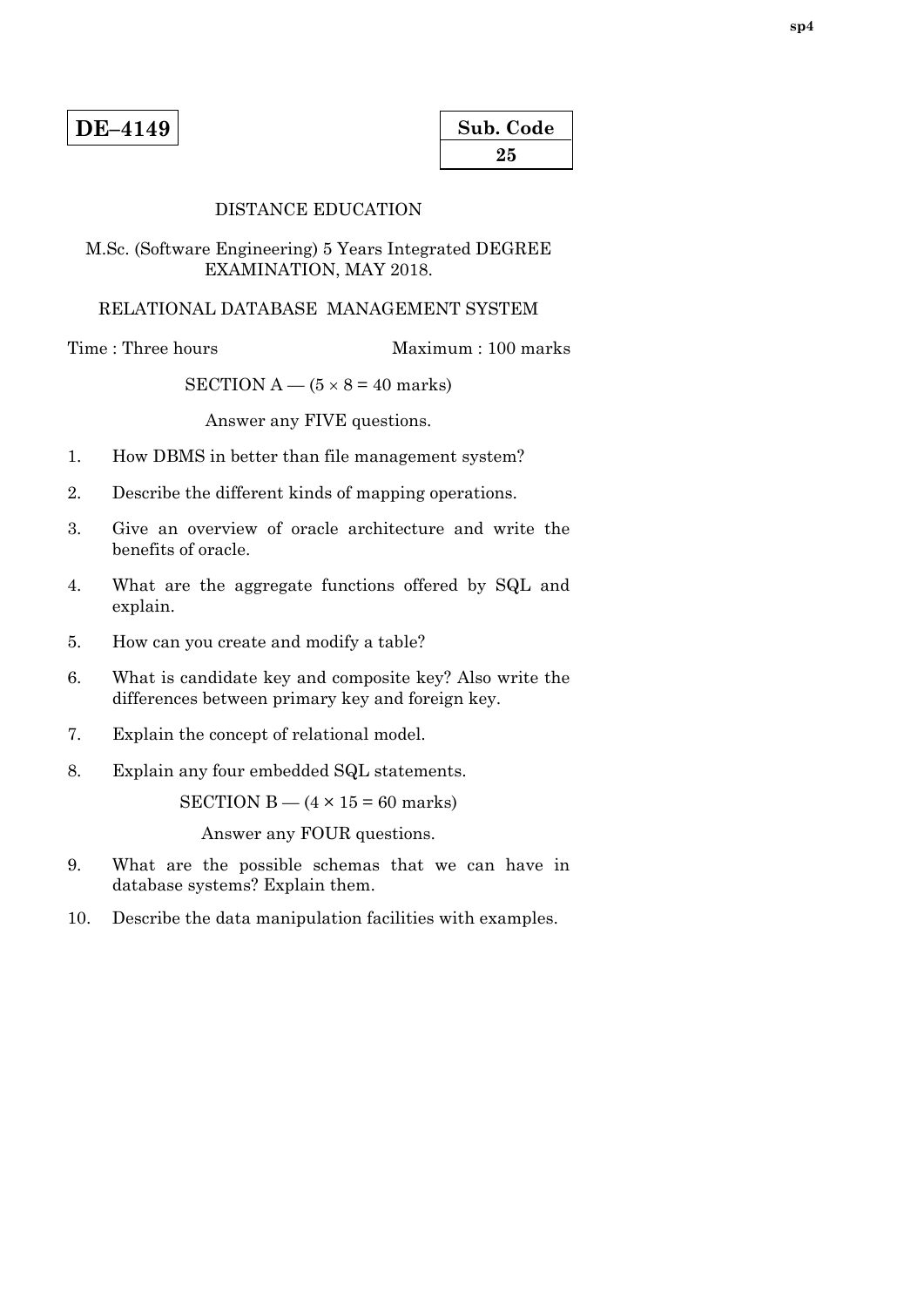**DE–4149**

| Sub. Code |
|---|
| 25 |

DISTANCE EDUCATION

M.Sc. (Software Engineering) 5 Years Integrated DEGREE EXAMINATION, MAY 2018.

RELATIONAL DATABASE MANAGEMENT SYSTEM

Time : Three hours Maximum : 100 marks

SECTION A — ($5 \times 8 = 40$ marks)

Answer any FIVE questions.

1. How DBMS in better than file management system?
2. Describe the different kinds of mapping operations.
3. Give an overview of oracle architecture and write the benefits of oracle.
4. What are the aggregate functions offered by SQL and explain.
5. How can you create and modify a table?
6. What is candidate key and composite key? Also write the differences between primary key and foreign key.
7. Explain the concept of relational model.
8. Explain any four embedded SQL statements.

SECTION B — ($4 \times 15 = 60$ marks)

Answer any FOUR questions.

9. What are the possible schemas that we can have in database systems? Explain them.
10. Describe the data manipulation facilities with examples.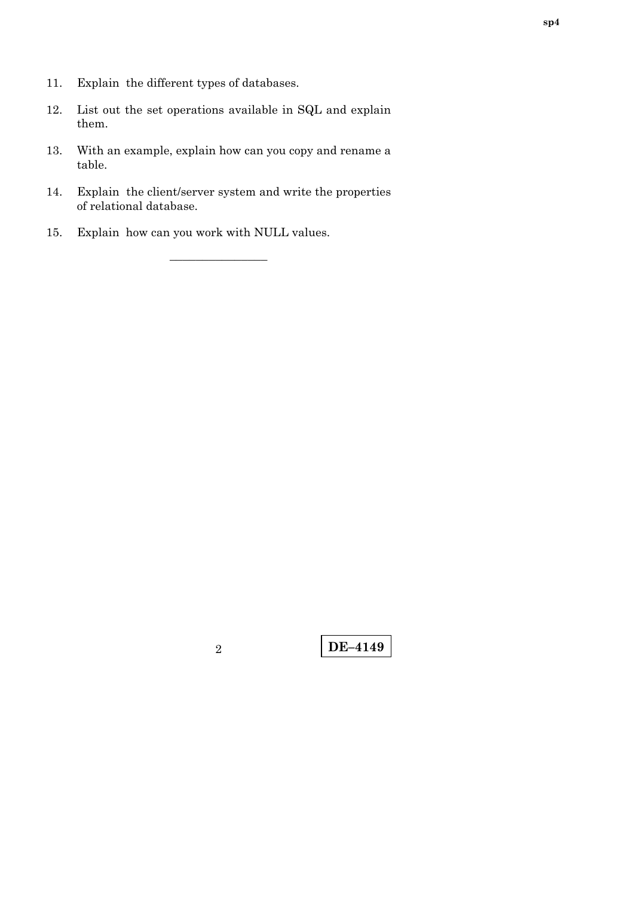11. Explain the different types of databases.

12. List out the set operations available in SQL and explain them.

13. With an example, explain how can you copy and rename a table.

14. Explain the client/server system and write the properties of relational database.

15. Explain how can you work with NULL values.

---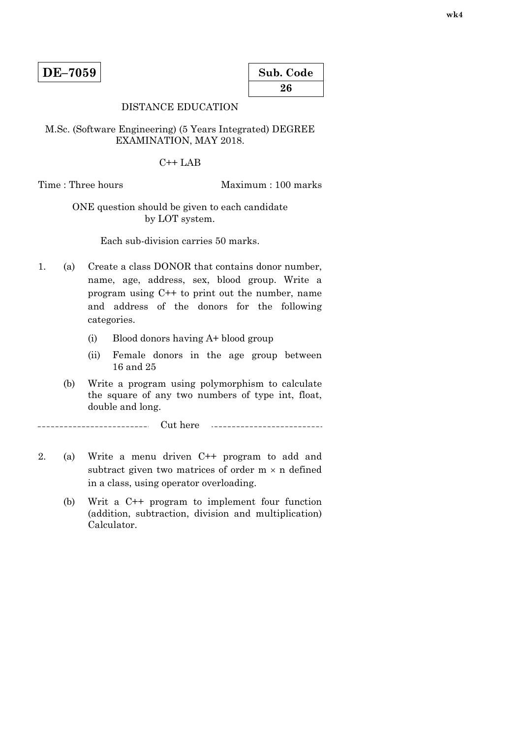wk4

**DE–7059**

| Sub. Code |
|---|
| 26 |

DISTANCE EDUCATION

M.Sc. (Software Engineering) (5 Years Integrated) DEGREE EXAMINATION, MAY 2018.

C++ LAB

Time : Three hours Maximum : 100 marks

ONE question should be given to each candidate by LOT system.

Each sub-division carries 50 marks.

1. (a) Create a class DONOR that contains donor number, name, age, address, sex, blood group. Write a program using C++ to print out the number, name and address of the donors for the following categories.

   (i) Blood donors having A+ blood group

   (ii) Female donors in the age group between 16 and 25

   (b) Write a program using polymorphism to calculate the square of any two numbers of type int, float, double and long.

------------------------- Cut here -------------------------

2. (a) Write a menu driven C++ program to add and subtract given two matrices of order $m \times n$ defined in a class, using operator overloading.

   (b) Writ a C++ program to implement four function (addition, subtraction, division and multiplication) Calculator.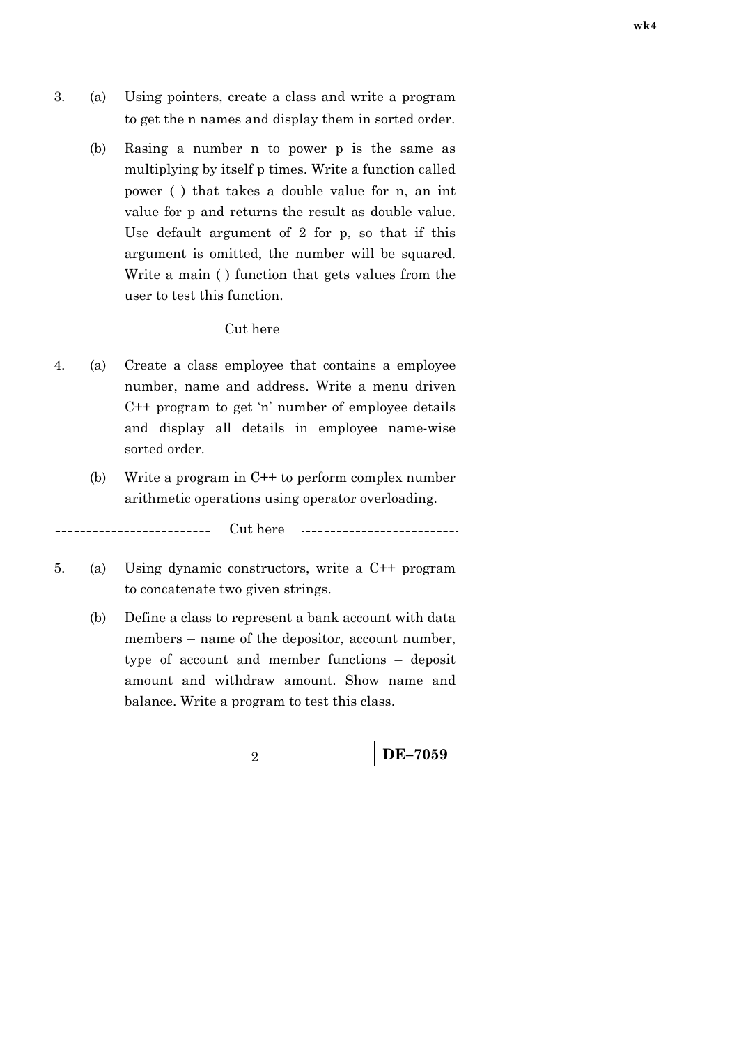3. (a) Using pointers, create a class and write a program to get the n names and display them in sorted order.

   (b) Rasing a number n to power p is the same as multiplying by itself p times. Write a function called power ( ) that takes a double value for n, an int value for p and returns the result as double value. Use default argument of 2 for p, so that if this argument is omitted, the number will be squared. Write a main ( ) function that gets values from the user to test this function.

-------------------------- Cut here --------------------------

4. (a) Create a class employee that contains a employee number, name and address. Write a menu driven C++ program to get 'n' number of employee details and display all details in employee name-wise sorted order.

   (b) Write a program in C++ to perform complex number arithmetic operations using operator overloading.

-------------------------- Cut here --------------------------

5. (a) Using dynamic constructors, write a C++ program to concatenate two given strings.

   (b) Define a class to represent a bank account with data members – name of the depositor, account number, type of account and member functions – deposit amount and withdraw amount. Show name and balance. Write a program to test this class.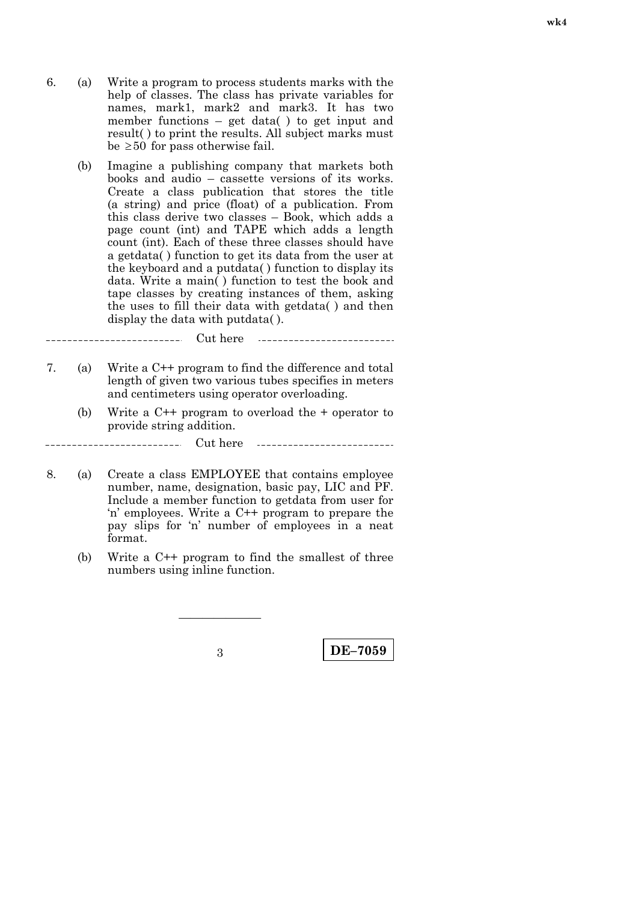6. (a) Write a program to process students marks with the help of classes. The class has private variables for names, mark1, mark2 and mark3. It has two member functions – get data( ) to get input and result( ) to print the results. All subject marks must be $\geq 50$ for pass otherwise fail.

   (b) Imagine a publishing company that markets both books and audio – cassette versions of its works. Create a class publication that stores the title (a string) and price (float) of a publication. From this class derive two classes – Book, which adds a page count (int) and TAPE which adds a length count (int). Each of these three classes should have a getdata( ) function to get its data from the user at the keyboard and a putdata( ) function to display its data. Write a main( ) function to test the book and tape classes by creating instances of them, asking the uses to fill their data with getdata( ) and then display the data with putdata( ).

--------------------------- Cut here ---------------------------

7. (a) Write a C++ program to find the difference and total length of given two various tubes specifies in meters and centimeters using operator overloading.

   (b) Write a C++ program to overload the + operator to provide string addition.

--------------------------- Cut here ---------------------------

8. (a) Create a class EMPLOYEE that contains employee number, name, designation, basic pay, LIC and PF. Include a member function to getdata from user for 'n' employees. Write a C++ program to prepare the pay slips for 'n' number of employees in a neat format.

   (b) Write a C++ program to find the smallest of three numbers using inline function.

---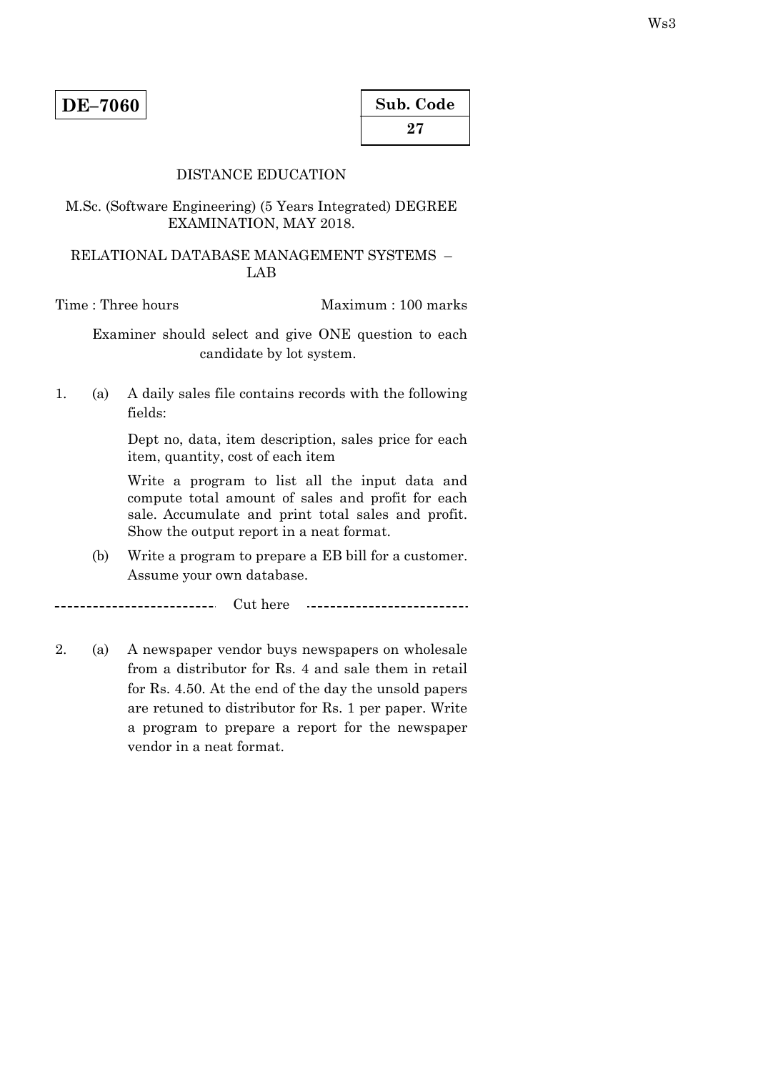Ws3

**DE–7060**

| Sub. Code |
|---|
| 27 |

DISTANCE EDUCATION

M.Sc. (Software Engineering) (5 Years Integrated) DEGREE EXAMINATION, MAY 2018.

RELATIONAL DATABASE MANAGEMENT SYSTEMS – LAB

Time : Three hours Maximum : 100 marks

Examiner should select and give ONE question to each candidate by lot system.

1. (a) A daily sales file contains records with the following fields:

   Dept no, data, item description, sales price for each item, quantity, cost of each item

   Write a program to list all the input data and compute total amount of sales and profit for each sale. Accumulate and print total sales and profit. Show the output report in a neat format.

   (b) Write a program to prepare a EB bill for a customer. Assume your own database.

-------------------------- Cut here --------------------------

2. (a) A newspaper vendor buys newspapers on wholesale from a distributor for Rs. 4 and sale them in retail for Rs. 4.50. At the end of the day the unsold papers are retuned to distributor for Rs. 1 per paper. Write a program to prepare a report for the newspaper vendor in a neat format.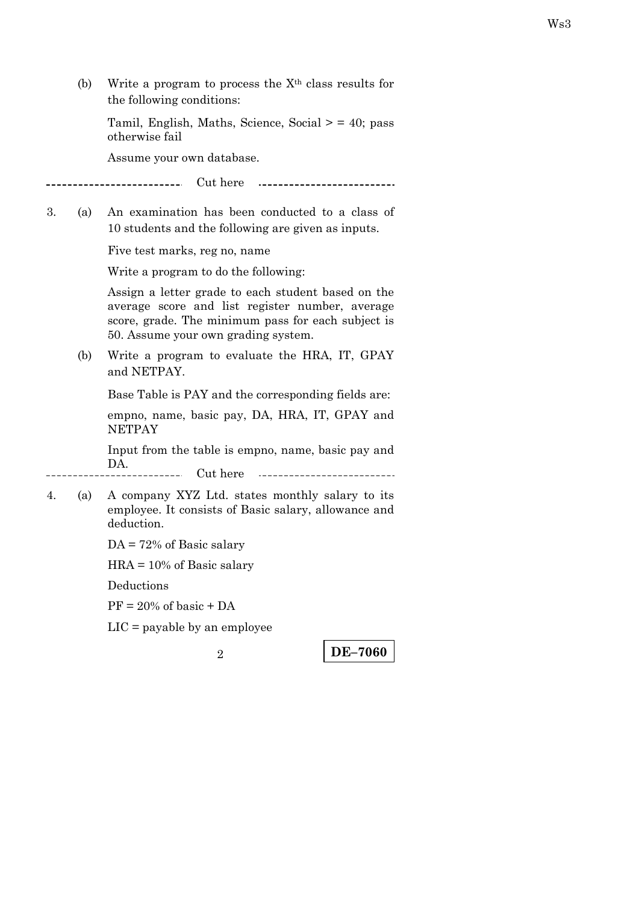(b) Write a program to process the $X^{th}$ class results for the following conditions:

Tamil, English, Maths, Science, Social > = 40; pass otherwise fail

Assume your own database.

-------------------------- Cut here --------------------------

3. (a) An examination has been conducted to a class of 10 students and the following are given as inputs.

Five test marks, reg no, name

Write a program to do the following:

Assign a letter grade to each student based on the average score and list register number, average score, grade. The minimum pass for each subject is 50. Assume your own grading system.

(b) Write a program to evaluate the HRA, IT, GPAY and NETPAY.

Base Table is PAY and the corresponding fields are:

empno, name, basic pay, DA, HRA, IT, GPAY and NETPAY

Input from the table is empno, name, basic pay and DA.

-------------------------- Cut here --------------------------

4. (a) A company XYZ Ltd. states monthly salary to its employee. It consists of Basic salary, allowance and deduction.

DA = 72% of Basic salary

HRA = 10% of Basic salary

Deductions

PF = 20% of basic + DA

LIC = payable by an employee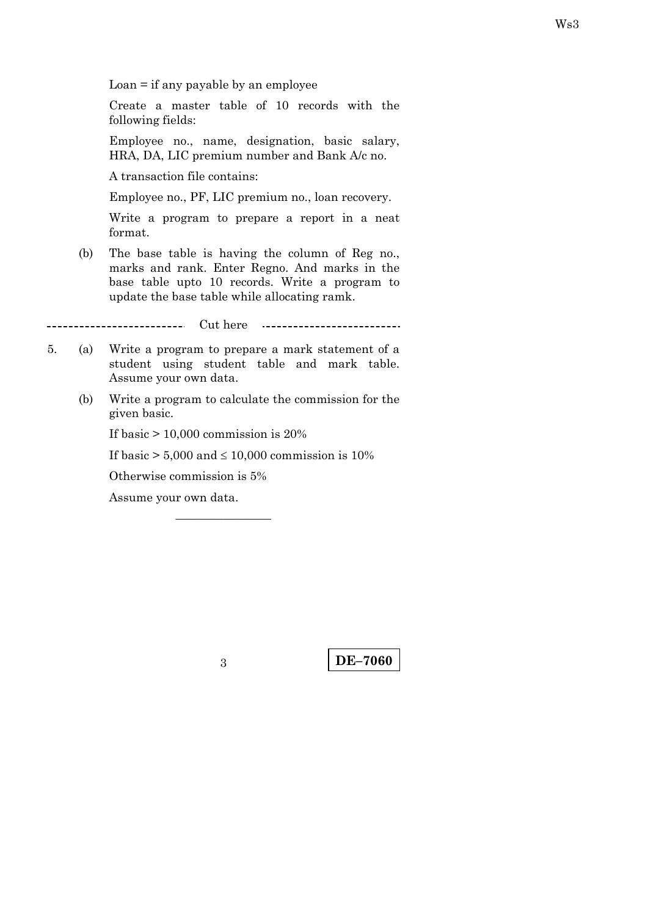Loan = if any payable by an employee

Create a master table of 10 records with the following fields:

Employee no., name, designation, basic salary, HRA, DA, LIC premium number and Bank A/c no.

A transaction file contains:

Employee no., PF, LIC premium no., loan recovery.

Write a program to prepare a report in a neat format.

(b) The base table is having the column of Reg no., marks and rank. Enter Regno. And marks in the base table upto 10 records. Write a program to update the base table while allocating ramk.

-------------------------- Cut here --------------------------

5. (a) Write a program to prepare a mark statement of a student using student table and mark table. Assume your own data.

   (b) Write a program to calculate the commission for the given basic.

   If basic > 10,000 commission is 20%

   If basic > 5,000 and ≤ 10,000 commission is 10%

   Otherwise commission is 5%

   Assume your own data.

DE–7060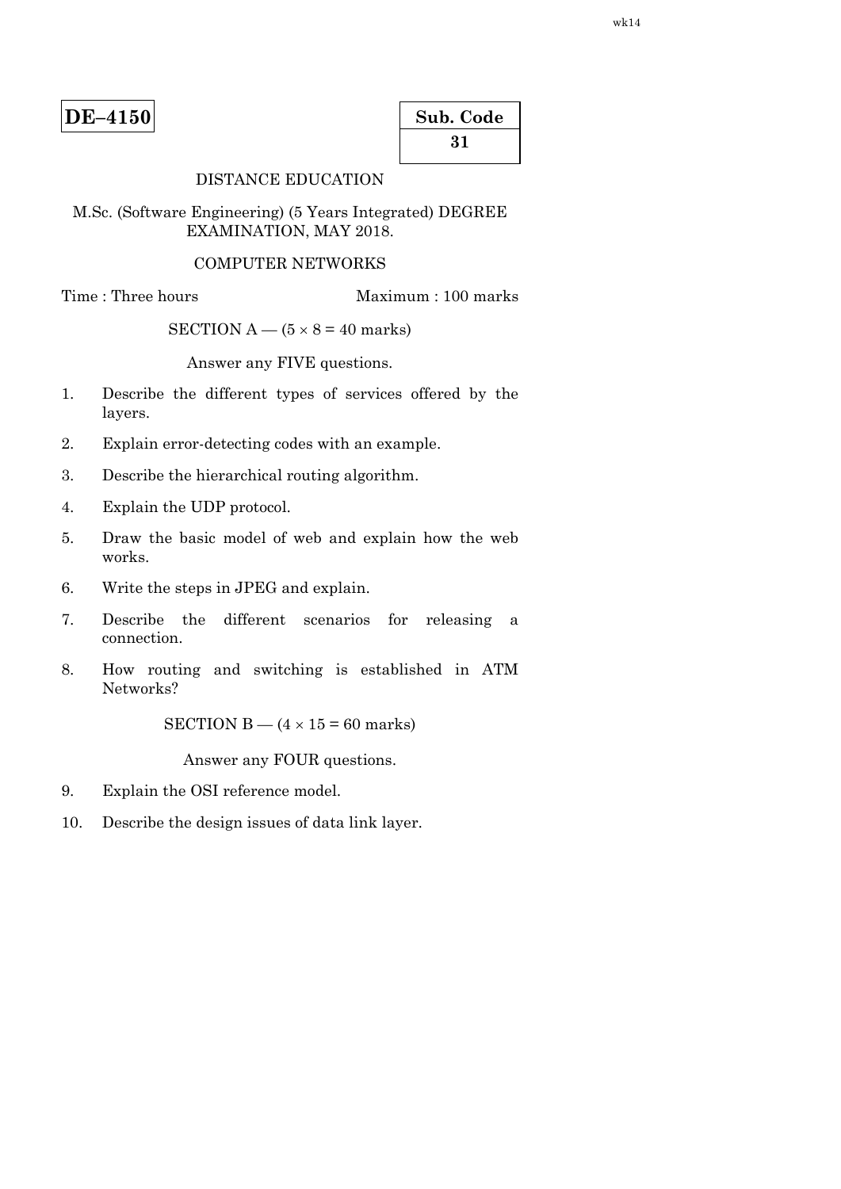**DE–4150**

| Sub. Code |
|---|
| 31 |

DISTANCE EDUCATION

M.Sc. (Software Engineering) (5 Years Integrated) DEGREE EXAMINATION, MAY 2018.

COMPUTER NETWORKS

Time : Three hours　　　　　　　　Maximum : 100 marks

SECTION A — ($5 \times 8 = 40$ marks)

Answer any FIVE questions.

1. Describe the different types of services offered by the layers.

2. Explain error-detecting codes with an example.

3. Describe the hierarchical routing algorithm.

4. Explain the UDP protocol.

5. Draw the basic model of web and explain how the web works.

6. Write the steps in JPEG and explain.

7. Describe the different scenarios for releasing a connection.

8. How routing and switching is established in ATM Networks?

SECTION B — ($4 \times 15 = 60$ marks)

Answer any FOUR questions.

9. Explain the OSI reference model.

10. Describe the design issues of data link layer.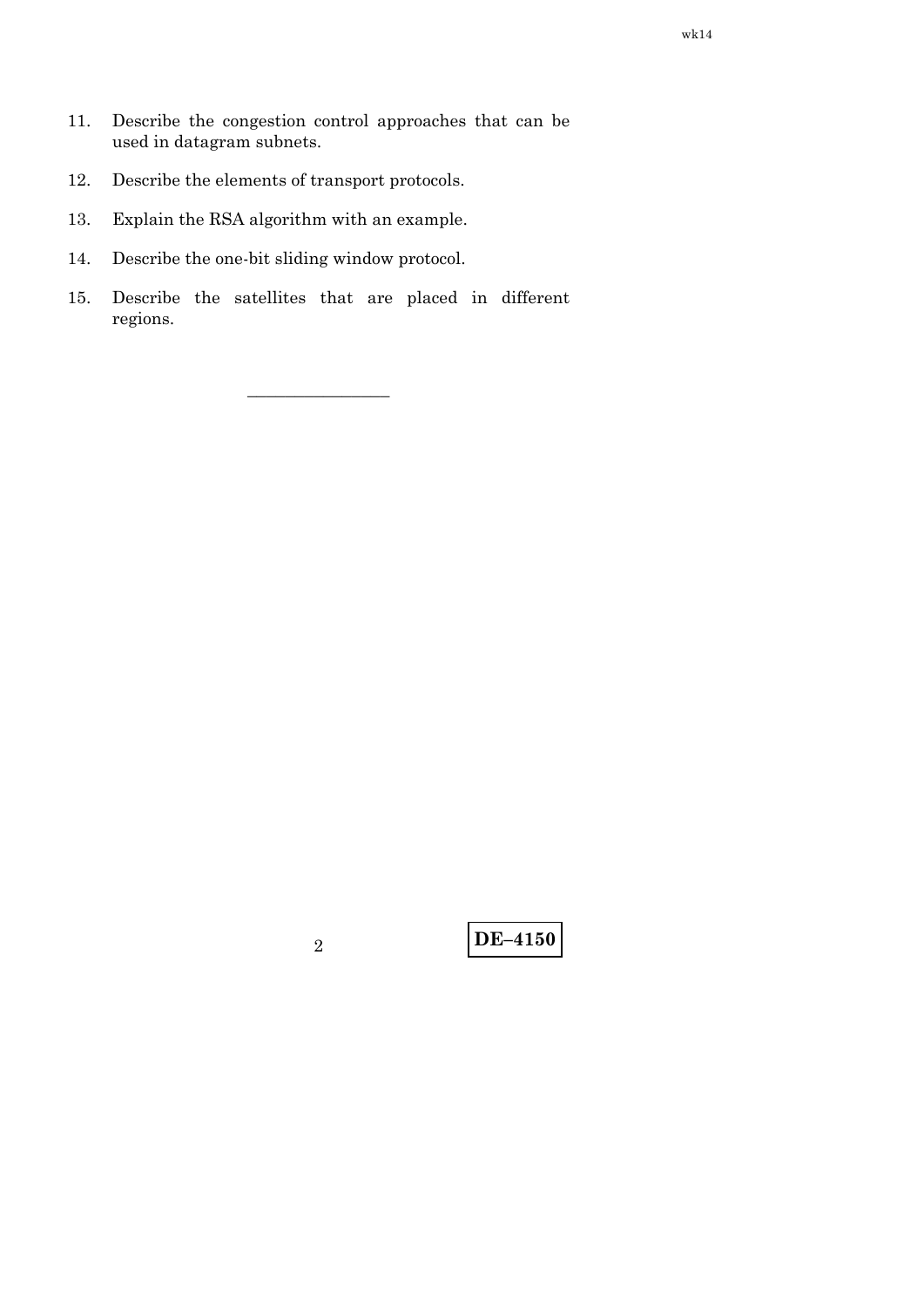11. Describe the congestion control approaches that can be used in datagram subnets.

12. Describe the elements of transport protocols.

13. Explain the RSA algorithm with an example.

14. Describe the one-bit sliding window protocol.

15. Describe the satellites that are placed in different regions.

————————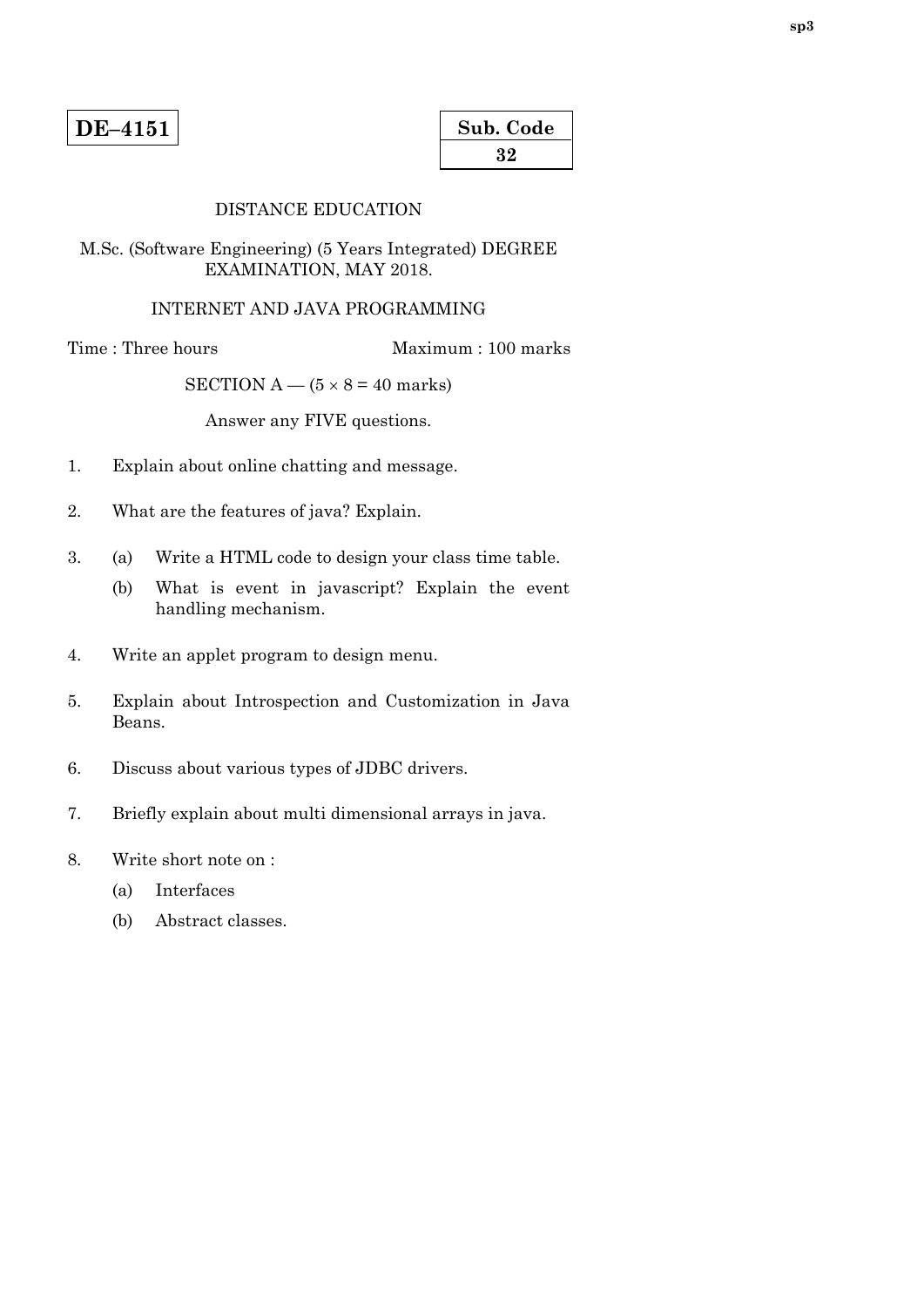**DE–4151**

| Sub. Code |
|---|
| 32 |

DISTANCE EDUCATION

M.Sc. (Software Engineering) (5 Years Integrated) DEGREE EXAMINATION, MAY 2018.

INTERNET AND JAVA PROGRAMMING

Time : Three hours                Maximum : 100 marks

SECTION A — ($5 \times 8 = 40$ marks)

Answer any FIVE questions.

1. Explain about online chatting and message.

2. What are the features of java? Explain.

3. (a) Write a HTML code to design your class time table.

   (b) What is event in javascript? Explain the event handling mechanism.

4. Write an applet program to design menu.

5. Explain about Introspection and Customization in Java Beans.

6. Discuss about various types of JDBC drivers.

7. Briefly explain about multi dimensional arrays in java.

8. Write short note on :

   (a) Interfaces

   (b) Abstract classes.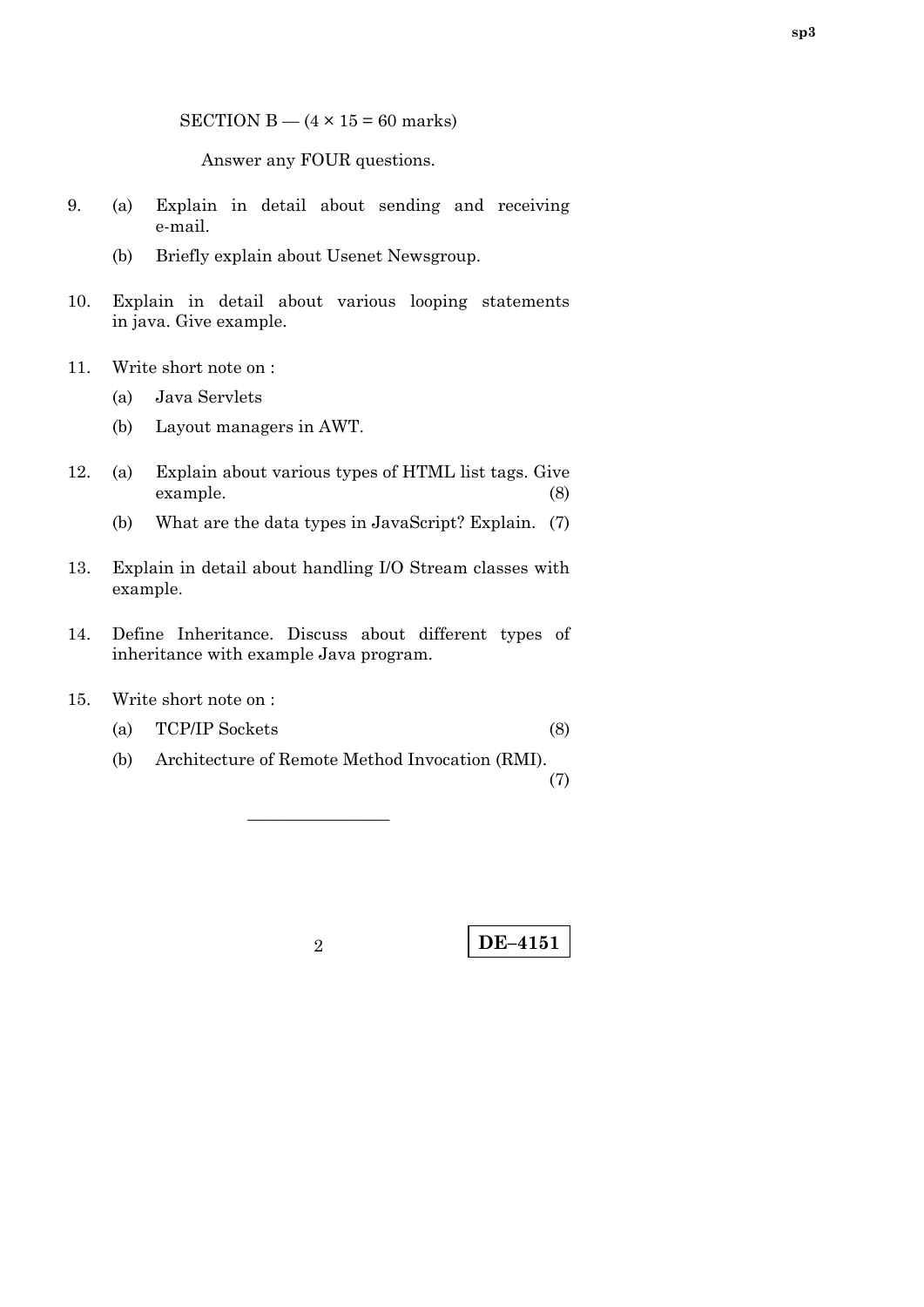SECTION B — ($4 \times 15 = 60$ marks)

Answer any FOUR questions.

9. (a) Explain in detail about sending and receiving e-mail.

   (b) Briefly explain about Usenet Newsgroup.

10. Explain in detail about various looping statements in java. Give example.

11. Write short note on :

    (a) Java Servlets

    (b) Layout managers in AWT.

12. (a) Explain about various types of HTML list tags. Give example. (8)

    (b) What are the data types in JavaScript? Explain. (7)

13. Explain in detail about handling I/O Stream classes with example.

14. Define Inheritance. Discuss about different types of inheritance with example Java program.

15. Write short note on :

    (a) TCP/IP Sockets (8)

    (b) Architecture of Remote Method Invocation (RMI). (7)

———————

**DE–4151**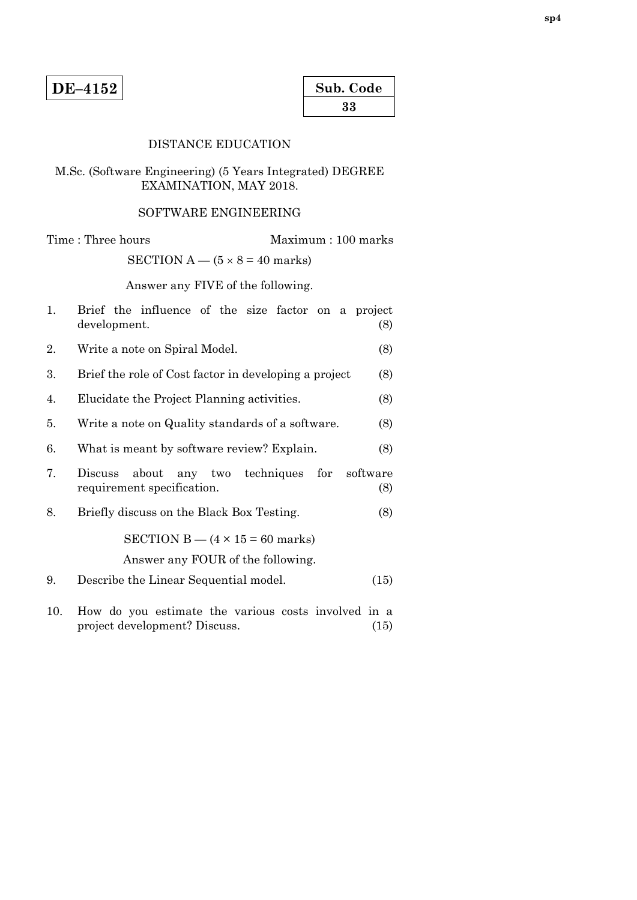**DE–4152**

| Sub. Code |
|---|
| 33 |

DISTANCE EDUCATION

M.Sc. (Software Engineering) (5 Years Integrated) DEGREE EXAMINATION, MAY 2018.

SOFTWARE ENGINEERING

Time : Three hours Maximum : 100 marks

SECTION A — ($5 \times 8 = 40$ marks)

Answer any FIVE of the following.

1. Brief the influence of the size factor on a project development. (8)

2. Write a note on Spiral Model. (8)

3. Brief the role of Cost factor in developing a project (8)

4. Elucidate the Project Planning activities. (8)

5. Write a note on Quality standards of a software. (8)

6. What is meant by software review? Explain. (8)

7. Discuss about any two techniques for software requirement specification. (8)

8. Briefly discuss on the Black Box Testing. (8)

SECTION B — ($4 \times 15 = 60$ marks)

Answer any FOUR of the following.

9. Describe the Linear Sequential model. (15)

10. How do you estimate the various costs involved in a project development? Discuss. (15)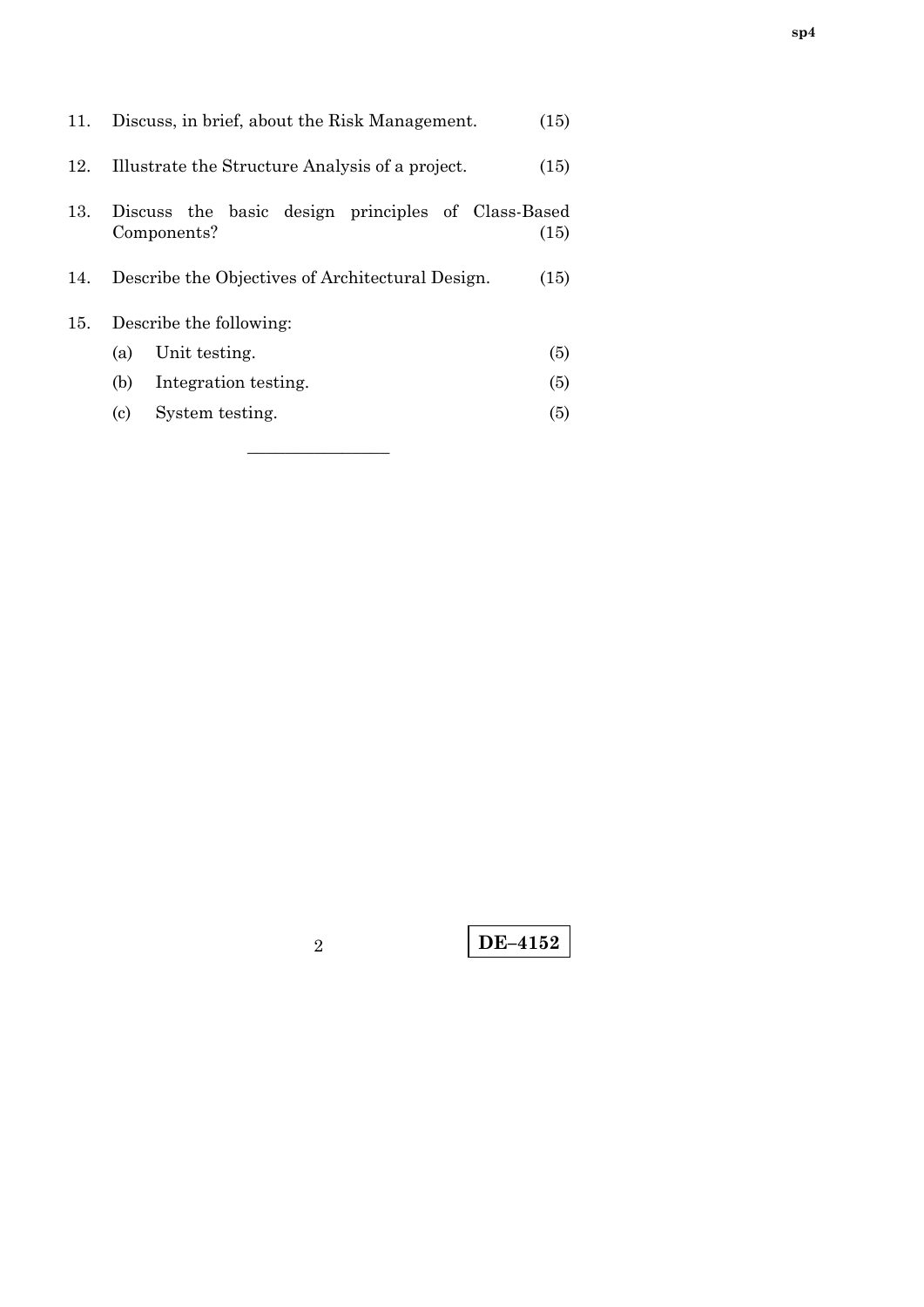11. Discuss, in brief, about the Risk Management. (15)

12. Illustrate the Structure Analysis of a project. (15)

13. Discuss the basic design principles of Class-Based Components? (15)

14. Describe the Objectives of Architectural Design. (15)

15. Describe the following:

    (a) Unit testing. (5)

    (b) Integration testing. (5)

    (c) System testing. (5)

———————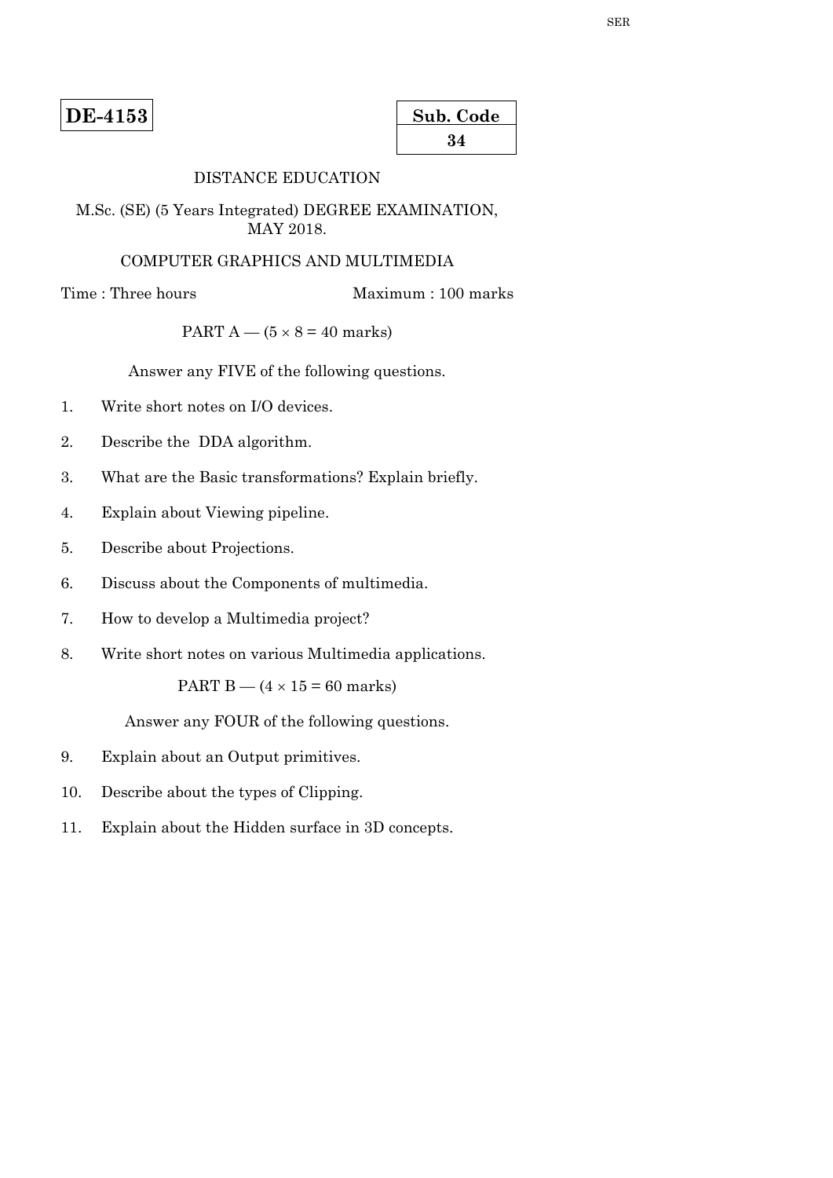**DE-4153**

| Sub. Code |
|---|
| 34 |

DISTANCE EDUCATION

M.Sc. (SE) (5 Years Integrated) DEGREE EXAMINATION, MAY 2018.

COMPUTER GRAPHICS AND MULTIMEDIA

Time : Three hours Maximum : 100 marks

PART A — ($5 \times 8 = 40$ marks)

Answer any FIVE of the following questions.

1. Write short notes on I/O devices.

2. Describe the DDA algorithm.

3. What are the Basic transformations? Explain briefly.

4. Explain about Viewing pipeline.

5. Describe about Projections.

6. Discuss about the Components of multimedia.

7. How to develop a Multimedia project?

8. Write short notes on various Multimedia applications.

PART B — ($4 \times 15 = 60$ marks)

Answer any FOUR of the following questions.

9. Explain about an Output primitives.

10. Describe about the types of Clipping.

11. Explain about the Hidden surface in 3D concepts.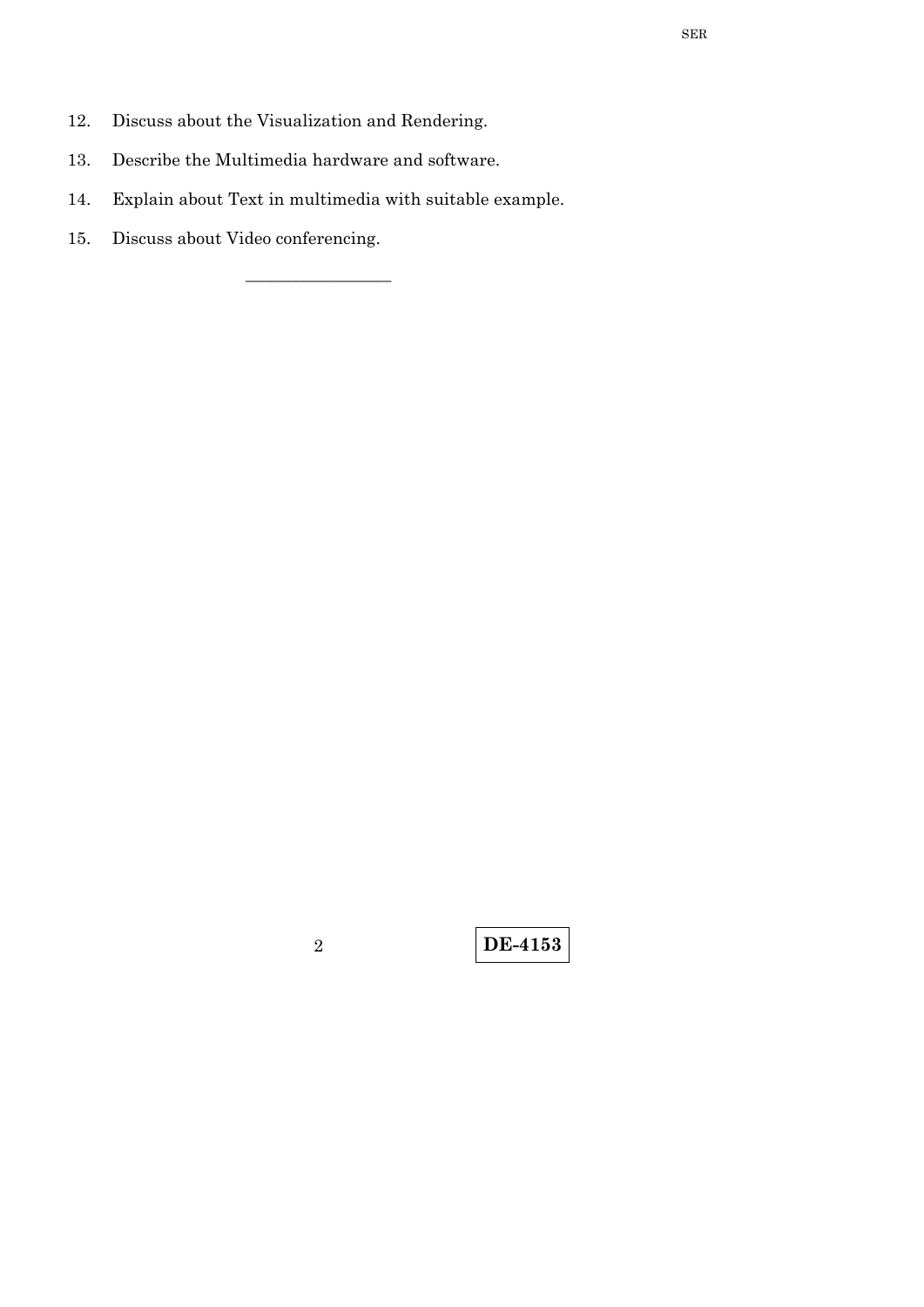12. Discuss about the Visualization and Rendering.
13. Describe the Multimedia hardware and software.
14. Explain about Text in multimedia with suitable example.
15. Discuss about Video conferencing.

———————

**DE-4153**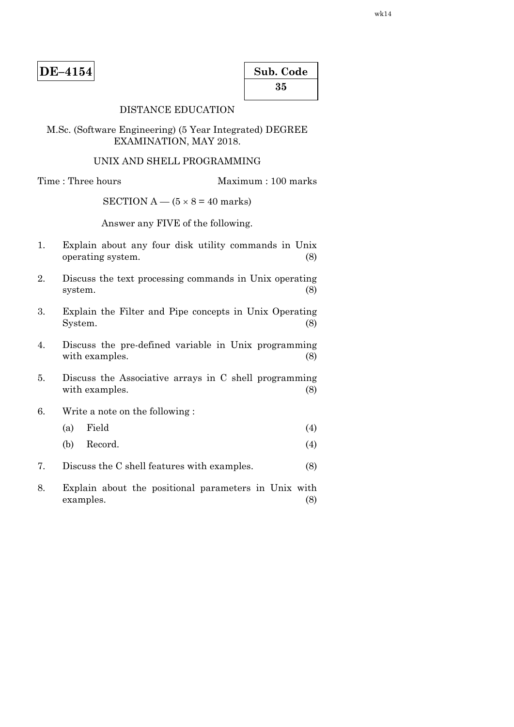**DE–4154**

**Sub. Code**
**35**

DISTANCE EDUCATION

M.Sc. (Software Engineering) (5 Year Integrated) DEGREE EXAMINATION, MAY 2018.

UNIX AND SHELL PROGRAMMING

Time : Three hours Maximum : 100 marks

SECTION A — (5 × 8 = 40 marks)

Answer any FIVE of the following.

1. Explain about any four disk utility commands in Unix operating system. (8)

2. Discuss the text processing commands in Unix operating system. (8)

3. Explain the Filter and Pipe concepts in Unix Operating System. (8)

4. Discuss the pre-defined variable in Unix programming with examples. (8)

5. Discuss the Associative arrays in C shell programming with examples. (8)

6. Write a note on the following :

   (a) Field (4)

   (b) Record. (4)

7. Discuss the C shell features with examples. (8)

8. Explain about the positional parameters in Unix with examples. (8)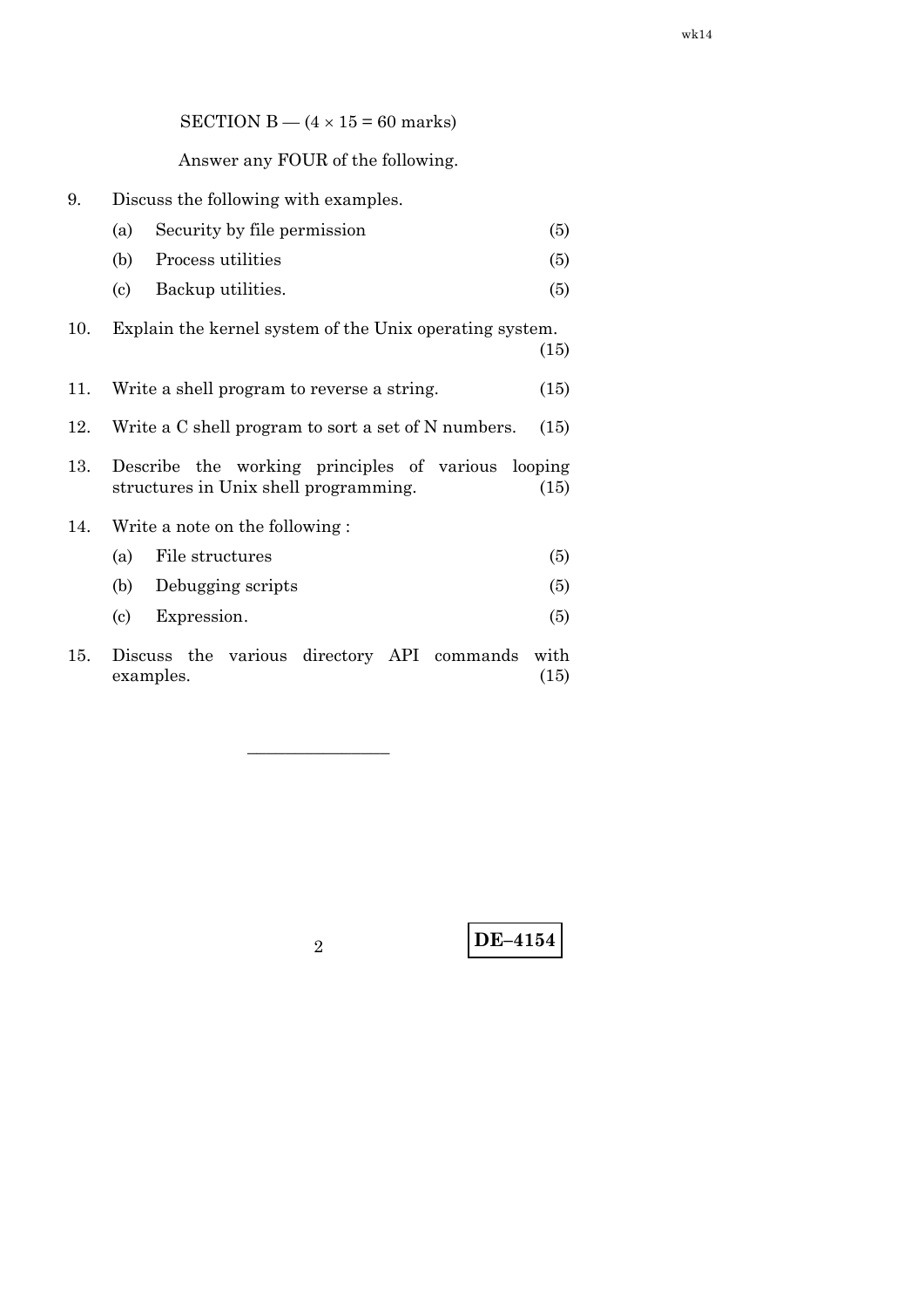SECTION B — ($4 \times 15 = 60$ marks)

Answer any FOUR of the following.

9. Discuss the following with examples.

   (a) Security by file permission (5)

   (b) Process utilities (5)

   (c) Backup utilities. (5)

10. Explain the kernel system of the Unix operating system. (15)

11. Write a shell program to reverse a string. (15)

12. Write a C shell program to sort a set of N numbers. (15)

13. Describe the working principles of various looping structures in Unix shell programming. (15)

14. Write a note on the following :

    (a) File structures (5)

    (b) Debugging scripts (5)

    (c) Expression. (5)

15. Discuss the various directory API commands with examples. (15)

———————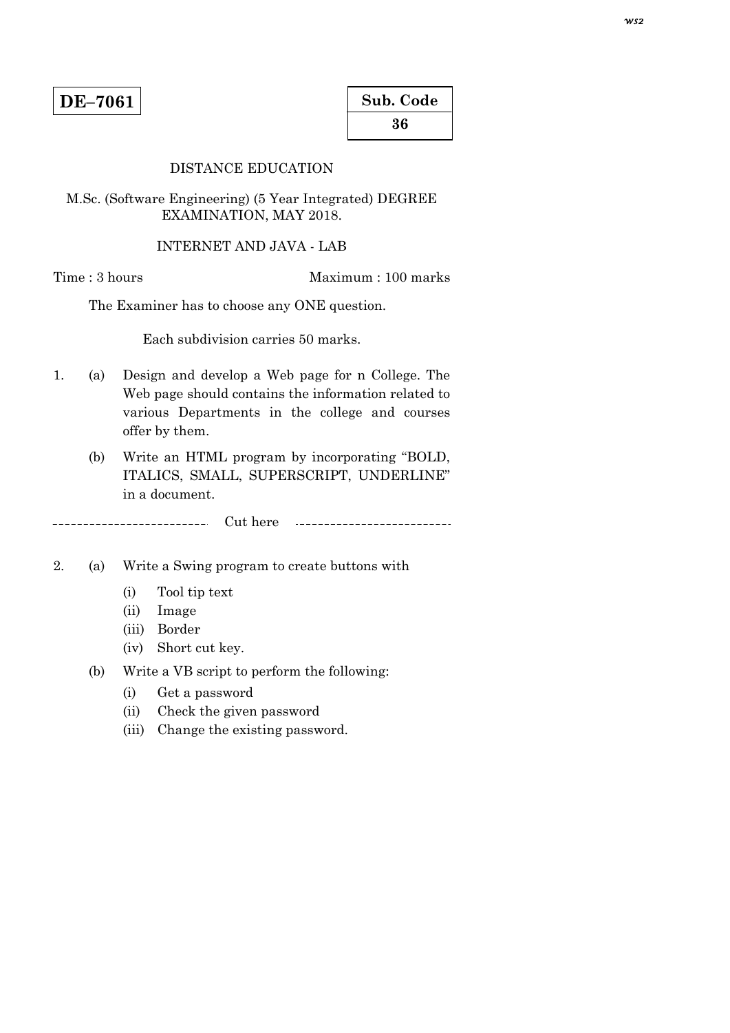**DE–7061**

**Sub. Code**
**36**

DISTANCE EDUCATION

M.Sc. (Software Engineering) (5 Year Integrated) DEGREE EXAMINATION, MAY 2018.

INTERNET AND JAVA - LAB

Time : 3 hours Maximum : 100 marks

The Examiner has to choose any ONE question.

Each subdivision carries 50 marks.

1. (a) Design and develop a Web page for n College. The Web page should contains the information related to various Departments in the college and courses offer by them.

   (b) Write an HTML program by incorporating "BOLD, ITALICS, SMALL, SUPERSCRIPT, UNDERLINE" in a document.

-------------------------- Cut here --------------------------

2. (a) Write a Swing program to create buttons with

      (i) Tool tip text

      (ii) Image

      (iii) Border

      (iv) Short cut key.

   (b) Write a VB script to perform the following:

      (i) Get a password

      (ii) Check the given password

      (iii) Change the existing password.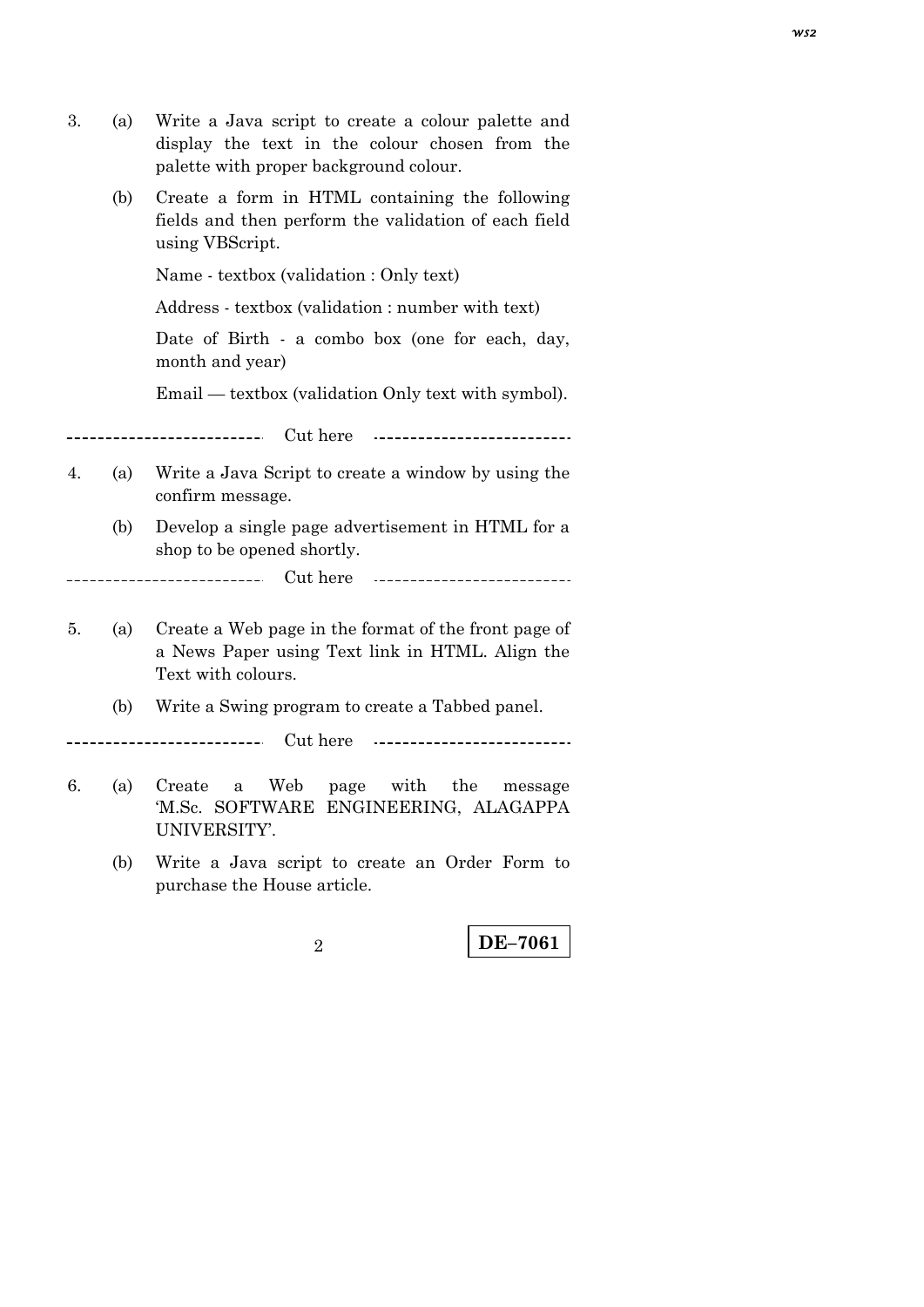3. (a) Write a Java script to create a colour palette and display the text in the colour chosen from the palette with proper background colour.

   (b) Create a form in HTML containing the following fields and then perform the validation of each field using VBScript.

   Name - textbox (validation : Only text)

   Address - textbox (validation : number with text)

   Date of Birth - a combo box (one for each, day, month and year)

   Email — textbox (validation Only text with symbol).

-------------------------- Cut here --------------------------

4. (a) Write a Java Script to create a window by using the confirm message.

   (b) Develop a single page advertisement in HTML for a shop to be opened shortly.

-------------------------- Cut here --------------------------

5. (a) Create a Web page in the format of the front page of a News Paper using Text link in HTML. Align the Text with colours.

   (b) Write a Swing program to create a Tabbed panel.

-------------------------- Cut here --------------------------

6. (a) Create a Web page with the message 'M.Sc. SOFTWARE ENGINEERING, ALAGAPPA UNIVERSITY'.

   (b) Write a Java script to create an Order Form to purchase the House article.

**DE–7061**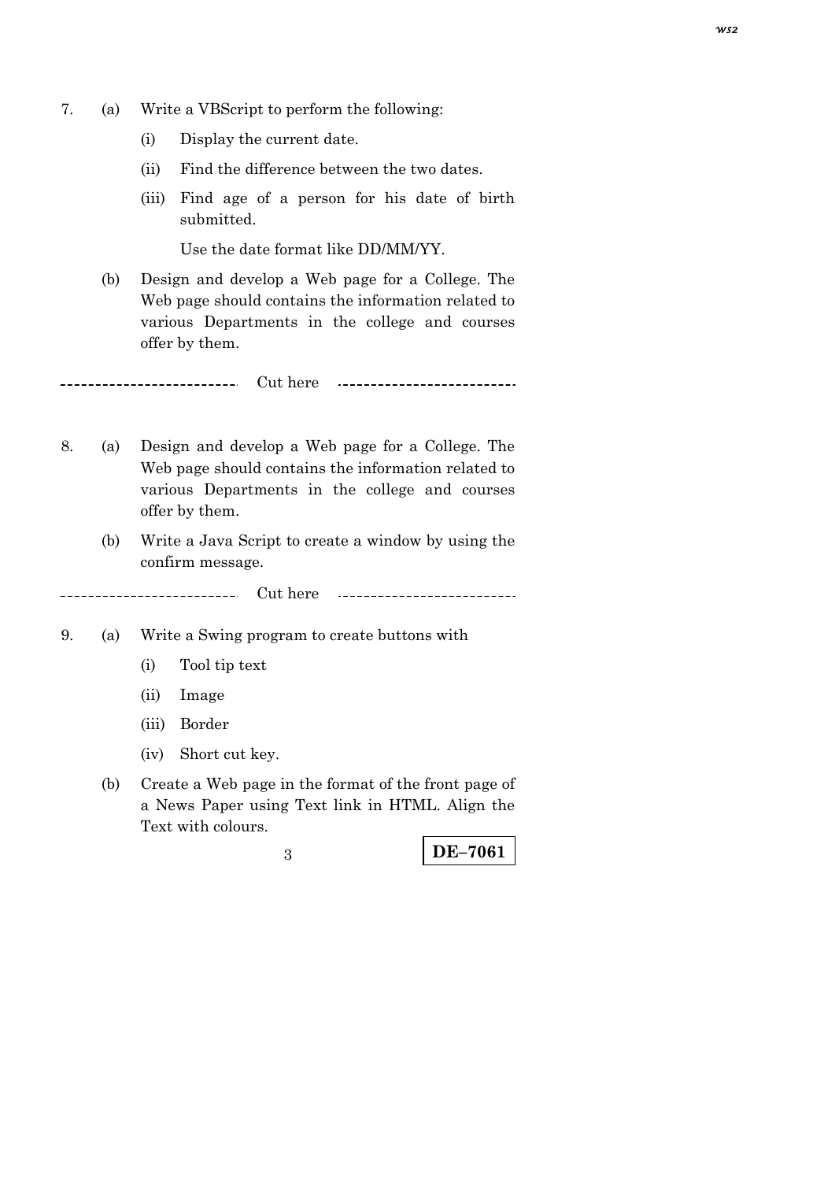7. (a) Write a VBScript to perform the following:

   (i) Display the current date.

   (ii) Find the difference between the two dates.

   (iii) Find age of a person for his date of birth submitted.

   Use the date format like DD/MM/YY.

   (b) Design and develop a Web page for a College. The Web page should contains the information related to various Departments in the college and courses offer by them.

-------------------------- Cut here --------------------------

8. (a) Design and develop a Web page for a College. The Web page should contains the information related to various Departments in the college and courses offer by them.

   (b) Write a Java Script to create a window by using the confirm message.

-------------------------- Cut here --------------------------

9. (a) Write a Swing program to create buttons with

   (i) Tool tip text

   (ii) Image

   (iii) Border

   (iv) Short cut key.

   (b) Create a Web page in the format of the front page of a News Paper using Text link in HTML. Align the Text with colours.

**DE–7061**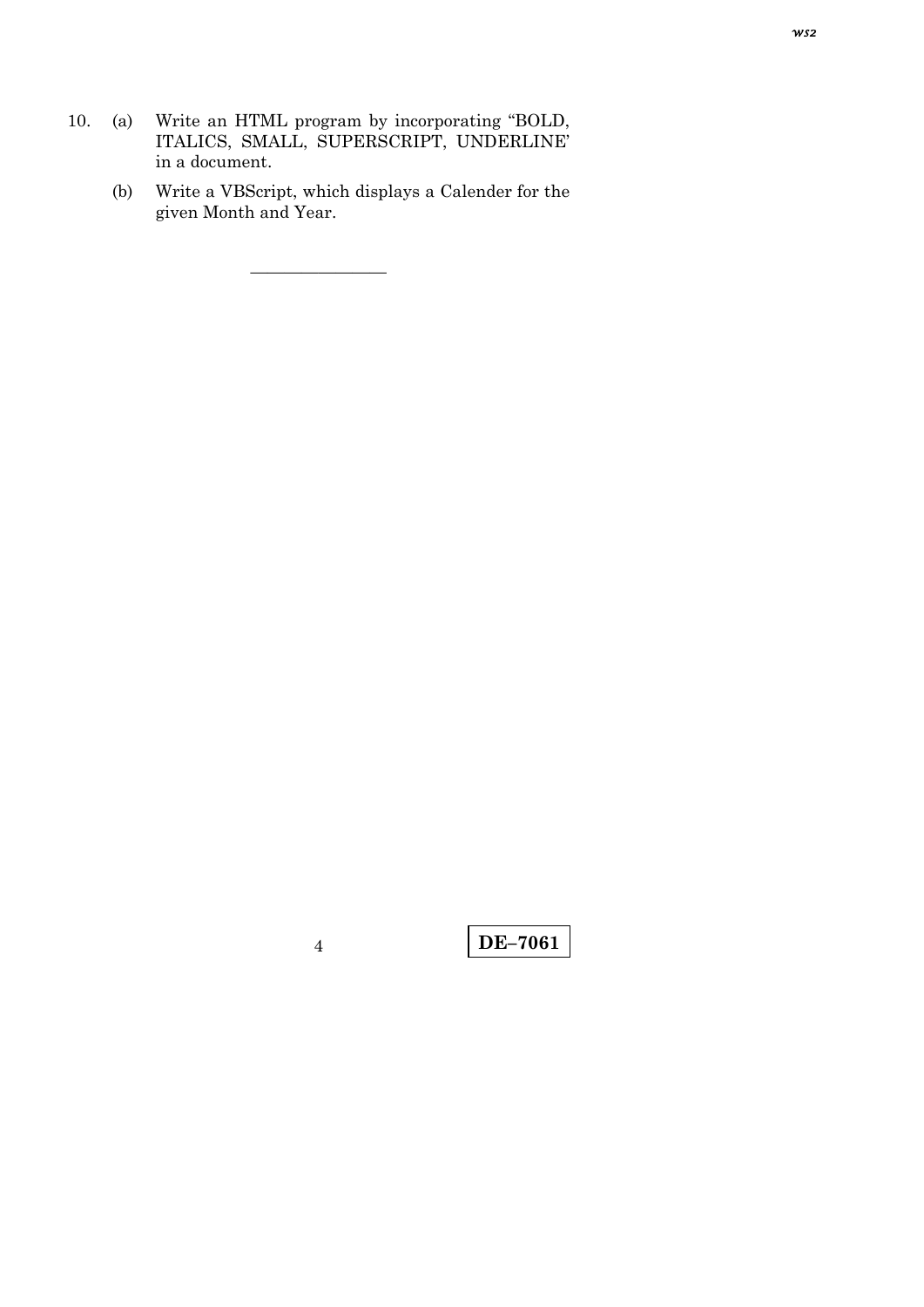10. (a) Write an HTML program by incorporating "BOLD, ITALICS, SMALL, SUPERSCRIPT, UNDERLINE' in a document.

    (b) Write a VBScript, which displays a Calender for the given Month and Year.

————————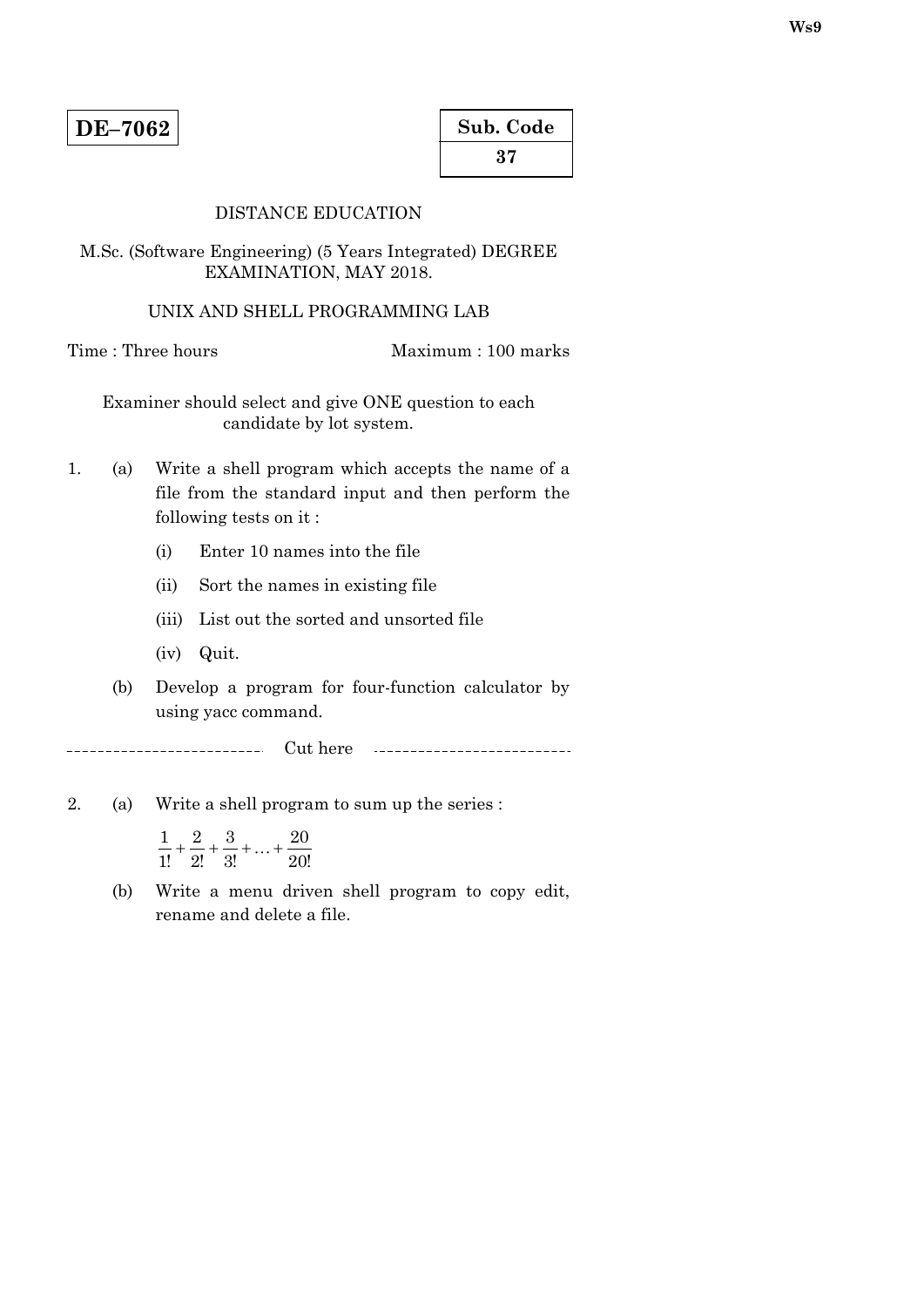**DE–7062**

**Sub. Code**

**37**

DISTANCE EDUCATION

M.Sc. (Software Engineering) (5 Years Integrated) DEGREE EXAMINATION, MAY 2018.

UNIX AND SHELL PROGRAMMING LAB

Time : Three hours                                                            Maximum : 100 marks

Examiner should select and give ONE question to each candidate by lot system.

1. (a) Write a shell program which accepts the name of a file from the standard input and then perform the following tests on it :

   (i) Enter 10 names into the file

   (ii) Sort the names in existing file

   (iii) List out the sorted and unsorted file

   (iv) Quit.

   (b) Develop a program for four-function calculator by using yacc command.

------------------------------ Cut here ------------------------------

2. (a) Write a shell program to sum up the series :

$$\frac{1}{1!} + \frac{2}{2!} + \frac{3}{3!} + \ldots + \frac{20}{20!}$$

   (b) Write a menu driven shell program to copy edit, rename and delete a file.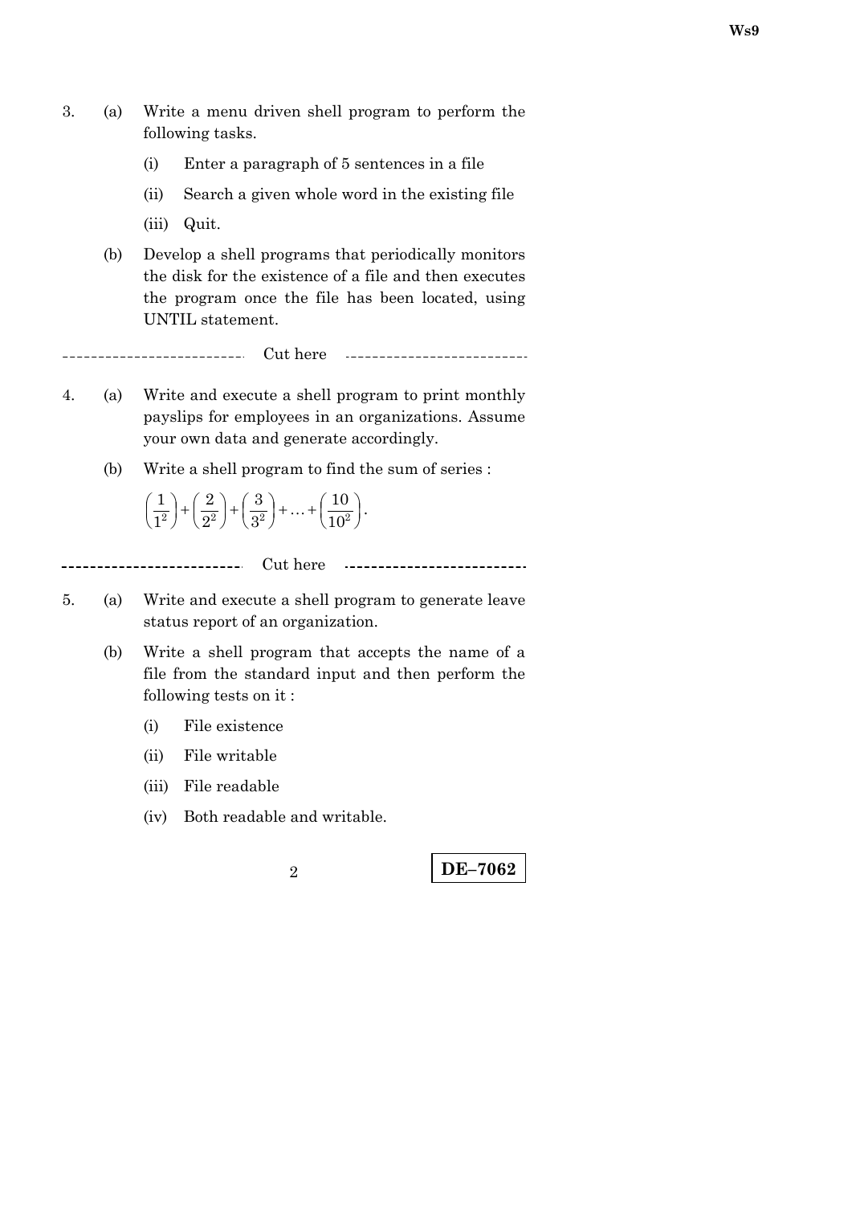3. (a) Write a menu driven shell program to perform the following tasks.

   (i) Enter a paragraph of 5 sentences in a file

   (ii) Search a given whole word in the existing file

   (iii) Quit.

   (b) Develop a shell programs that periodically monitors the disk for the existence of a file and then executes the program once the file has been located, using UNTIL statement.

-------------------------- Cut here --------------------------

4. (a) Write and execute a shell program to print monthly payslips for employees in an organizations. Assume your own data and generate accordingly.

   (b) Write a shell program to find the sum of series :

$$\left(\frac{1}{1^2}\right)+\left(\frac{2}{2^2}\right)+\left(\frac{3}{3^2}\right)+\ldots+\left(\frac{10}{10^2}\right).$$

-------------------------- Cut here --------------------------

5. (a) Write and execute a shell program to generate leave status report of an organization.

   (b) Write a shell program that accepts the name of a file from the standard input and then perform the following tests on it :

   (i) File existence

   (ii) File writable

   (iii) File readable

   (iv) Both readable and writable.

**DE–7062**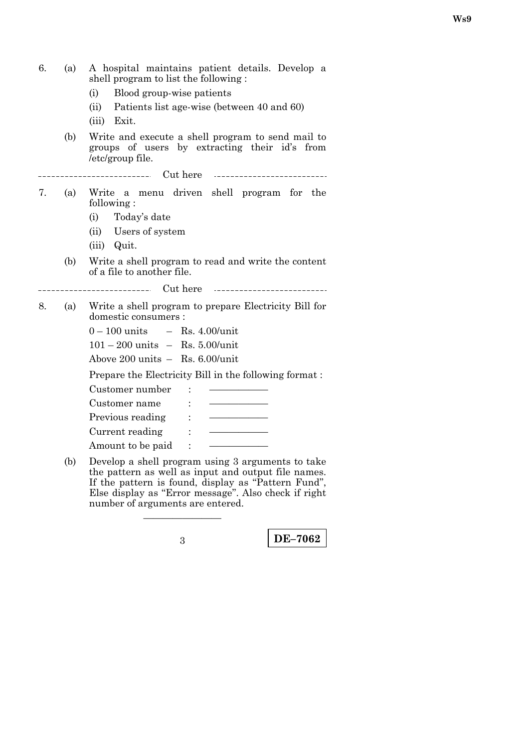6. (a) A hospital maintains patient details. Develop a shell program to list the following :

   (i) Blood group-wise patients

   (ii) Patients list age-wise (between 40 and 60)

   (iii) Exit.

   (b) Write and execute a shell program to send mail to groups of users by extracting their id's from /etc/group file.

---------------------------- Cut here ----------------------------

7. (a) Write a menu driven shell program for the following :

   (i) Today's date

   (ii) Users of system

   (iii) Quit.

   (b) Write a shell program to read and write the content of a file to another file.

---------------------------- Cut here ----------------------------

8. (a) Write a shell program to prepare Electricity Bill for domestic consumers :

   0 – 100 units – Rs. 4.00/unit

   101 – 200 units – Rs. 5.00/unit

   Above 200 units – Rs. 6.00/unit

   Prepare the Electricity Bill in the following format :

   Customer number : ____________

   Customer name : ____________

   Previous reading : ____________

   Current reading : ____________

   Amount to be paid : ____________

   (b) Develop a shell program using 3 arguments to take the pattern as well as input and output file names. If the pattern is found, display as "Pattern Fund", Else display as "Error message". Also check if right number of arguments are entered.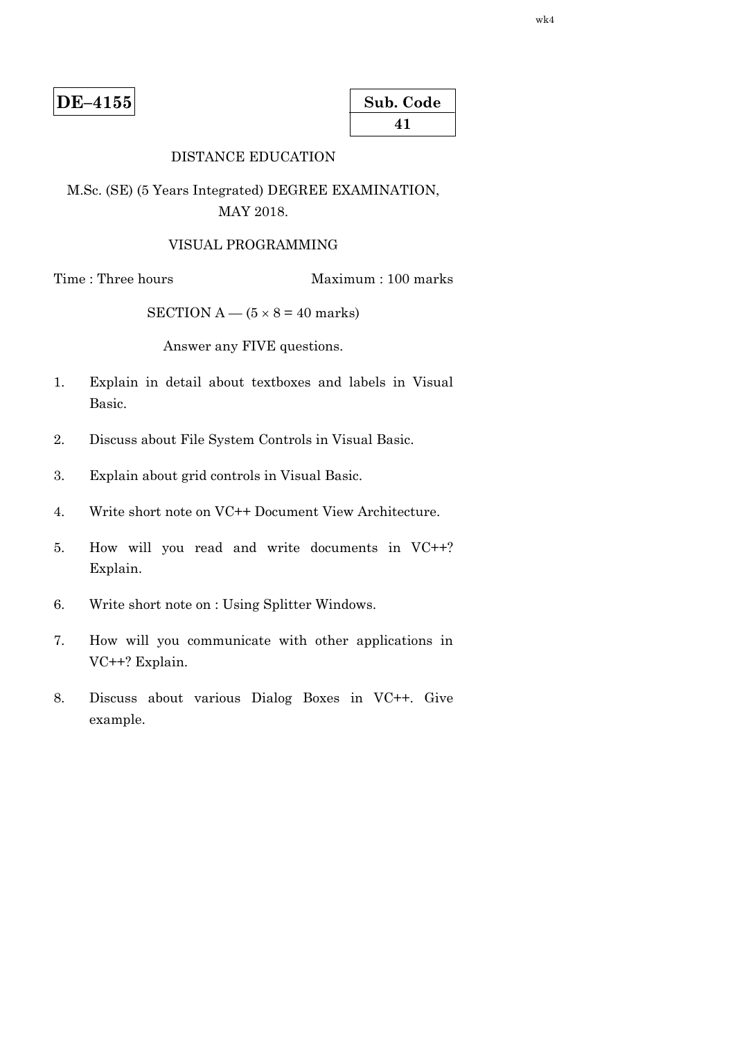wk4

**DE–4155**

| Sub. Code |
|---|
| 41 |

DISTANCE EDUCATION

M.Sc. (SE) (5 Years Integrated) DEGREE EXAMINATION, MAY 2018.

VISUAL PROGRAMMING

Time : Three hours                Maximum : 100 marks

SECTION A — (5 × 8 = 40 marks)

Answer any FIVE questions.

1. Explain in detail about textboxes and labels in Visual Basic.

2. Discuss about File System Controls in Visual Basic.

3. Explain about grid controls in Visual Basic.

4. Write short note on VC++ Document View Architecture.

5. How will you read and write documents in VC++? Explain.

6. Write short note on : Using Splitter Windows.

7. How will you communicate with other applications in VC++? Explain.

8. Discuss about various Dialog Boxes in VC++. Give example.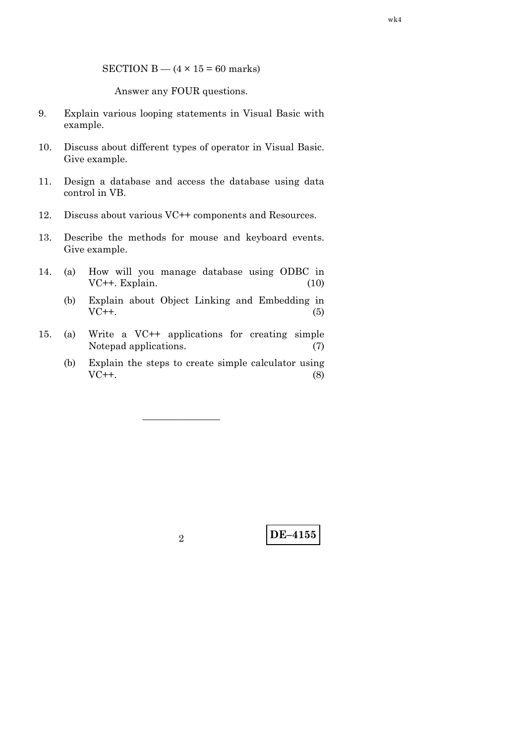SECTION B — (4 × 15 = 60 marks)

Answer any FOUR questions.

9. Explain various looping statements in Visual Basic with example.

10. Discuss about different types of operator in Visual Basic. Give example.

11. Design a database and access the database using data control in VB.

12. Discuss about various VC++ components and Resources.

13. Describe the methods for mouse and keyboard events. Give example.

14. (a) How will you manage database using ODBC in VC++. Explain. (10)

    (b) Explain about Object Linking and Embedding in VC++. (5)

15. (a) Write a VC++ applications for creating simple Notepad applications. (7)

    (b) Explain the steps to create simple calculator using VC++. (8)

———————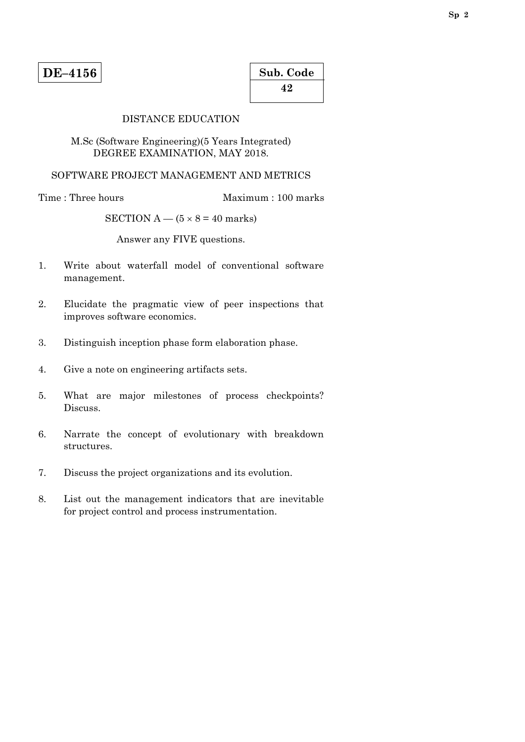**DE–4156**

| Sub. Code |
|---|
| 42 |

DISTANCE EDUCATION

M.Sc (Software Engineering)(5 Years Integrated) DEGREE EXAMINATION, MAY 2018.

SOFTWARE PROJECT MANAGEMENT AND METRICS

Time : Three hours　　　　　　Maximum : 100 marks

SECTION A — (5 × 8 = 40 marks)

Answer any FIVE questions.

1. Write about waterfall model of conventional software management.

2. Elucidate the pragmatic view of peer inspections that improves software economics.

3. Distinguish inception phase form elaboration phase.

4. Give a note on engineering artifacts sets.

5. What are major milestones of process checkpoints? Discuss.

6. Narrate the concept of evolutionary with breakdown structures.

7. Discuss the project organizations and its evolution.

8. List out the management indicators that are inevitable for project control and process instrumentation.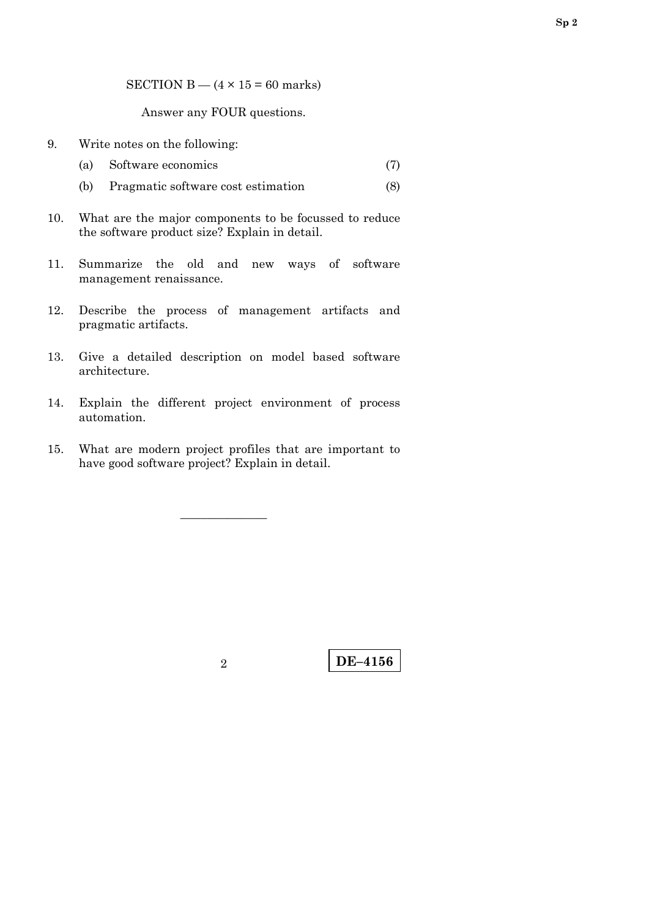SECTION B — (4 × 15 = 60 marks)

Answer any FOUR questions.

9. Write notes on the following:

   (a) Software economics (7)

   (b) Pragmatic software cost estimation (8)

10. What are the major components to be focussed to reduce the software product size? Explain in detail.

11. Summarize the old and new ways of software management renaissance.

12. Describe the process of management artifacts and pragmatic artifacts.

13. Give a detailed description on model based software architecture.

14. Explain the different project environment of process automation.

15. What are modern project profiles that are important to have good software project? Explain in detail.

———————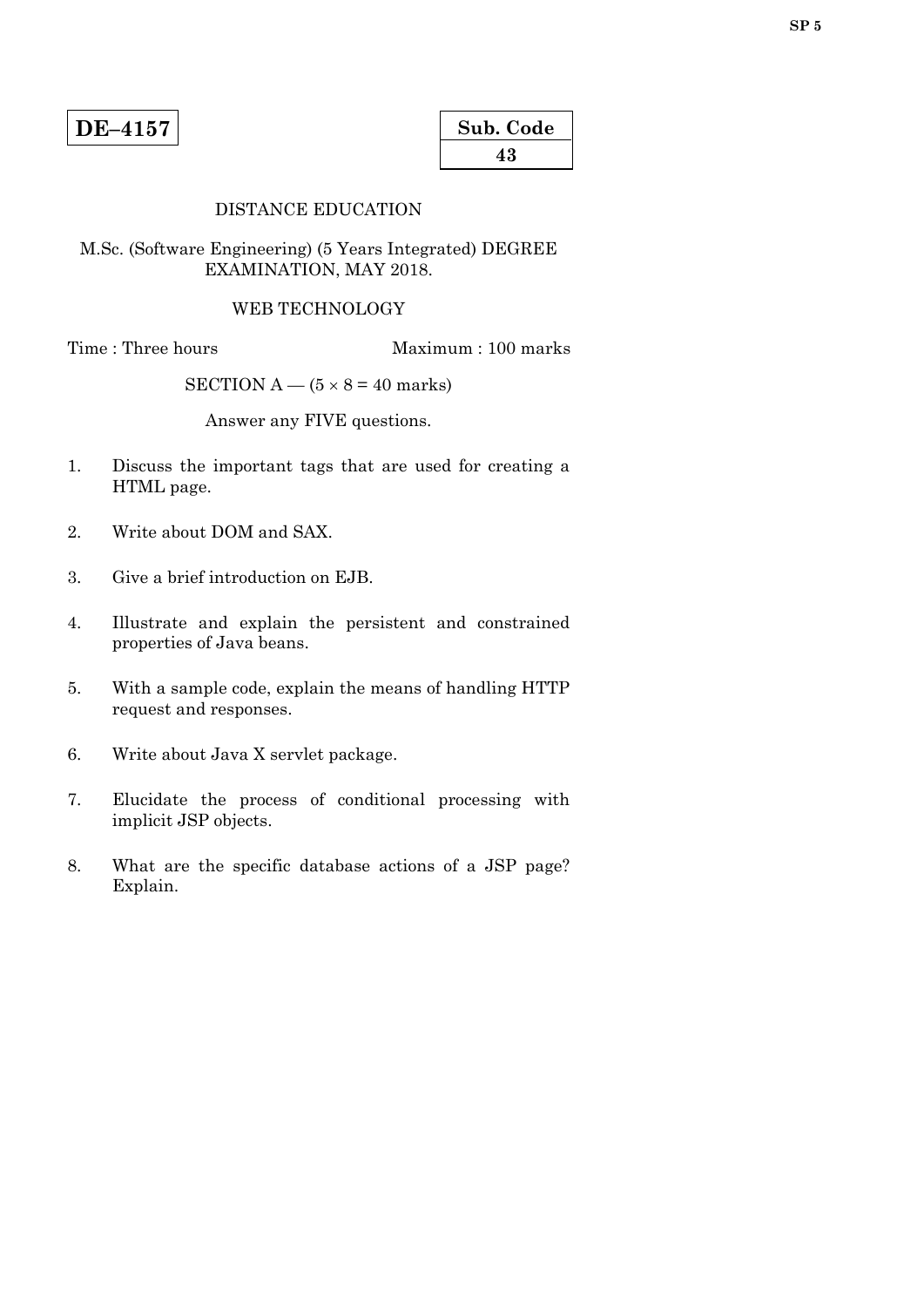**DE–4157**

| Sub. Code |
|---|
| 43 |

DISTANCE EDUCATION

M.Sc. (Software Engineering) (5 Years Integrated) DEGREE EXAMINATION, MAY 2018.

WEB TECHNOLOGY

Time : Three hours Maximum : 100 marks

SECTION A — (5 × 8 = 40 marks)

Answer any FIVE questions.

1. Discuss the important tags that are used for creating a HTML page.

2. Write about DOM and SAX.

3. Give a brief introduction on EJB.

4. Illustrate and explain the persistent and constrained properties of Java beans.

5. With a sample code, explain the means of handling HTTP request and responses.

6. Write about Java X servlet package.

7. Elucidate the process of conditional processing with implicit JSP objects.

8. What are the specific database actions of a JSP page? Explain.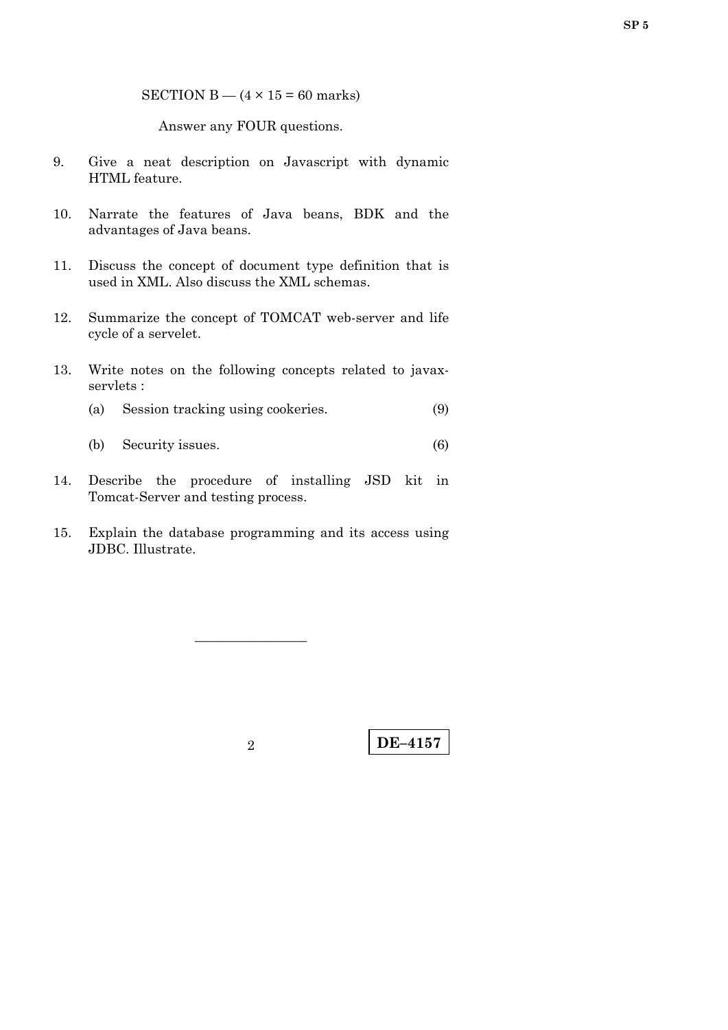SECTION B — (4 × 15 = 60 marks)

Answer any FOUR questions.

9. Give a neat description on Javascript with dynamic HTML feature.

10. Narrate the features of Java beans, BDK and the advantages of Java beans.

11. Discuss the concept of document type definition that is used in XML. Also discuss the XML schemas.

12. Summarize the concept of TOMCAT web-server and life cycle of a servelet.

13. Write notes on the following concepts related to javax-servlets :

    (a) Session tracking using cookeries. (9)

    (b) Security issues. (6)

14. Describe the procedure of installing JSD kit in Tomcat-Server and testing process.

15. Explain the database programming and its access using JDBC. Illustrate.

————————

**DE–4157**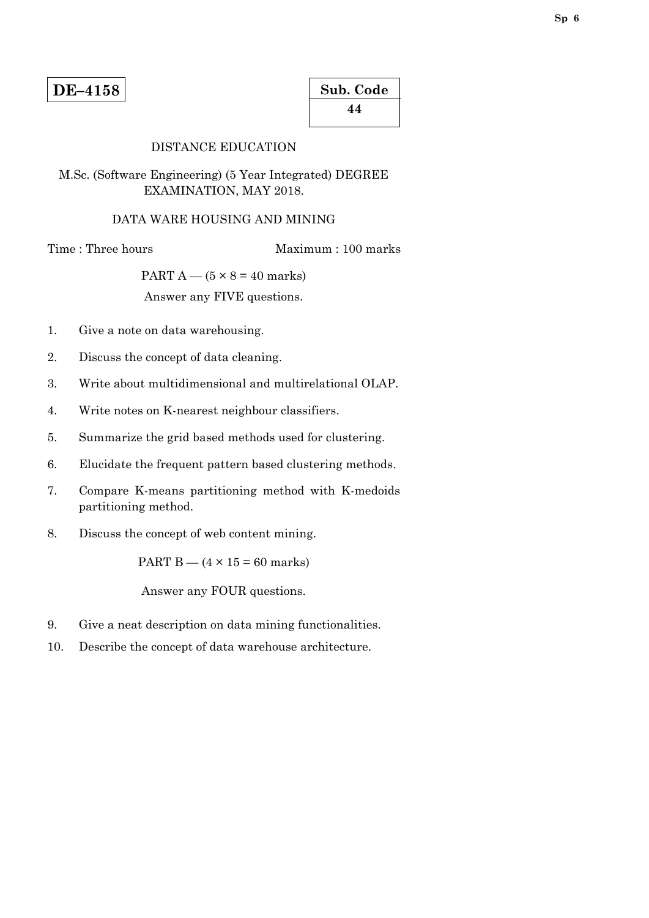**DE–4158**

| Sub. Code |
|---|
| 44 |

DISTANCE EDUCATION

M.Sc. (Software Engineering) (5 Year Integrated) DEGREE EXAMINATION, MAY 2018.

DATA WARE HOUSING AND MINING

Time : Three hours                                        Maximum : 100 marks

PART A — (5 × 8 = 40 marks)

Answer any FIVE questions.

1. Give a note on data warehousing.
2. Discuss the concept of data cleaning.
3. Write about multidimensional and multirelational OLAP.
4. Write notes on K-nearest neighbour classifiers.
5. Summarize the grid based methods used for clustering.
6. Elucidate the frequent pattern based clustering methods.
7. Compare K-means partitioning method with K-medoids partitioning method.
8. Discuss the concept of web content mining.

PART B — (4 × 15 = 60 marks)

Answer any FOUR questions.

9. Give a neat description on data mining functionalities.
10. Describe the concept of data warehouse architecture.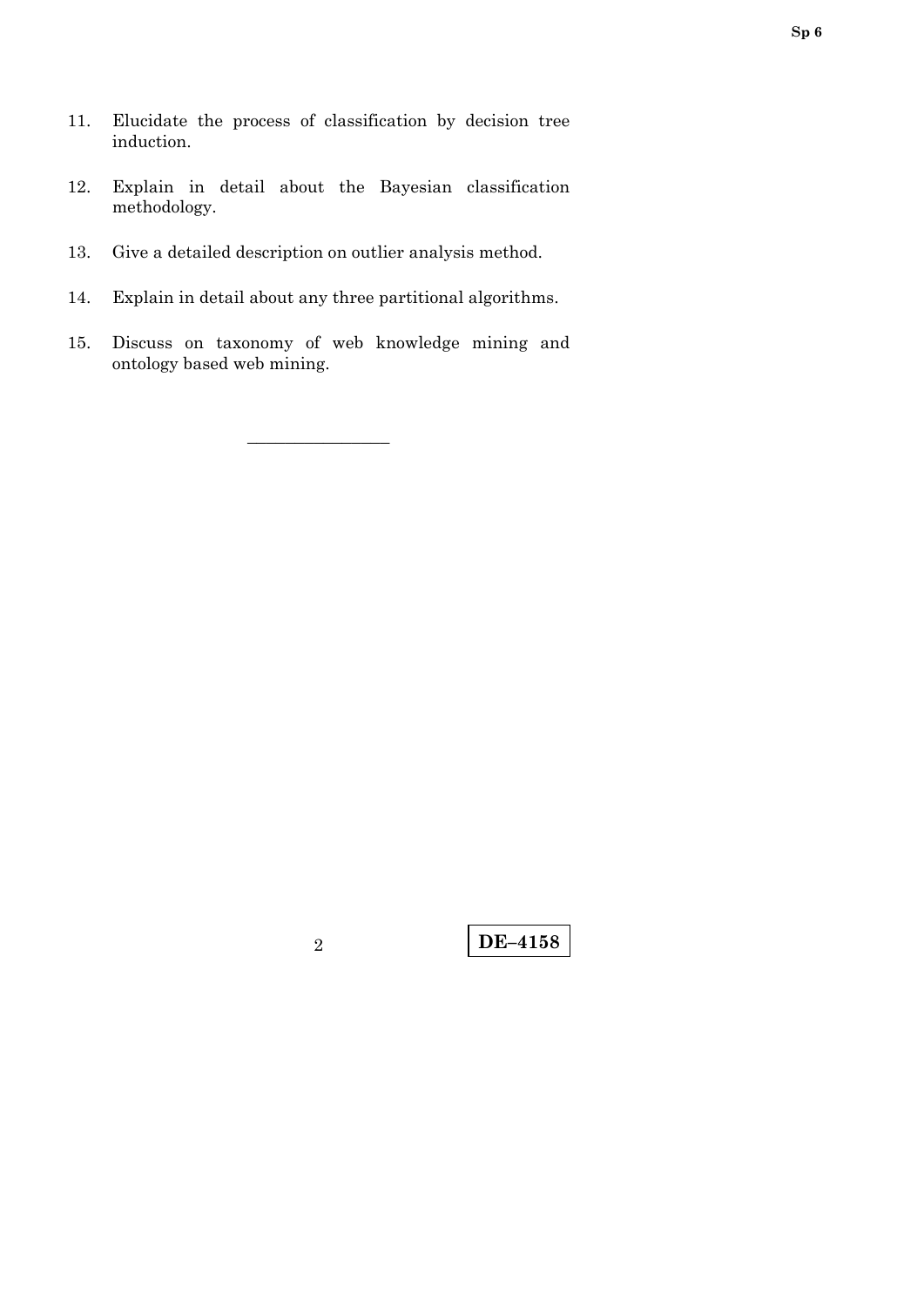11. Elucidate the process of classification by decision tree induction.

12. Explain in detail about the Bayesian classification methodology.

13. Give a detailed description on outlier analysis method.

14. Explain in detail about any three partitional algorithms.

15. Discuss on taxonomy of web knowledge mining and ontology based web mining.

———————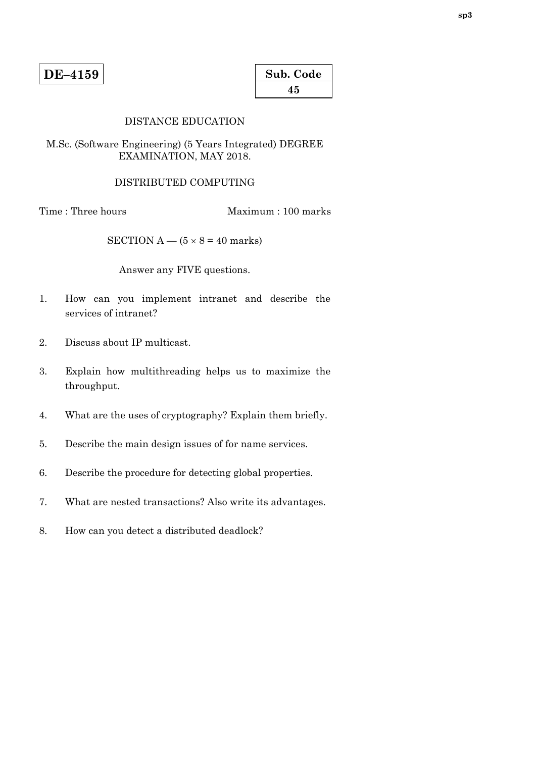**DE–4159**

| Sub. Code |
|---|
| 45 |

DISTANCE EDUCATION

M.Sc. (Software Engineering) (5 Years Integrated) DEGREE EXAMINATION, MAY 2018.

DISTRIBUTED COMPUTING

Time : Three hours Maximum : 100 marks

SECTION A — ($5 \times 8 = 40$ marks)

Answer any FIVE questions.

1. How can you implement intranet and describe the services of intranet?

2. Discuss about IP multicast.

3. Explain how multithreading helps us to maximize the throughput.

4. What are the uses of cryptography? Explain them briefly.

5. Describe the main design issues of for name services.

6. Describe the procedure for detecting global properties.

7. What are nested transactions? Also write its advantages.

8. How can you detect a distributed deadlock?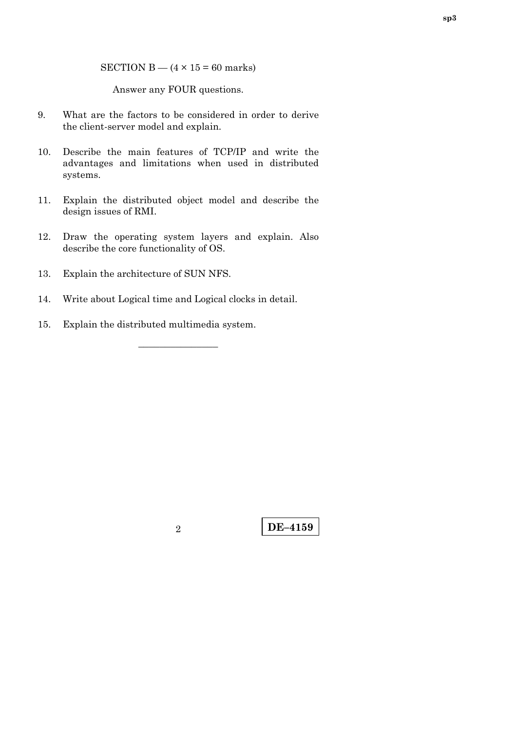SECTION B — ($4 \times 15 = 60$ marks)

Answer any FOUR questions.

9. What are the factors to be considered in order to derive the client-server model and explain.

10. Describe the main features of TCP/IP and write the advantages and limitations when used in distributed systems.

11. Explain the distributed object model and describe the design issues of RMI.

12. Draw the operating system layers and explain. Also describe the core functionality of OS.

13. Explain the architecture of SUN NFS.

14. Write about Logical time and Logical clocks in detail.

15. Explain the distributed multimedia system.

————————

**DE–4159**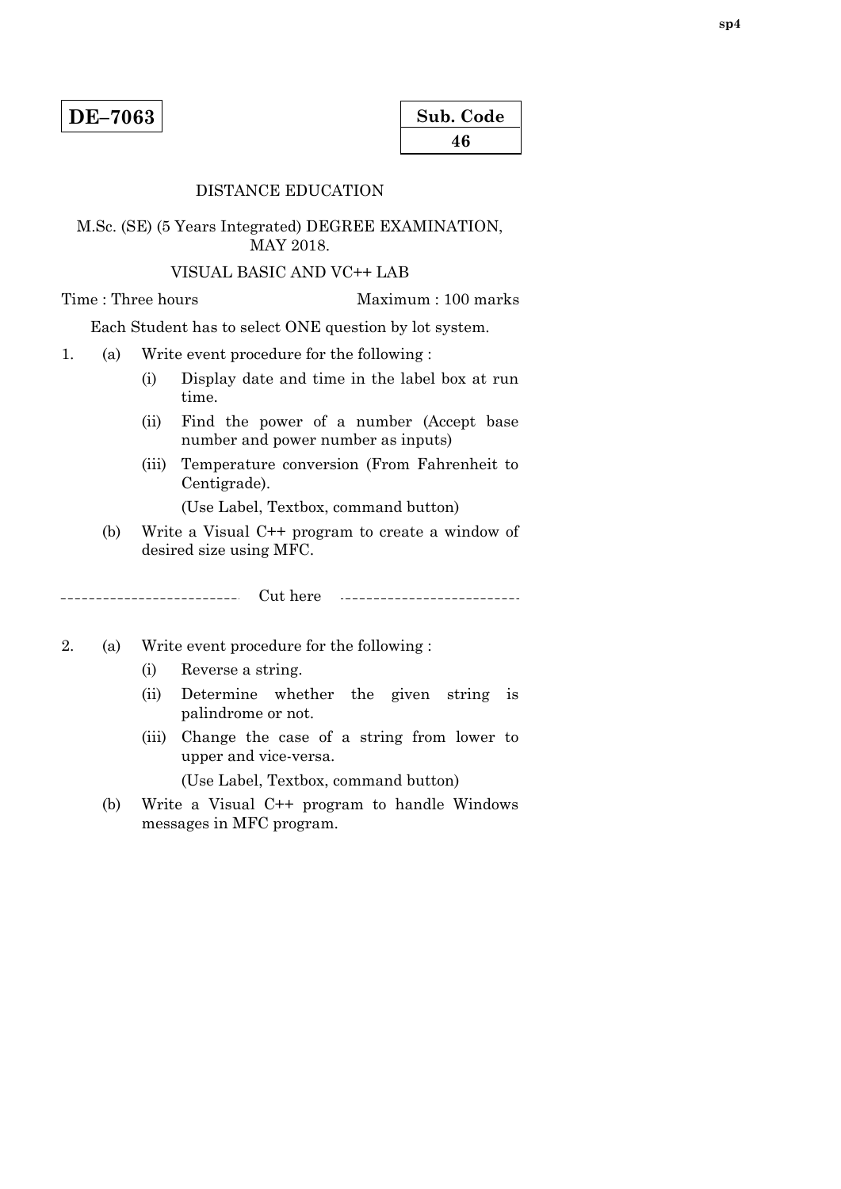**DE–7063**

| Sub. Code |
|---|
| 46 |

DISTANCE EDUCATION

M.Sc. (SE) (5 Years Integrated) DEGREE EXAMINATION, MAY 2018.

VISUAL BASIC AND VC++ LAB

Time : Three hours    Maximum : 100 marks

Each Student has to select ONE question by lot system.

1. (a) Write event procedure for the following :

   (i) Display date and time in the label box at run time.

   (ii) Find the power of a number (Accept base number and power number as inputs)

   (iii) Temperature conversion (From Fahrenheit to Centigrade).

   (Use Label, Textbox, command button)

   (b) Write a Visual C++ program to create a window of desired size using MFC.

---------------------------- Cut here ----------------------------

2. (a) Write event procedure for the following :

   (i) Reverse a string.

   (ii) Determine whether the given string is palindrome or not.

   (iii) Change the case of a string from lower to upper and vice-versa.

   (Use Label, Textbox, command button)

   (b) Write a Visual C++ program to handle Windows messages in MFC program.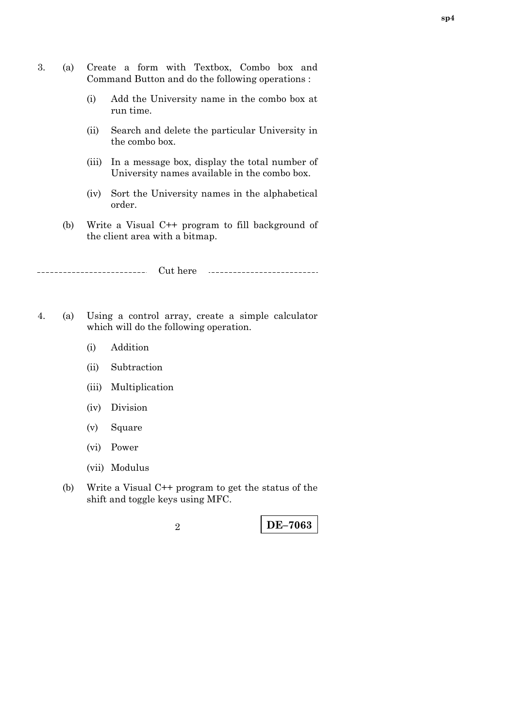3. (a) Create a form with Textbox, Combo box and Command Button and do the following operations :

   (i) Add the University name in the combo box at run time.

   (ii) Search and delete the particular University in the combo box.

   (iii) In a message box, display the total number of University names available in the combo box.

   (iv) Sort the University names in the alphabetical order.

   (b) Write a Visual C++ program to fill background of the client area with a bitmap.

-------------------------- Cut here --------------------------

4. (a) Using a control array, create a simple calculator which will do the following operation.

   (i) Addition

   (ii) Subtraction

   (iii) Multiplication

   (iv) Division

   (v) Square

   (vi) Power

   (vii) Modulus

   (b) Write a Visual C++ program to get the status of the shift and toggle keys using MFC.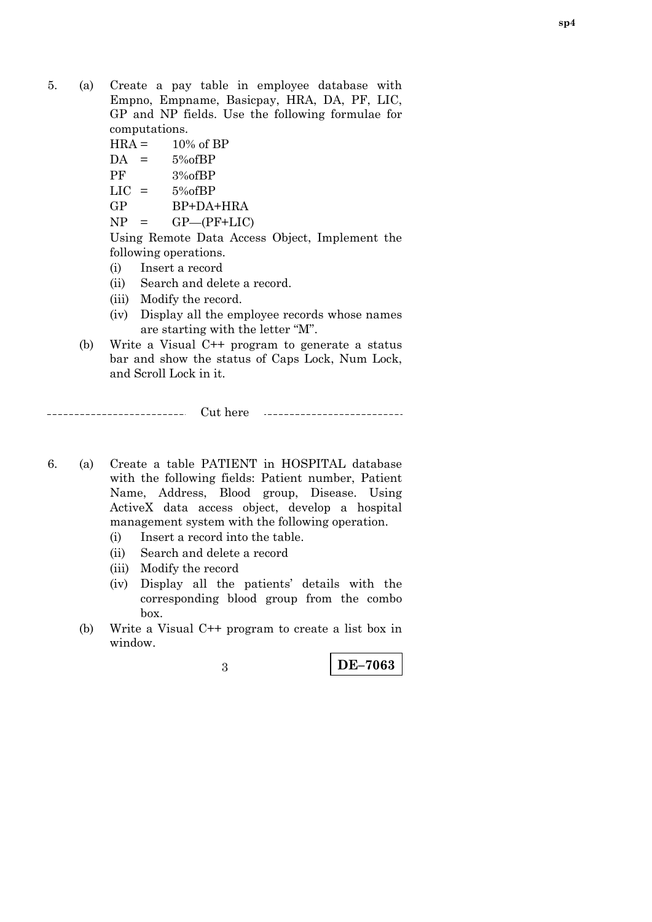5. (a) Create a pay table in employee database with Empno, Empname, Basicpay, HRA, DA, PF, LIC, GP and NP fields. Use the following formulae for computations.

   HRA = 10% of BP

   DA = 5%ofBP

   PF 3%ofBP

   LIC = 5%ofBP

   GP BP+DA+HRA

   NP = GP—(PF+LIC)

   Using Remote Data Access Object, Implement the following operations.

   (i) Insert a record

   (ii) Search and delete a record.

   (iii) Modify the record.

   (iv) Display all the employee records whose names are starting with the letter "M".

   (b) Write a Visual C++ program to generate a status bar and show the status of Caps Lock, Num Lock, and Scroll Lock in it.

---------------------------- Cut here ----------------------------

6. (a) Create a table PATIENT in HOSPITAL database with the following fields: Patient number, Patient Name, Address, Blood group, Disease. Using ActiveX data access object, develop a hospital management system with the following operation.

   (i) Insert a record into the table.

   (ii) Search and delete a record

   (iii) Modify the record

   (iv) Display all the patients' details with the corresponding blood group from the combo box.

   (b) Write a Visual C++ program to create a list box in window.

**DE–7063**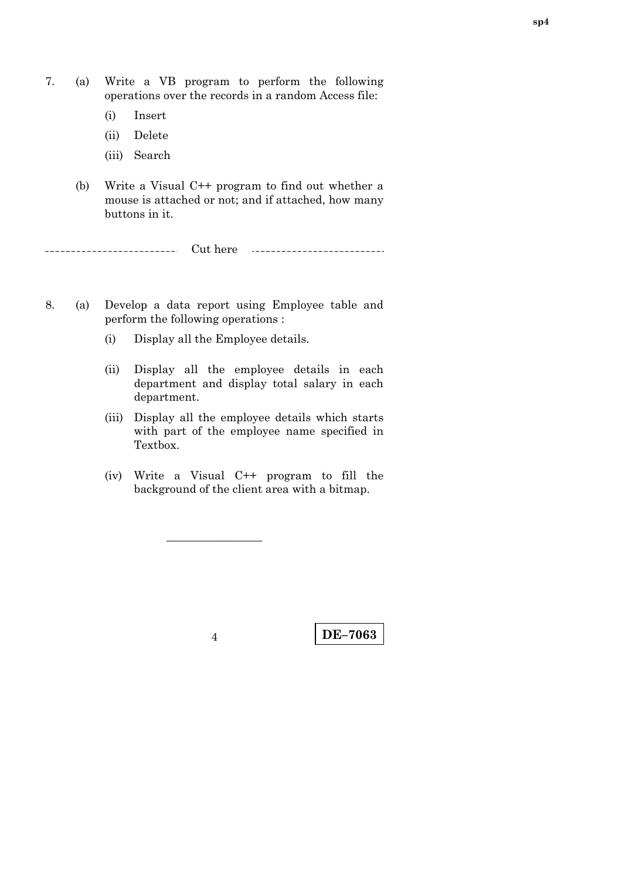7. (a) Write a VB program to perform the following operations over the records in a random Access file:

   (i) Insert

   (ii) Delete

   (iii) Search

   (b) Write a Visual C++ program to find out whether a mouse is attached or not; and if attached, how many buttons in it.

-------------------------- Cut here --------------------------

8. (a) Develop a data report using Employee table and perform the following operations :

   (i) Display all the Employee details.

   (ii) Display all the employee details in each department and display total salary in each department.

   (iii) Display all the employee details which starts with part of the employee name specified in Textbox.

   (iv) Write a Visual C++ program to fill the background of the client area with a bitmap.

DE–7063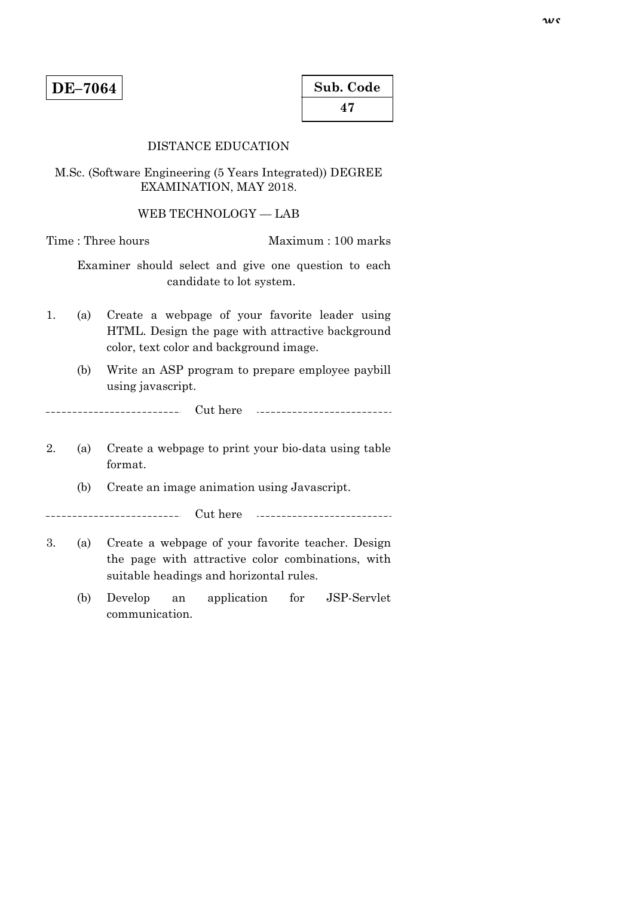**DE–7064**

**Sub. Code**

**47**

DISTANCE EDUCATION

M.Sc. (Software Engineering (5 Years Integrated)) DEGREE EXAMINATION, MAY 2018.

WEB TECHNOLOGY — LAB

Time : Three hours Maximum : 100 marks

Examiner should select and give one question to each candidate to lot system.

1. (a) Create a webpage of your favorite leader using HTML. Design the page with attractive background color, text color and background image.

   (b) Write an ASP program to prepare employee paybill using javascript.

------------------------- Cut here -------------------------

2. (a) Create a webpage to print your bio-data using table format.

   (b) Create an image animation using Javascript.

------------------------- Cut here -------------------------

3. (a) Create a webpage of your favorite teacher. Design the page with attractive color combinations, with suitable headings and horizontal rules.

   (b) Develop an application for JSP-Servlet communication.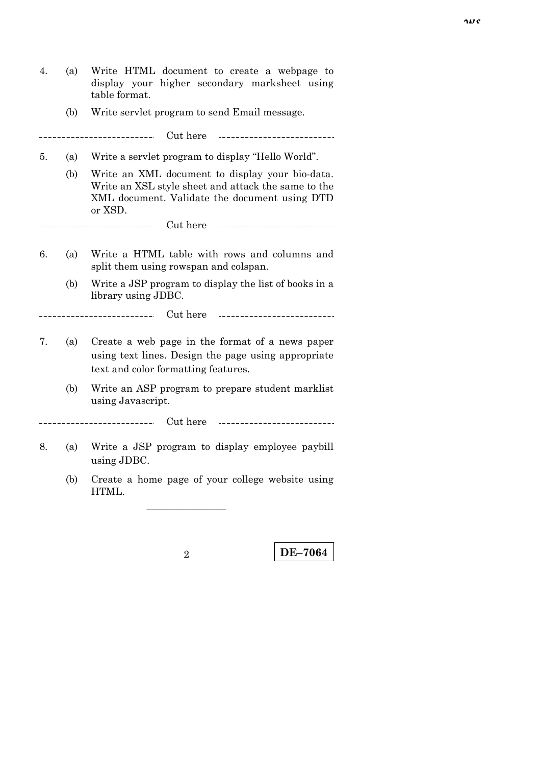4. (a) Write HTML document to create a webpage to display your higher secondary marksheet using table format.

   (b) Write servlet program to send Email message.

--------------------------- Cut here ---------------------------

5. (a) Write a servlet program to display "Hello World".

   (b) Write an XML document to display your bio-data. Write an XSL style sheet and attack the same to the XML document. Validate the document using DTD or XSD.

--------------------------- Cut here ---------------------------

6. (a) Write a HTML table with rows and columns and split them using rowspan and colspan.

   (b) Write a JSP program to display the list of books in a library using JDBC.

--------------------------- Cut here ---------------------------

7. (a) Create a web page in the format of a news paper using text lines. Design the page using appropriate text and color formatting features.

   (b) Write an ASP program to prepare student marklist using Javascript.

--------------------------- Cut here ---------------------------

8. (a) Write a JSP program to display employee paybill using JDBC.

   (b) Create a home page of your college website using HTML.

---

**DE–7064**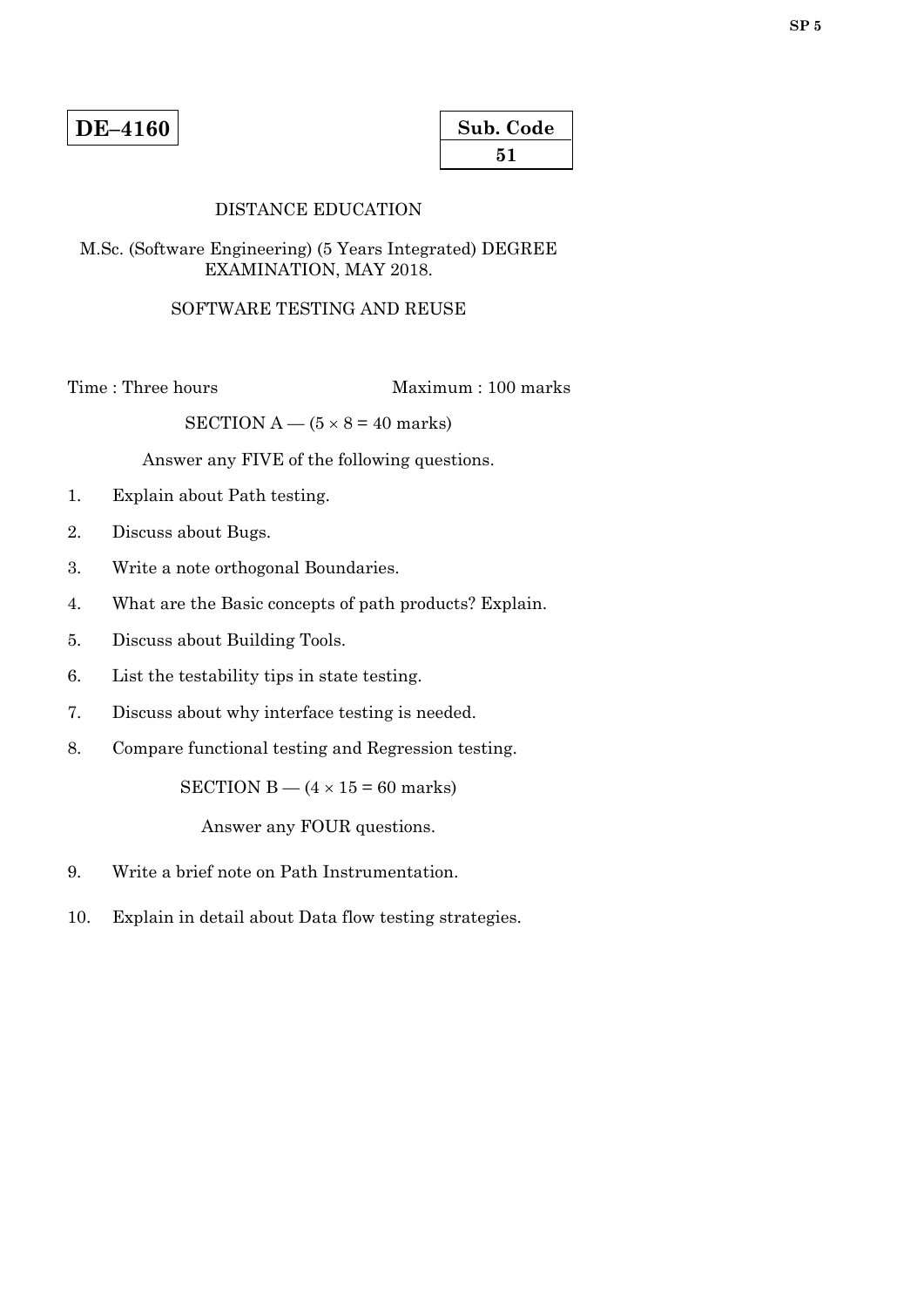**SP 5**

| **DE–4160** |
|---|

| **Sub. Code** |
|---|
| **51** |

DISTANCE EDUCATION

M.Sc. (Software Engineering) (5 Years Integrated) DEGREE EXAMINATION, MAY 2018.

SOFTWARE TESTING AND REUSE

Time : Three hours                Maximum : 100 marks

SECTION A — ($5 \times 8 = 40$ marks)

Answer any FIVE of the following questions.

1. Explain about Path testing.

2. Discuss about Bugs.

3. Write a note orthogonal Boundaries.

4. What are the Basic concepts of path products? Explain.

5. Discuss about Building Tools.

6. List the testability tips in state testing.

7. Discuss about why interface testing is needed.

8. Compare functional testing and Regression testing.

SECTION B — ($4 \times 15 = 60$ marks)

Answer any FOUR questions.

9. Write a brief note on Path Instrumentation.

10. Explain in detail about Data flow testing strategies.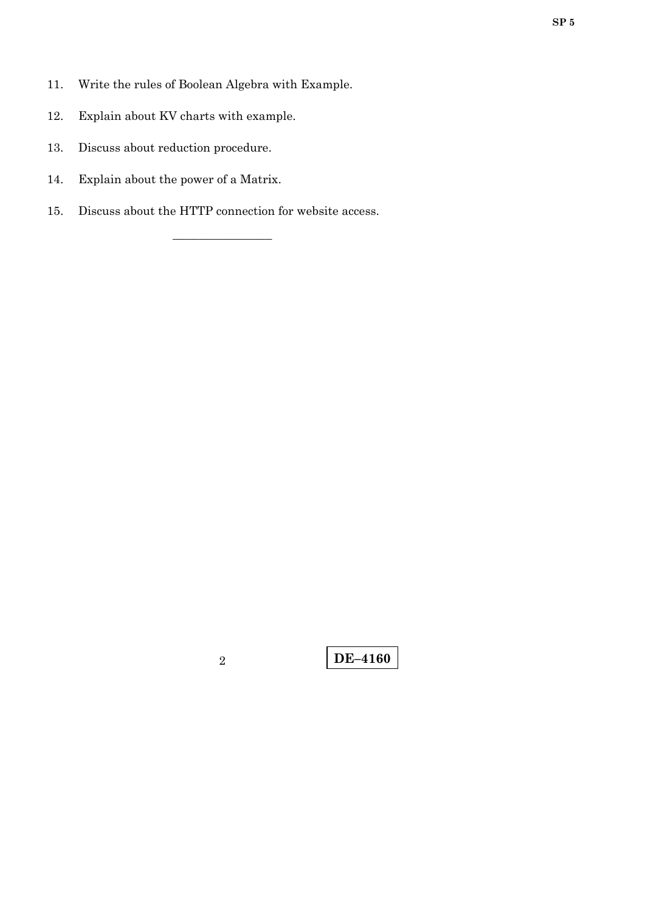11. Write the rules of Boolean Algebra with Example.

12. Explain about KV charts with example.

13. Discuss about reduction procedure.

14. Explain about the power of a Matrix.

15. Discuss about the HTTP connection for website access.

————————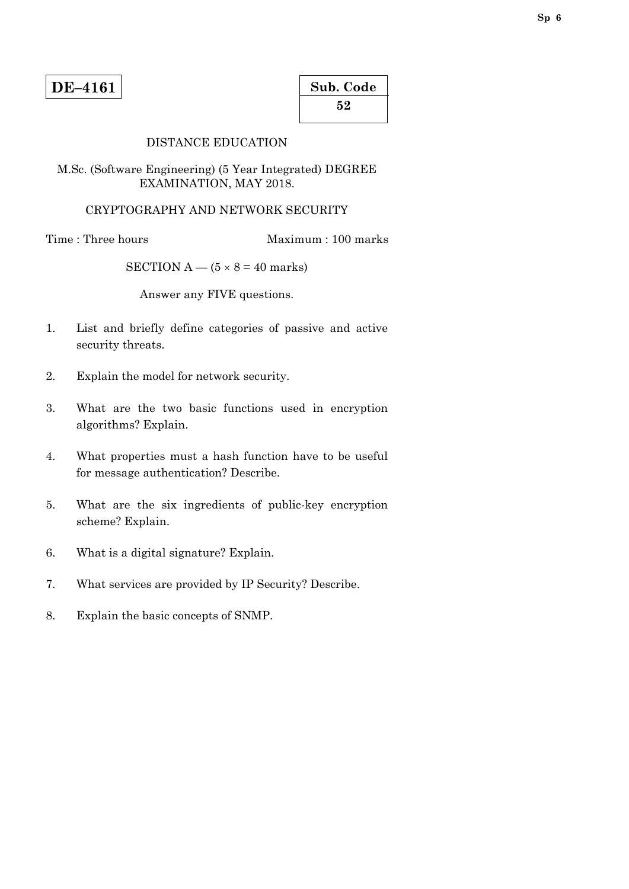**DE–4161**

| Sub. Code |
| --- |
| 52 |

DISTANCE EDUCATION

M.Sc. (Software Engineering) (5 Year Integrated) DEGREE EXAMINATION, MAY 2018.

CRYPTOGRAPHY AND NETWORK SECURITY

Time : Three hours Maximum : 100 marks

SECTION A — ($5 \times 8 = 40$ marks)

Answer any FIVE questions.

1. List and briefly define categories of passive and active security threats.

2. Explain the model for network security.

3. What are the two basic functions used in encryption algorithms? Explain.

4. What properties must a hash function have to be useful for message authentication? Describe.

5. What are the six ingredients of public-key encryption scheme? Explain.

6. What is a digital signature? Explain.

7. What services are provided by IP Security? Describe.

8. Explain the basic concepts of SNMP.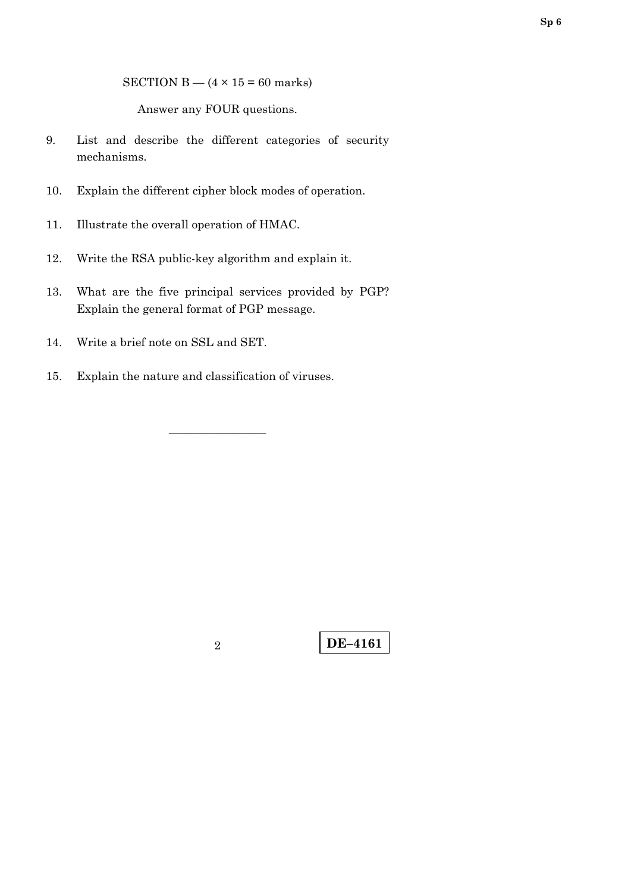SECTION B — (4 × 15 = 60 marks)

Answer any FOUR questions.

9. List and describe the different categories of security mechanisms.

10. Explain the different cipher block modes of operation.

11. Illustrate the overall operation of HMAC.

12. Write the RSA public-key algorithm and explain it.

13. What are the five principal services provided by PGP? Explain the general format of PGP message.

14. Write a brief note on SSL and SET.

15. Explain the nature and classification of viruses.

————————

**DE–4161**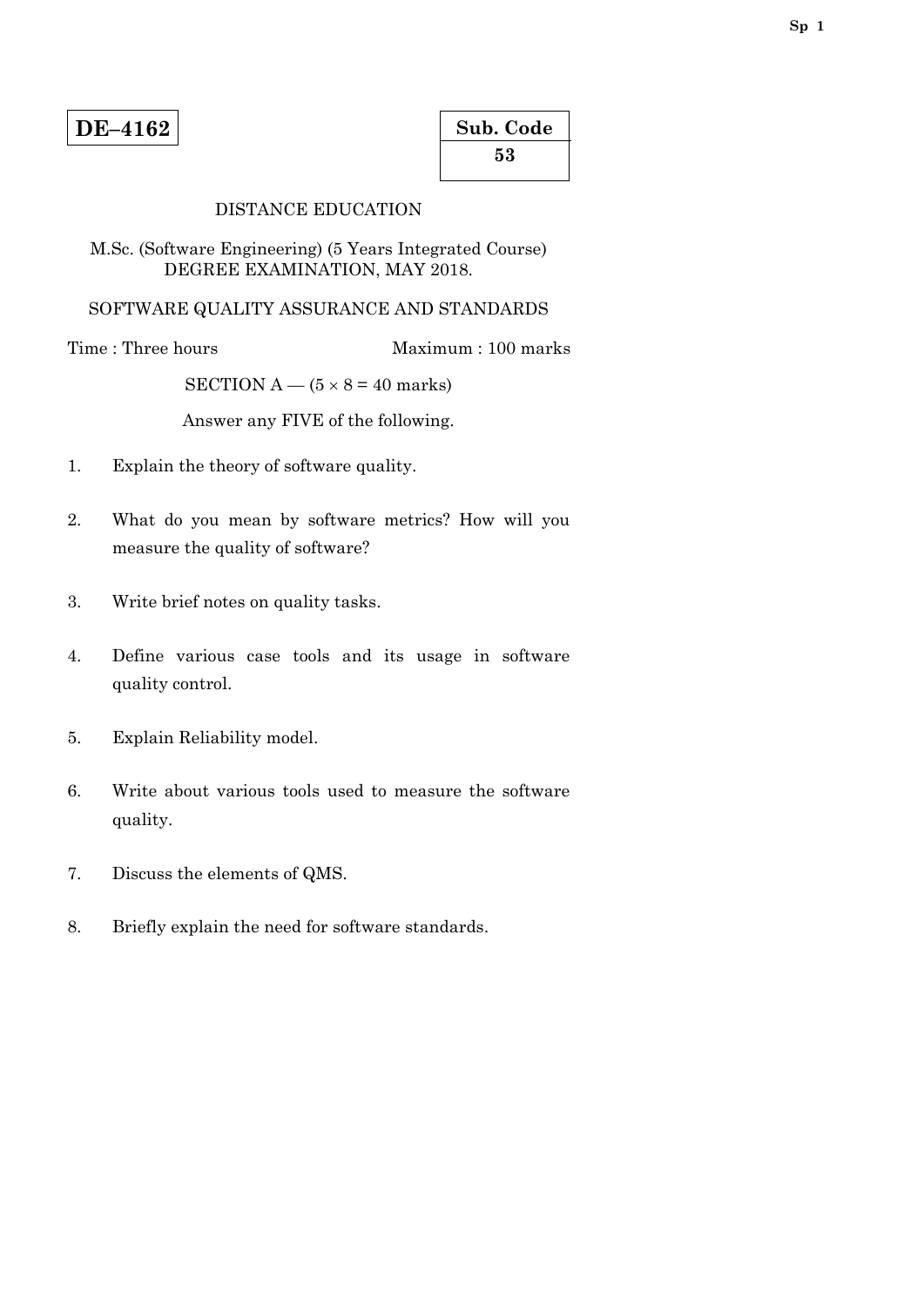**DE–4162**

**Sub. Code**
**53**

DISTANCE EDUCATION

M.Sc. (Software Engineering) (5 Years Integrated Course) DEGREE EXAMINATION, MAY 2018.

SOFTWARE QUALITY ASSURANCE AND STANDARDS

Time : Three hours Maximum : 100 marks

SECTION A — ($5 \times 8 = 40$ marks)

Answer any FIVE of the following.

1. Explain the theory of software quality.

2. What do you mean by software metrics? How will you measure the quality of software?

3. Write brief notes on quality tasks.

4. Define various case tools and its usage in software quality control.

5. Explain Reliability model.

6. Write about various tools used to measure the software quality.

7. Discuss the elements of QMS.

8. Briefly explain the need for software standards.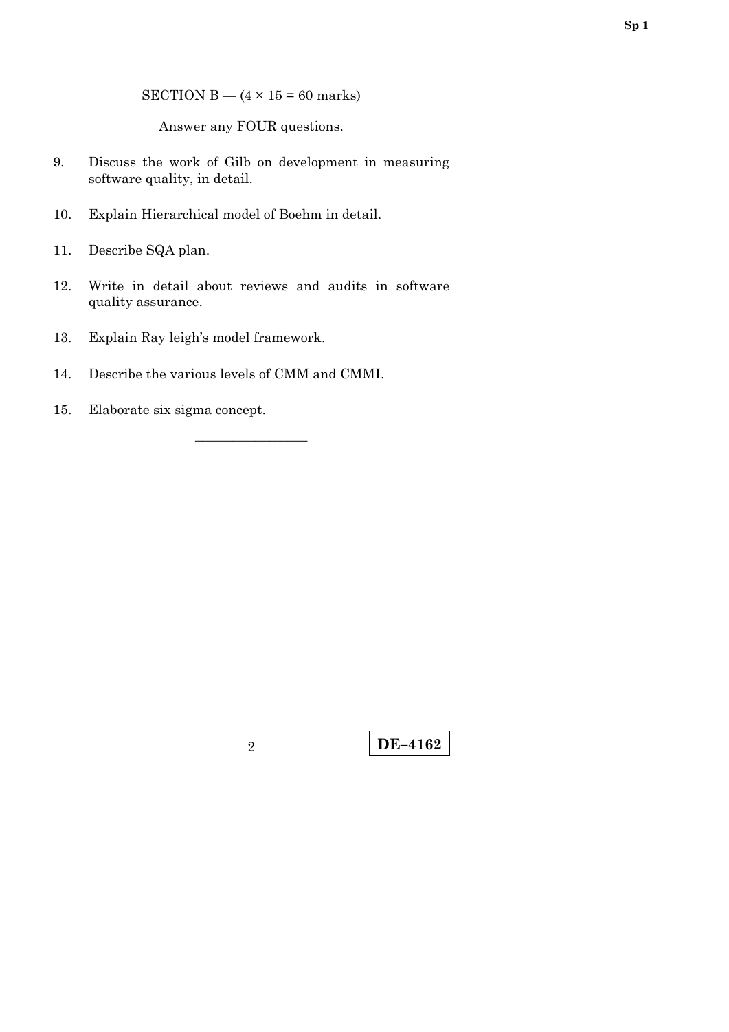SECTION B — (4 × 15 = 60 marks)

Answer any FOUR questions.

9. Discuss the work of Gilb on development in measuring software quality, in detail.

10. Explain Hierarchical model of Boehm in detail.

11. Describe SQA plan.

12. Write in detail about reviews and audits in software quality assurance.

13. Explain Ray leigh's model framework.

14. Describe the various levels of CMM and CMMI.

15. Elaborate six sigma concept.

————————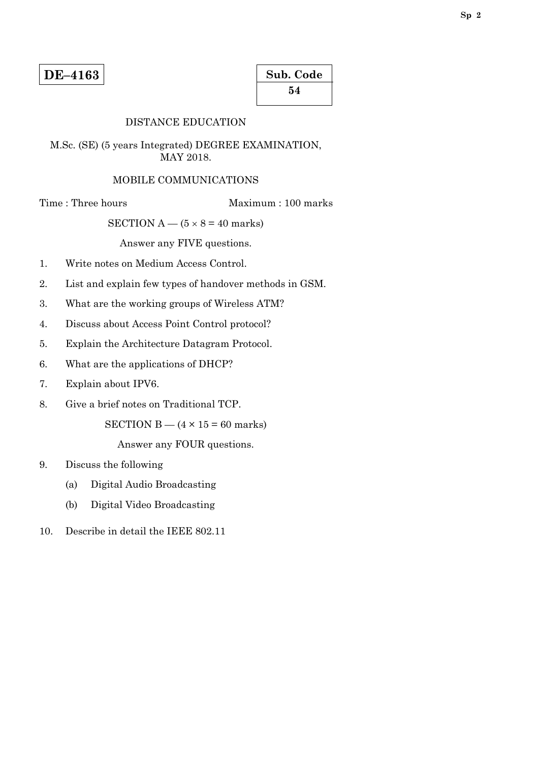**DE–4163**

| Sub. Code |
|---|
| **54** |

DISTANCE EDUCATION

M.Sc. (SE) (5 years Integrated) DEGREE EXAMINATION, MAY 2018.

MOBILE COMMUNICATIONS

Time : Three hours    Maximum : 100 marks

SECTION A — ($5 \times 8 = 40$ marks)

Answer any FIVE questions.

1. Write notes on Medium Access Control.
2. List and explain few types of handover methods in GSM.
3. What are the working groups of Wireless ATM?
4. Discuss about Access Point Control protocol?
5. Explain the Architecture Datagram Protocol.
6. What are the applications of DHCP?
7. Explain about IPV6.
8. Give a brief notes on Traditional TCP.

SECTION B — ($4 \times 15 = 60$ marks)

Answer any FOUR questions.

9. Discuss the following
   (a) Digital Audio Broadcasting
   (b) Digital Video Broadcasting
10. Describe in detail the IEEE 802.11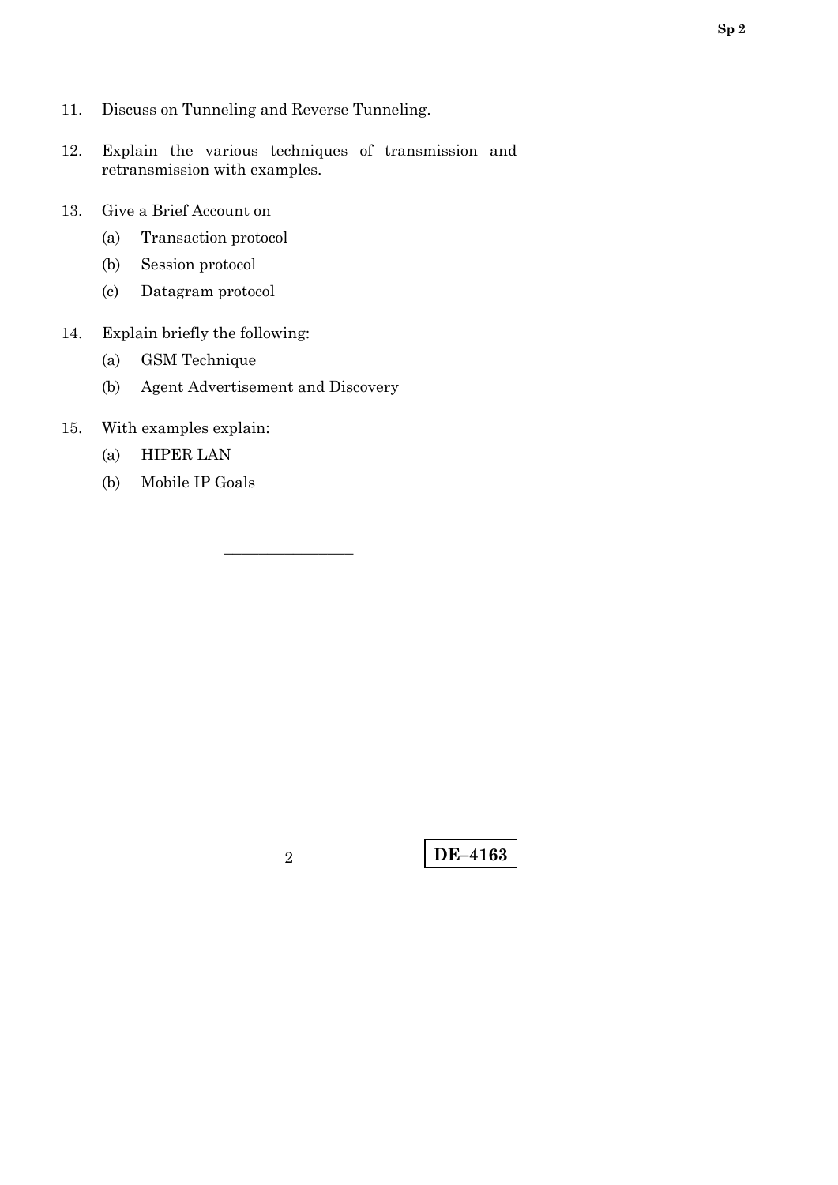11. Discuss on Tunneling and Reverse Tunneling.

12. Explain the various techniques of transmission and retransmission with examples.

13. Give a Brief Account on
    (a) Transaction protocol
    (b) Session protocol
    (c) Datagram protocol

14. Explain briefly the following:
    (a) GSM Technique
    (b) Agent Advertisement and Discovery

15. With examples explain:
    (a) HIPER LAN
    (b) Mobile IP Goals

————————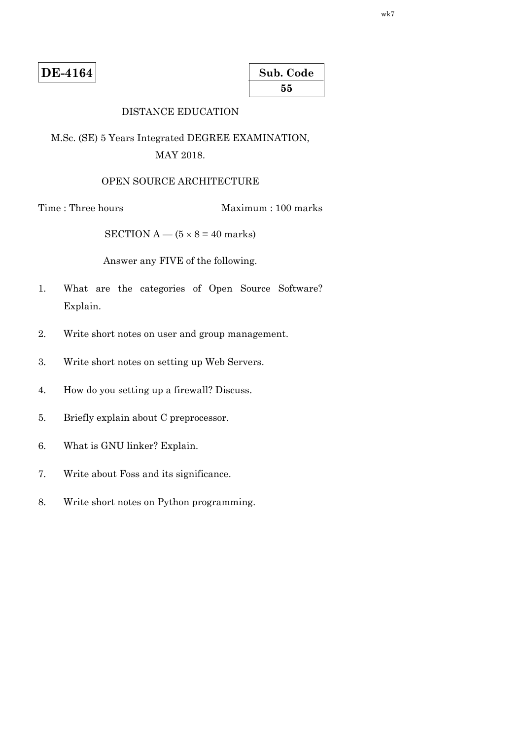**DE-4164**

| Sub. Code |
|---|
| **55** |

DISTANCE EDUCATION

M.Sc. (SE) 5 Years Integrated DEGREE EXAMINATION, MAY 2018.

OPEN SOURCE ARCHITECTURE

Time : Three hours Maximum : 100 marks

SECTION A — (5 × 8 = 40 marks)

Answer any FIVE of the following.

1. What are the categories of Open Source Software? Explain.
2. Write short notes on user and group management.
3. Write short notes on setting up Web Servers.
4. How do you setting up a firewall? Discuss.
5. Briefly explain about C preprocessor.
6. What is GNU linker? Explain.
7. Write about Foss and its significance.
8. Write short notes on Python programming.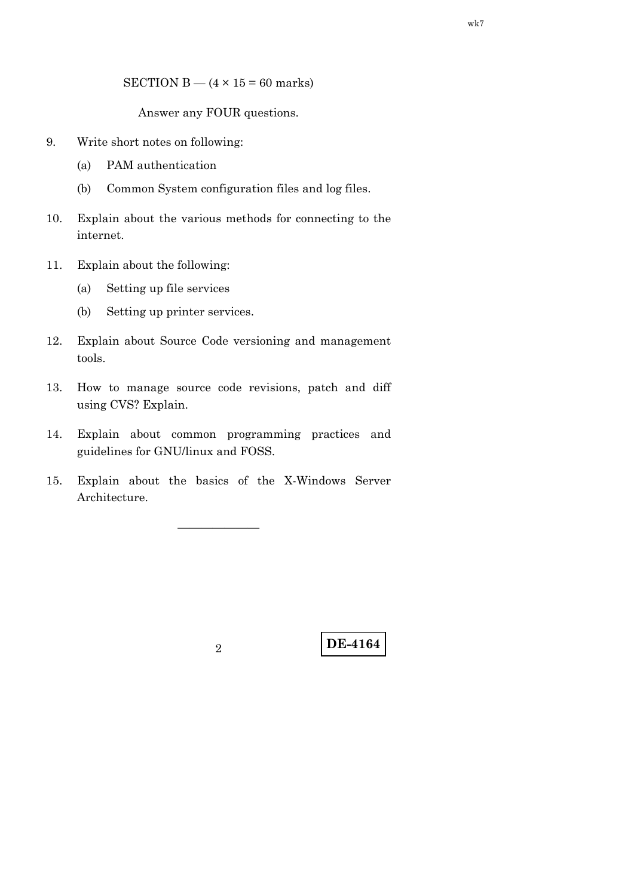SECTION B — (4 × 15 = 60 marks)

Answer any FOUR questions.

9. Write short notes on following:

   (a) PAM authentication

   (b) Common System configuration files and log files.

10. Explain about the various methods for connecting to the internet.

11. Explain about the following:

    (a) Setting up file services

    (b) Setting up printer services.

12. Explain about Source Code versioning and management tools.

13. How to manage source code revisions, patch and diff using CVS? Explain.

14. Explain about common programming practices and guidelines for GNU/linux and FOSS.

15. Explain about the basics of the X-Windows Server Architecture.

———————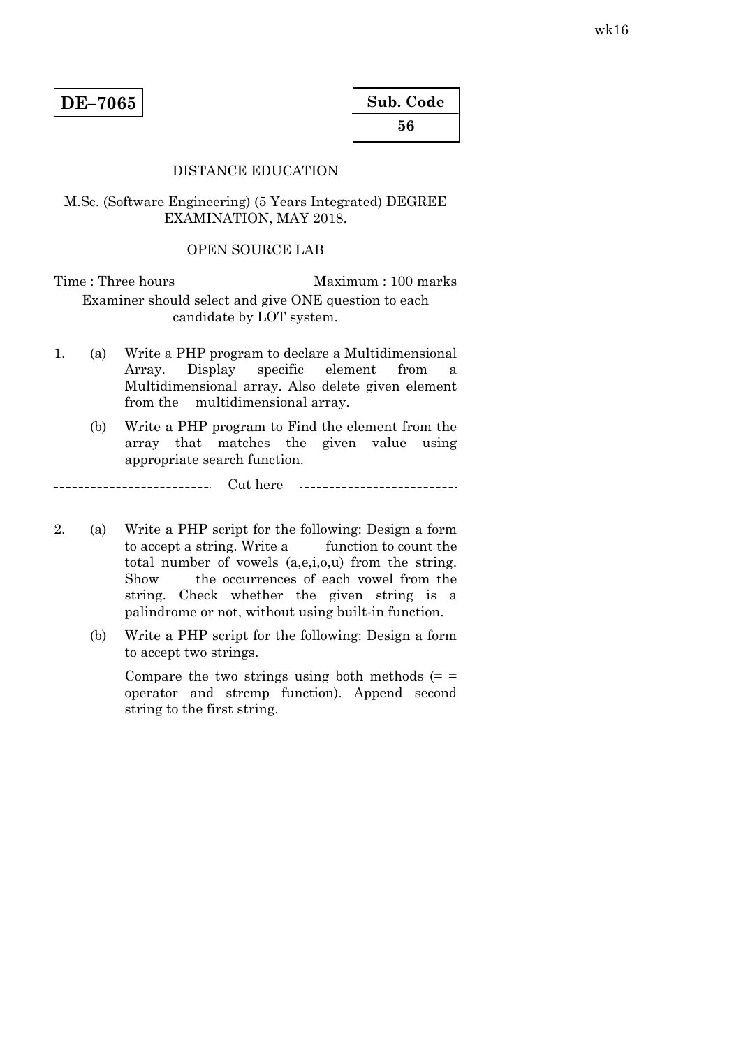**DE–7065**

| Sub. Code |
| --- |
| **56** |

DISTANCE EDUCATION

M.Sc. (Software Engineering) (5 Years Integrated) DEGREE EXAMINATION, MAY 2018.

OPEN SOURCE LAB

Time : Three hours                                        Maximum : 100 marks

Examiner should select and give ONE question to each candidate by LOT system.

1. (a) Write a PHP program to declare a Multidimensional Array. Display specific element from a Multidimensional array. Also delete given element from the multidimensional array.

   (b) Write a PHP program to Find the element from the array that matches the given value using appropriate search function.

-------------------------- Cut here --------------------------

2. (a) Write a PHP script for the following: Design a form to accept a string. Write a function to count the total number of vowels (a,e,i,o,u) from the string. Show the occurrences of each vowel from the string. Check whether the given string is a palindrome or not, without using built-in function.

   (b) Write a PHP script for the following: Design a form to accept two strings.

   Compare the two strings using both methods (= = operator and strcmp function). Append second string to the first string.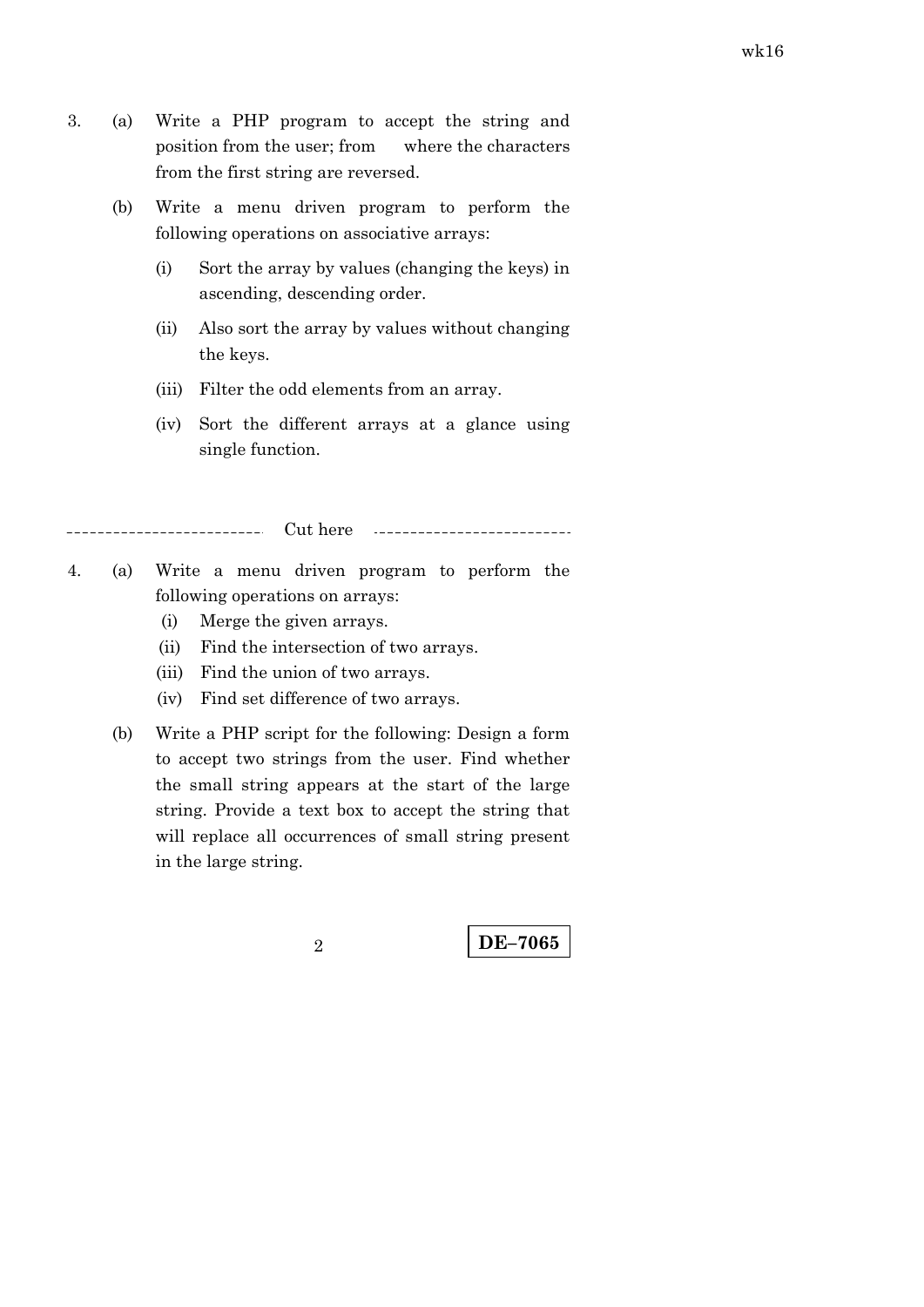3. (a) Write a PHP program to accept the string and position from the user; from where the characters from the first string are reversed.

   (b) Write a menu driven program to perform the following operations on associative arrays:

   (i) Sort the array by values (changing the keys) in ascending, descending order.

   (ii) Also sort the array by values without changing the keys.

   (iii) Filter the odd elements from an array.

   (iv) Sort the different arrays at a glance using single function.

-------------------------- Cut here --------------------------

4. (a) Write a menu driven program to perform the following operations on arrays:

   (i) Merge the given arrays.

   (ii) Find the intersection of two arrays.

   (iii) Find the union of two arrays.

   (iv) Find set difference of two arrays.

   (b) Write a PHP script for the following: Design a form to accept two strings from the user. Find whether the small string appears at the start of the large string. Provide a text box to accept the string that will replace all occurrences of small string present in the large string.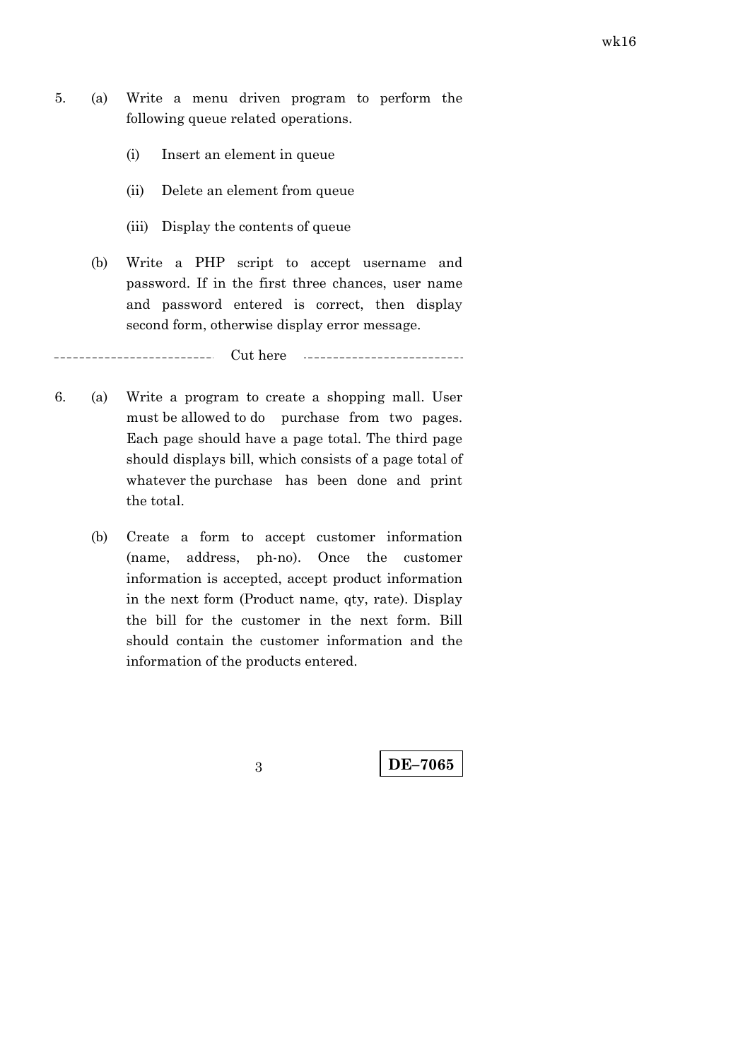5. (a) Write a menu driven program to perform the following queue related operations.

   (i) Insert an element in queue

   (ii) Delete an element from queue

   (iii) Display the contents of queue

   (b) Write a PHP script to accept username and password. If in the first three chances, user name and password entered is correct, then display second form, otherwise display error message.

------------------------- Cut here -------------------------

6. (a) Write a program to create a shopping mall. User must be allowed to do purchase from two pages. Each page should have a page total. The third page should displays bill, which consists of a page total of whatever the purchase has been done and print the total.

   (b) Create a form to accept customer information (name, address, ph-no). Once the customer information is accepted, accept product information in the next form (Product name, qty, rate). Display the bill for the customer in the next form. Bill should contain the customer information and the information of the products entered.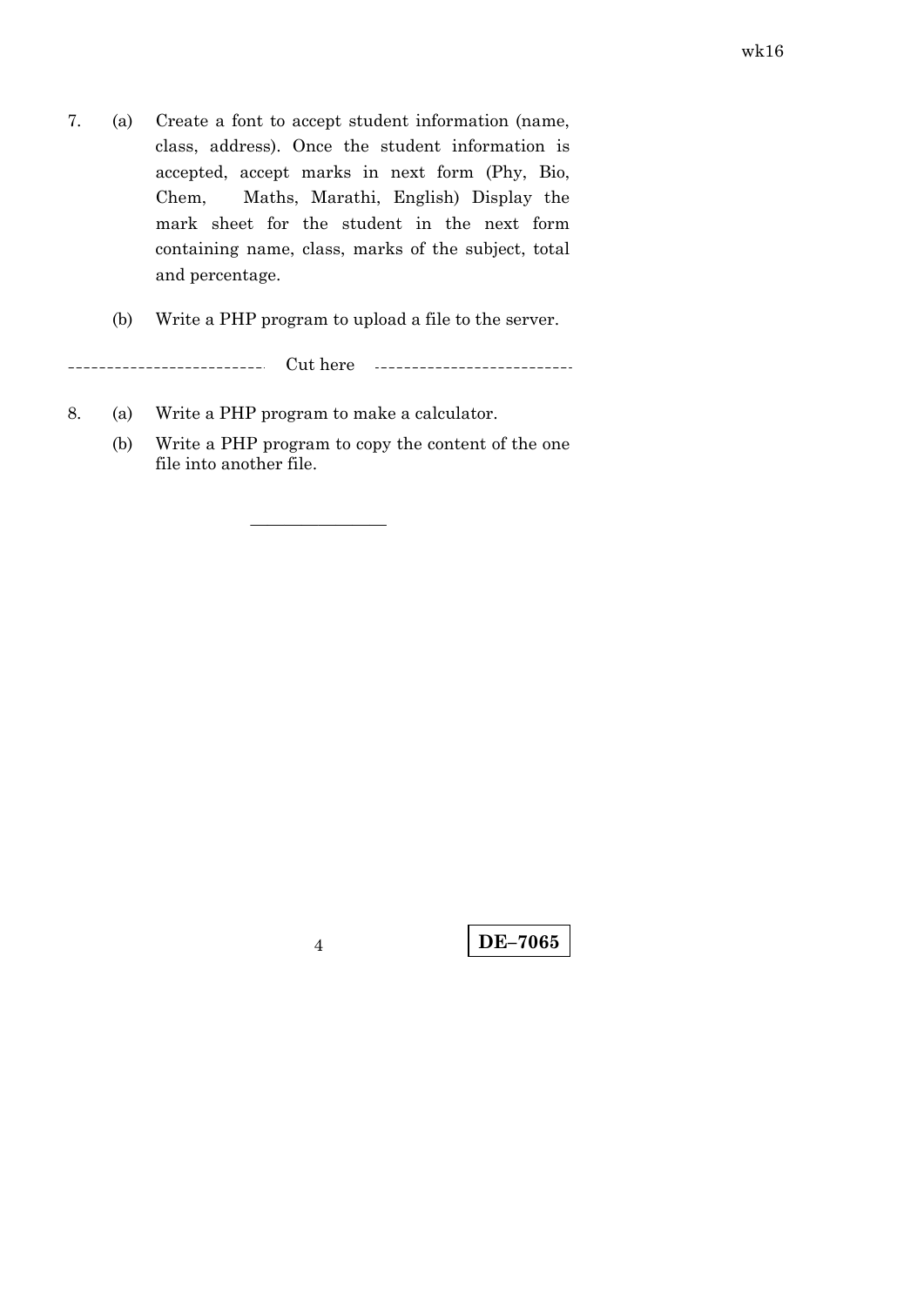7. (a) Create a font to accept student information (name, class, address). Once the student information is accepted, accept marks in next form (Phy, Bio, Chem, Maths, Marathi, English) Display the mark sheet for the student in the next form containing name, class, marks of the subject, total and percentage.

   (b) Write a PHP program to upload a file to the server.

------------------------- Cut here -------------------------

8. (a) Write a PHP program to make a calculator.

   (b) Write a PHP program to copy the content of the one file into another file.

---

**DE–7065**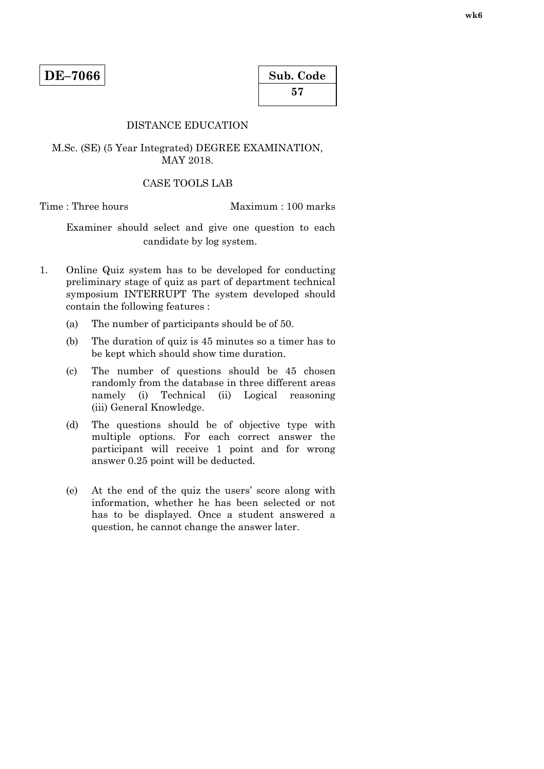**DE–7066**

| Sub. Code |
|---|
| 57 |

DISTANCE EDUCATION

M.Sc. (SE) (5 Year Integrated) DEGREE EXAMINATION, MAY 2018.

CASE TOOLS LAB

Time : Three hours Maximum : 100 marks

Examiner should select and give one question to each candidate by log system.

1. Online Quiz system has to be developed for conducting preliminary stage of quiz as part of department technical symposium INTERRUPT The system developed should contain the following features :

   (a) The number of participants should be of 50.

   (b) The duration of quiz is 45 minutes so a timer has to be kept which should show time duration.

   (c) The number of questions should be 45 chosen randomly from the database in three different areas namely (i) Technical (ii) Logical reasoning (iii) General Knowledge.

   (d) The questions should be of objective type with multiple options. For each correct answer the participant will receive 1 point and for wrong answer 0.25 point will be deducted.

   (e) At the end of the quiz the users' score along with information, whether he has been selected or not has to be displayed. Once a student answered a question, he cannot change the answer later.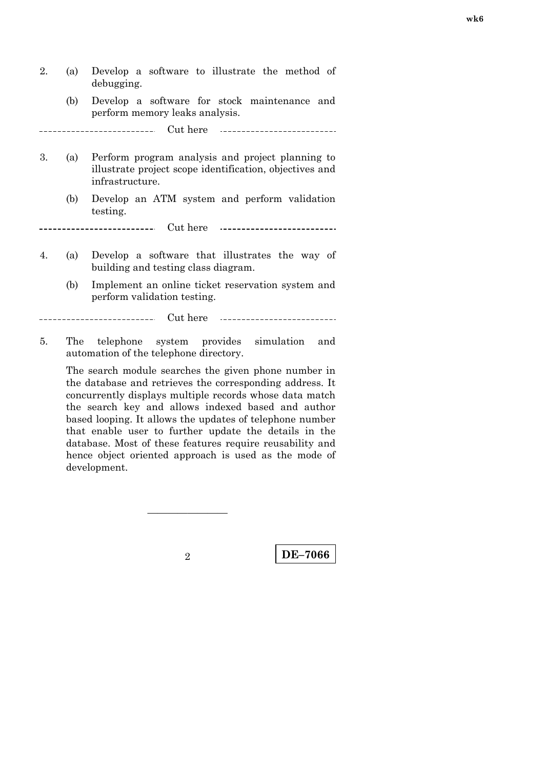2. (a) Develop a software to illustrate the method of debugging.

   (b) Develop a software for stock maintenance and perform memory leaks analysis.

------------------------- Cut here -------------------------

3. (a) Perform program analysis and project planning to illustrate project scope identification, objectives and infrastructure.

   (b) Develop an ATM system and perform validation testing.

------------------------- Cut here -------------------------

4. (a) Develop a software that illustrates the way of building and testing class diagram.

   (b) Implement an online ticket reservation system and perform validation testing.

------------------------- Cut here -------------------------

5. The telephone system provides simulation and automation of the telephone directory.

   The search module searches the given phone number in the database and retrieves the corresponding address. It concurrently displays multiple records whose data match the search key and allows indexed based and author based looping. It allows the updates of telephone number that enable user to further update the details in the database. Most of these features require reusability and hence object oriented approach is used as the mode of development.

---

**DE–7066**